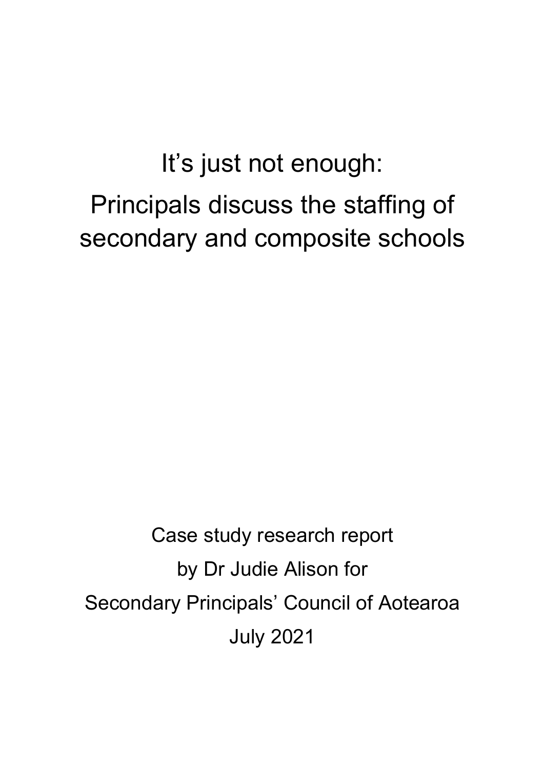# It's just not enough:
# Principals discuss the staffing of secondary and composite schools

Case study research report

by Dr Judie Alison for

Secondary Principals' Council of Aotearoa

July 2021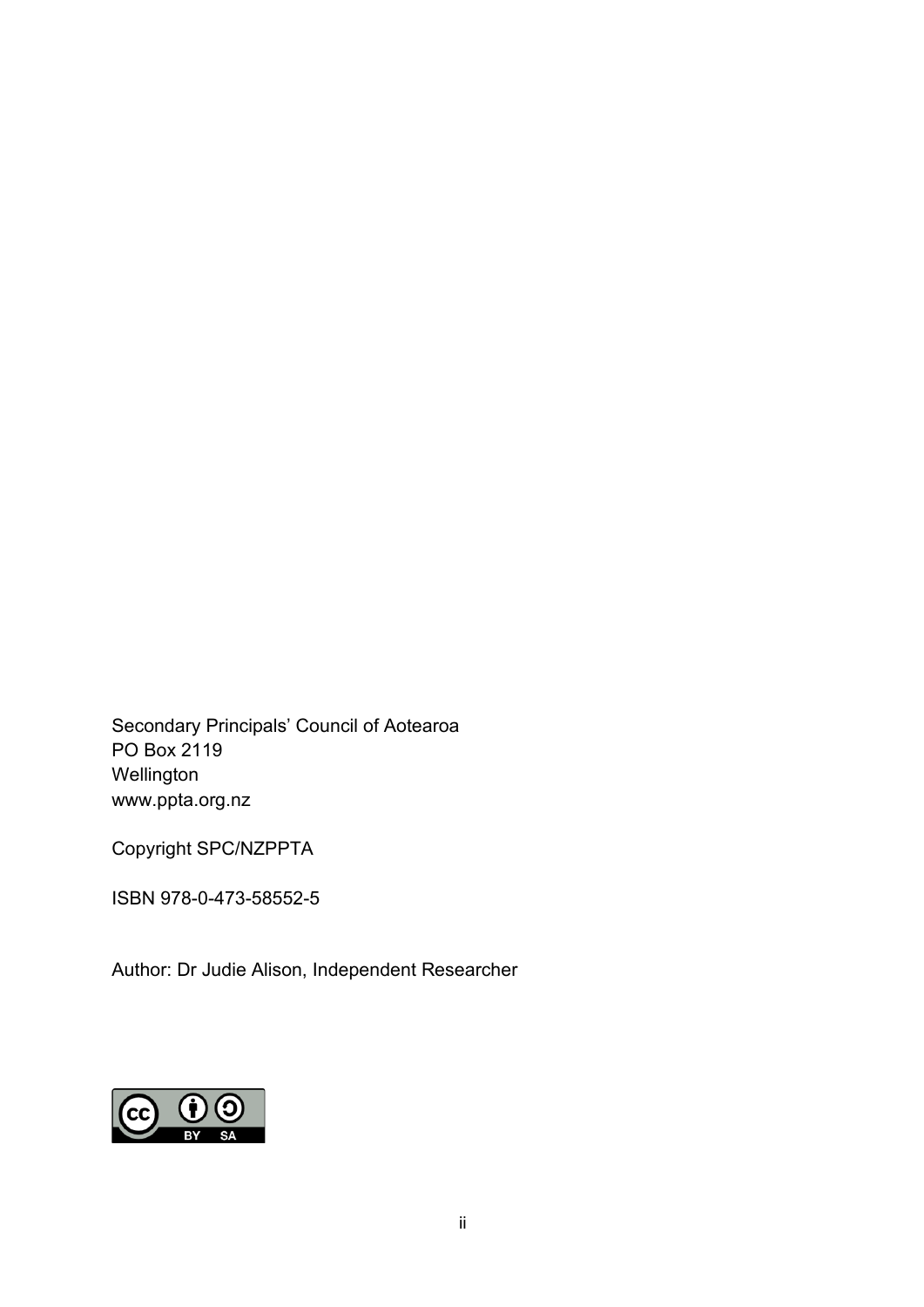Secondary Principals' Council of Aotearoa
PO Box 2119
Wellington
www.ppta.org.nz

Copyright SPC/NZPPTA

ISBN 978-0-473-58552-5

Author: Dr Judie Alison, Independent Researcher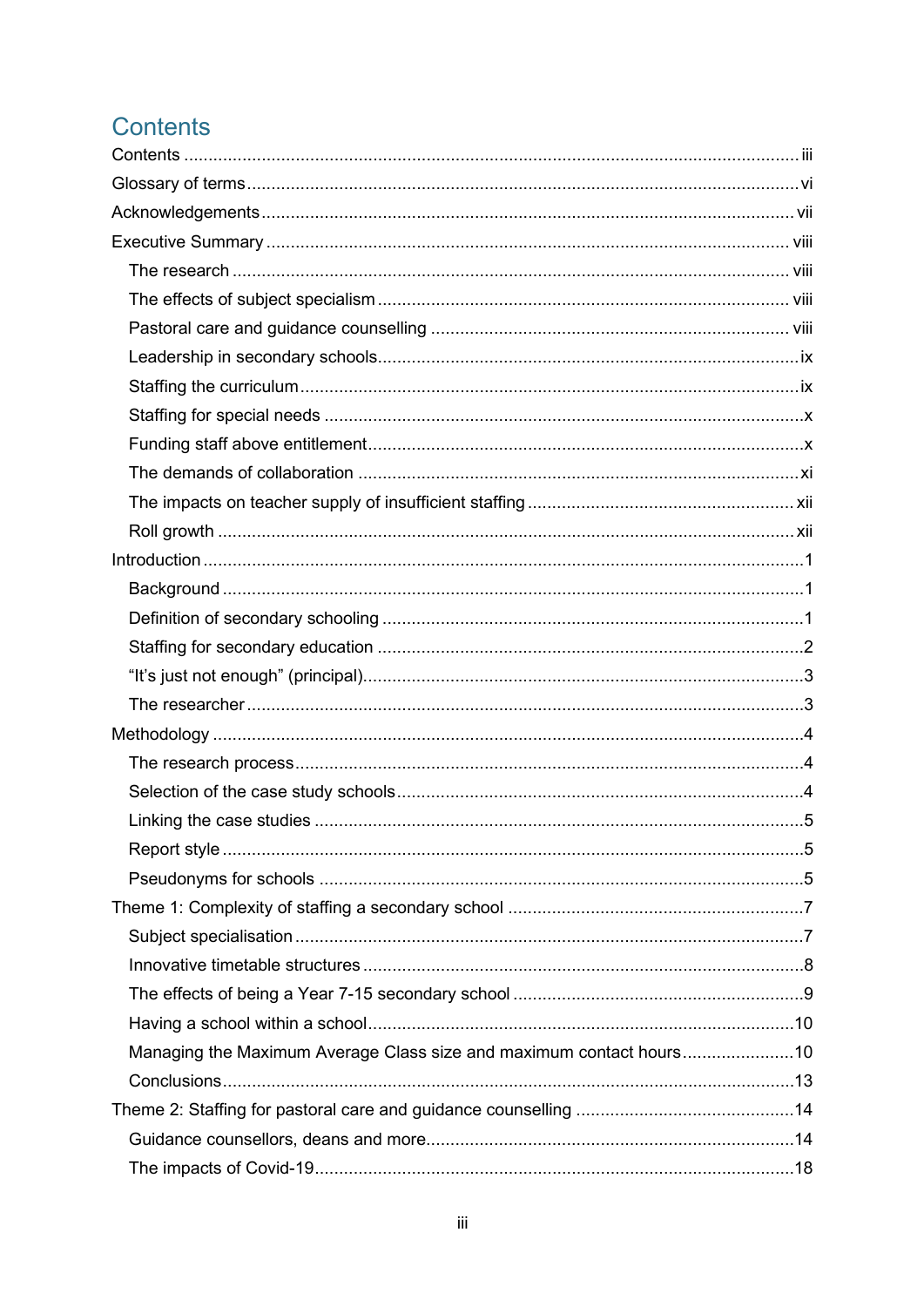# Contents

Contents ..... iii
Glossary of terms ..... vi
Acknowledgements ..... vii
Executive Summary ..... viii
- The research ..... viii
- The effects of subject specialism ..... viii
- Pastoral care and guidance counselling ..... viii
- Leadership in secondary schools ..... ix
- Staffing the curriculum ..... ix
- Staffing for special needs ..... x
- Funding staff above entitlement ..... x
- The demands of collaboration ..... xi
- The impacts on teacher supply of insufficient staffing ..... xii
- Roll growth ..... xii

Introduction ..... 1
- Background ..... 1
- Definition of secondary schooling ..... 1
- Staffing for secondary education ..... 2
- "It's just not enough" (principal) ..... 3
- The researcher ..... 3

Methodology ..... 4
- The research process ..... 4
- Selection of the case study schools ..... 4
- Linking the case studies ..... 5
- Report style ..... 5
- Pseudonyms for schools ..... 5

Theme 1: Complexity of staffing a secondary school ..... 7
- Subject specialisation ..... 7
- Innovative timetable structures ..... 8
- The effects of being a Year 7-15 secondary school ..... 9
- Having a school within a school ..... 10
- Managing the Maximum Average Class size and maximum contact hours ..... 10
- Conclusions ..... 13

Theme 2: Staffing for pastoral care and guidance counselling ..... 14
- Guidance counsellors, deans and more ..... 14
- The impacts of Covid-19 ..... 18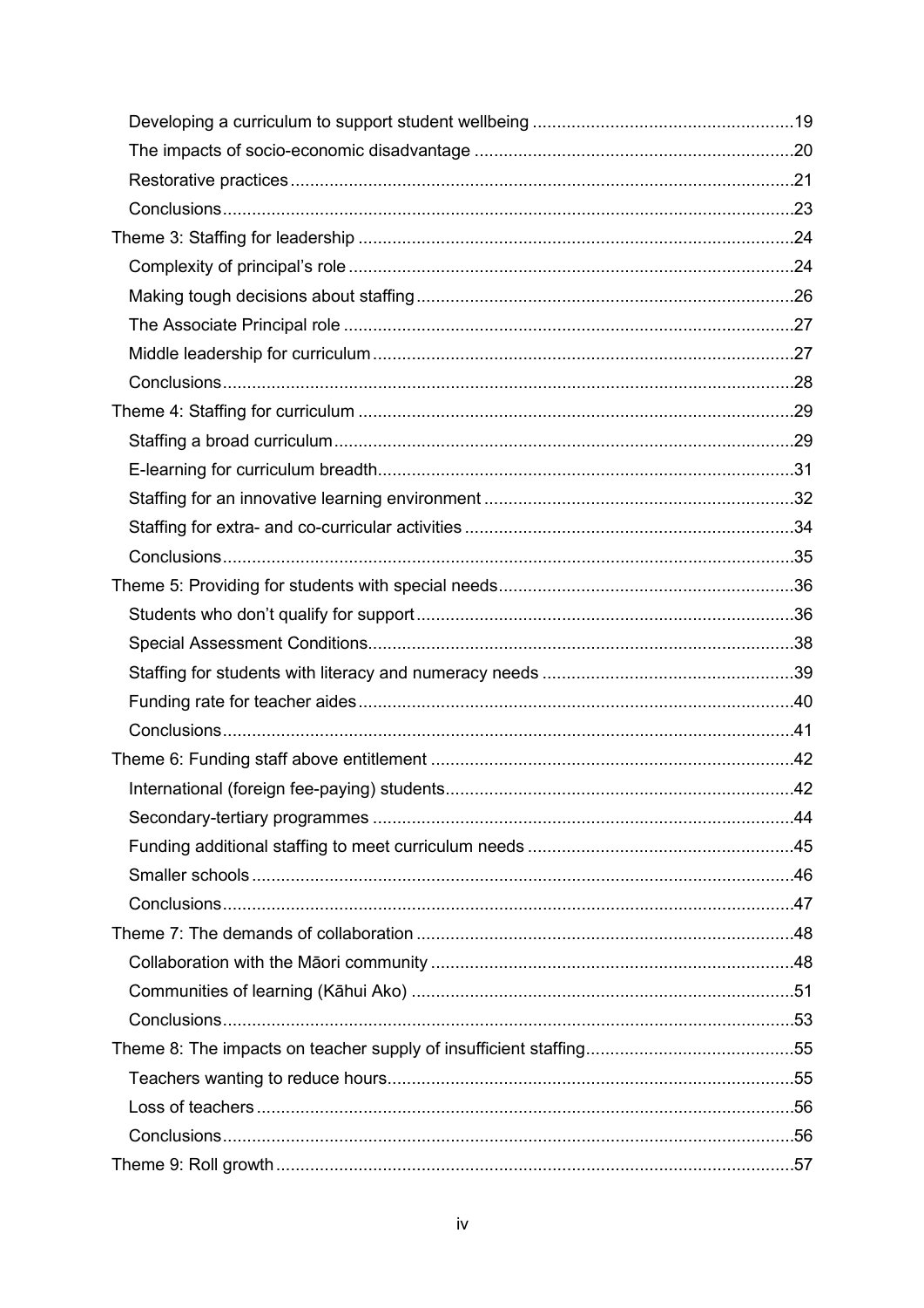- Developing a curriculum to support student wellbeing ......................................................19
- The impacts of socio-economic disadvantage ..................................................................20
- Restorative practices.......................................................................................................21
- Conclusions......................................................................................................................23

Theme 3: Staffing for leadership ..........................................................................................24

- Complexity of principal's role ...........................................................................................24
- Making tough decisions about staffing..............................................................................26
- The Associate Principal role .............................................................................................27
- Middle leadership for curriculum......................................................................................27
- Conclusions......................................................................................................................28

Theme 4: Staffing for curriculum ..........................................................................................29

- Staffing a broad curriculum...............................................................................................29
- E-learning for curriculum breadth......................................................................................31
- Staffing for an innovative learning environment ...............................................................32
- Staffing for extra- and co-curricular activities ....................................................................34
- Conclusions......................................................................................................................35

Theme 5: Providing for students with special needs.............................................................36

- Students who don't qualify for support..............................................................................36
- Special Assessment Conditions........................................................................................38
- Staffing for students with literacy and numeracy needs ....................................................39
- Funding rate for teacher aides..........................................................................................40
- Conclusions......................................................................................................................41

Theme 6: Funding staff above entitlement ...........................................................................42

- International (foreign fee-paying) students........................................................................42
- Secondary-tertiary programmes .......................................................................................44
- Funding additional staffing to meet curriculum needs .......................................................45
- Smaller schools ................................................................................................................46
- Conclusions......................................................................................................................47

Theme 7: The demands of collaboration ..............................................................................48

- Collaboration with the Māori community ...........................................................................48
- Communities of learning (Kāhui Ako) ...............................................................................51
- Conclusions......................................................................................................................53

Theme 8: The impacts on teacher supply of insufficient staffing...........................................55

- Teachers wanting to reduce hours....................................................................................55
- Loss of teachers ...............................................................................................................56
- Conclusions......................................................................................................................56

Theme 9: Roll growth ...........................................................................................................57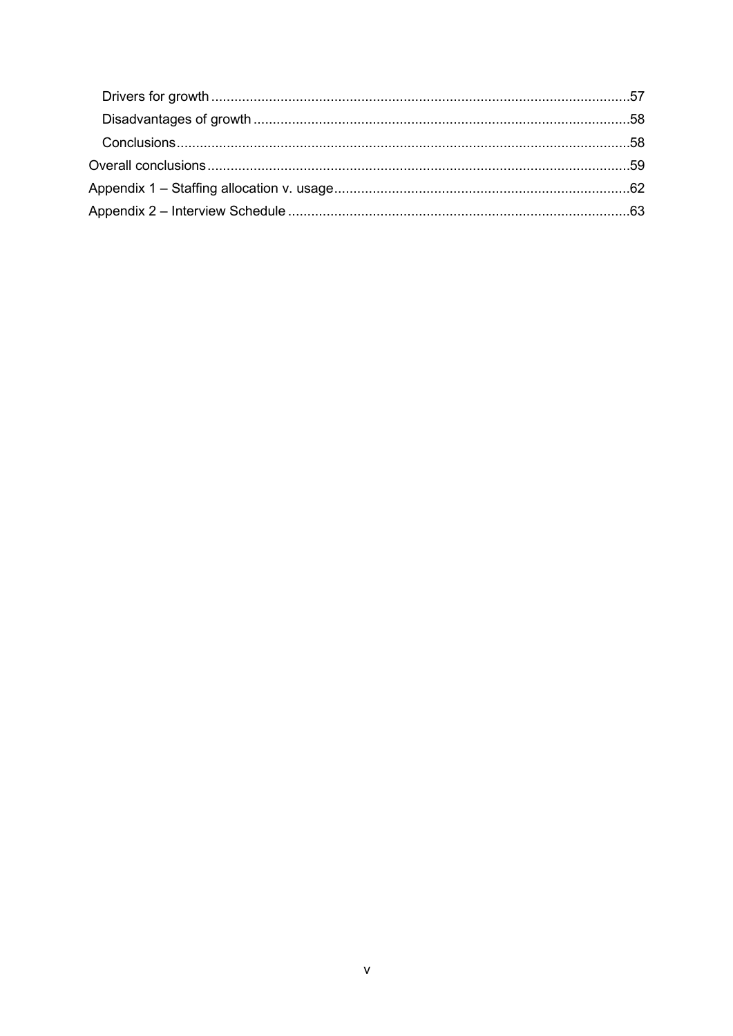- Drivers for growth ... 57
- Disadvantages of growth ... 58
- Conclusions ... 58

Overall conclusions ... 59

Appendix 1 – Staffing allocation v. usage ... 62

Appendix 2 – Interview Schedule ... 63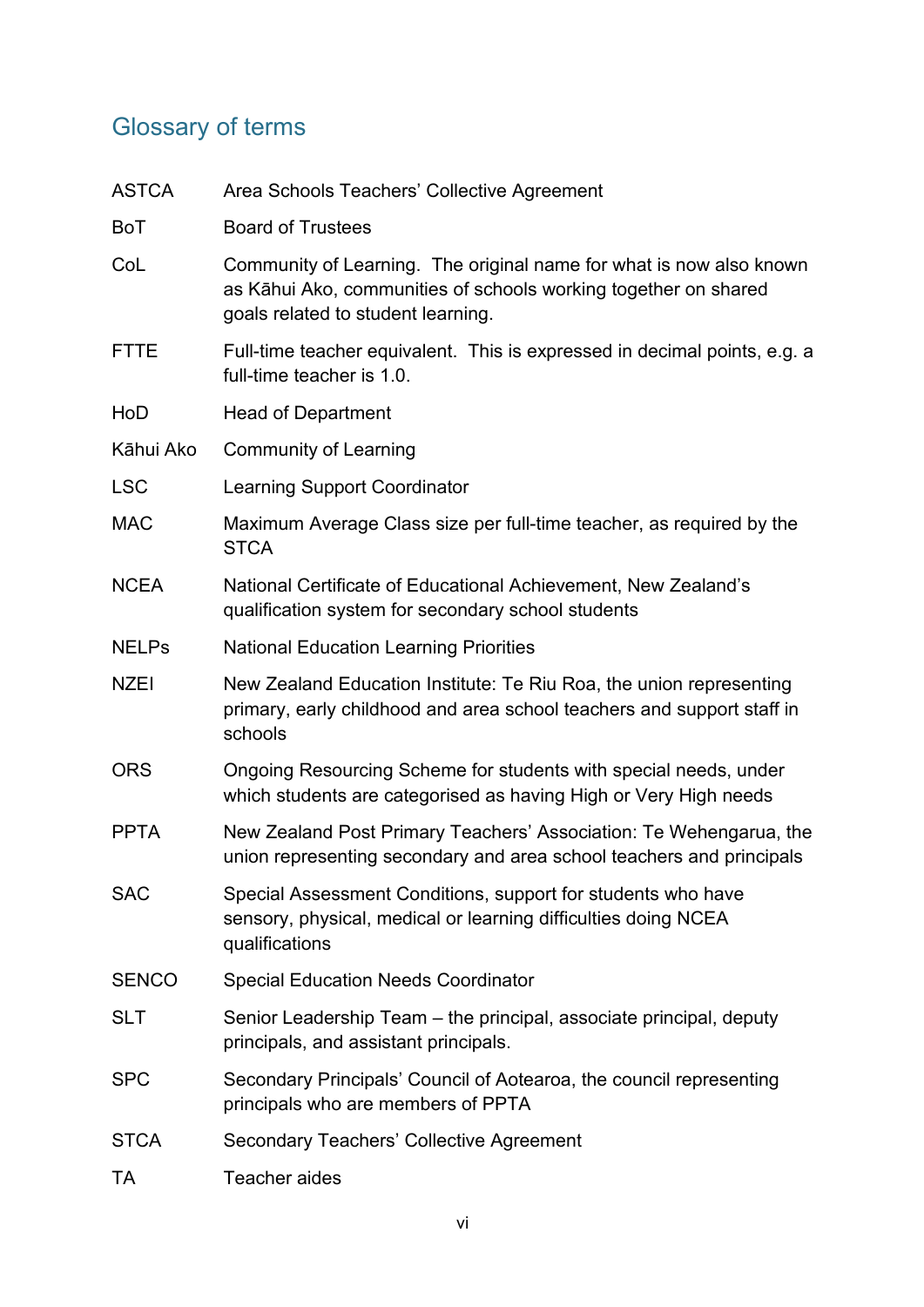## Glossary of terms

| | |
|---|---|
| ASTCA | Area Schools Teachers' Collective Agreement |
| BoT | Board of Trustees |
| CoL | Community of Learning. The original name for what is now also known as Kāhui Ako, communities of schools working together on shared goals related to student learning. |
| FTTE | Full-time teacher equivalent. This is expressed in decimal points, e.g. a full-time teacher is 1.0. |
| HoD | Head of Department |
| Kāhui Ako | Community of Learning |
| LSC | Learning Support Coordinator |
| MAC | Maximum Average Class size per full-time teacher, as required by the STCA |
| NCEA | National Certificate of Educational Achievement, New Zealand's qualification system for secondary school students |
| NELPs | National Education Learning Priorities |
| NZEI | New Zealand Education Institute: Te Riu Roa, the union representing primary, early childhood and area school teachers and support staff in schools |
| ORS | Ongoing Resourcing Scheme for students with special needs, under which students are categorised as having High or Very High needs |
| PPTA | New Zealand Post Primary Teachers' Association: Te Wehengarua, the union representing secondary and area school teachers and principals |
| SAC | Special Assessment Conditions, support for students who have sensory, physical, medical or learning difficulties doing NCEA qualifications |
| SENCO | Special Education Needs Coordinator |
| SLT | Senior Leadership Team – the principal, associate principal, deputy principals, and assistant principals. |
| SPC | Secondary Principals' Council of Aotearoa, the council representing principals who are members of PPTA |
| STCA | Secondary Teachers' Collective Agreement |
| TA | Teacher aides |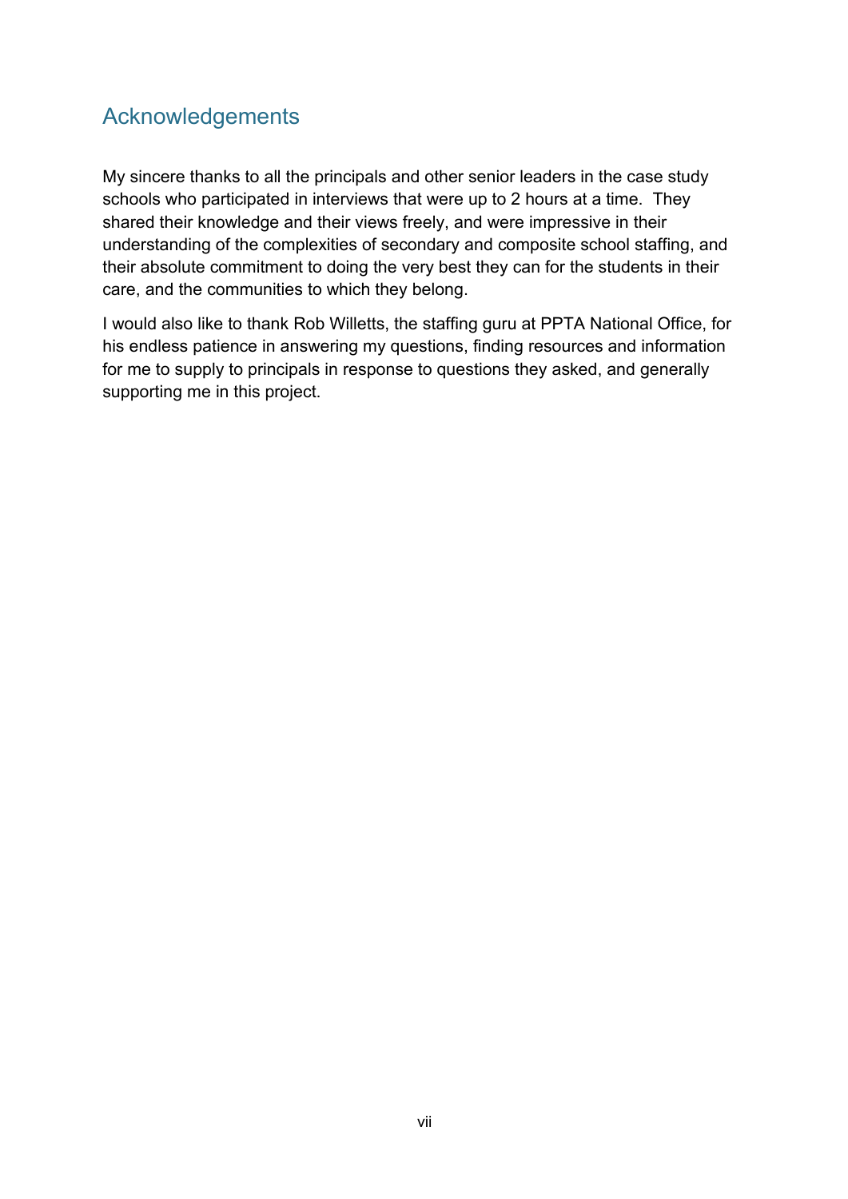## Acknowledgements

My sincere thanks to all the principals and other senior leaders in the case study schools who participated in interviews that were up to 2 hours at a time. They shared their knowledge and their views freely, and were impressive in their understanding of the complexities of secondary and composite school staffing, and their absolute commitment to doing the very best they can for the students in their care, and the communities to which they belong.

I would also like to thank Rob Willetts, the staffing guru at PPTA National Office, for his endless patience in answering my questions, finding resources and information for me to supply to principals in response to questions they asked, and generally supporting me in this project.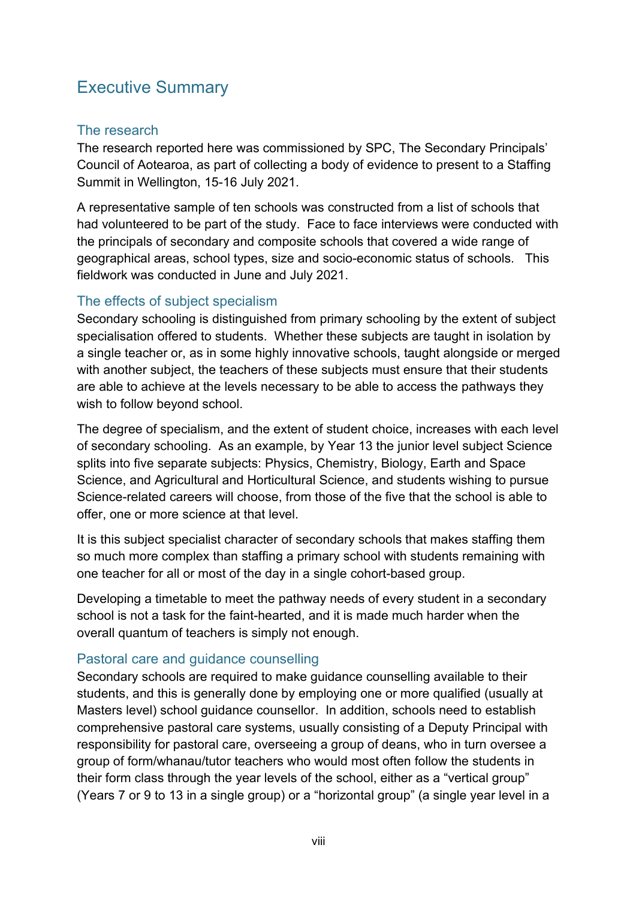# Executive Summary

## The research

The research reported here was commissioned by SPC, The Secondary Principals' Council of Aotearoa, as part of collecting a body of evidence to present to a Staffing Summit in Wellington, 15-16 July 2021.

A representative sample of ten schools was constructed from a list of schools that had volunteered to be part of the study. Face to face interviews were conducted with the principals of secondary and composite schools that covered a wide range of geographical areas, school types, size and socio-economic status of schools. This fieldwork was conducted in June and July 2021.

## The effects of subject specialism

Secondary schooling is distinguished from primary schooling by the extent of subject specialisation offered to students. Whether these subjects are taught in isolation by a single teacher or, as in some highly innovative schools, taught alongside or merged with another subject, the teachers of these subjects must ensure that their students are able to achieve at the levels necessary to be able to access the pathways they wish to follow beyond school.

The degree of specialism, and the extent of student choice, increases with each level of secondary schooling. As an example, by Year 13 the junior level subject Science splits into five separate subjects: Physics, Chemistry, Biology, Earth and Space Science, and Agricultural and Horticultural Science, and students wishing to pursue Science-related careers will choose, from those of the five that the school is able to offer, one or more science at that level.

It is this subject specialist character of secondary schools that makes staffing them so much more complex than staffing a primary school with students remaining with one teacher for all or most of the day in a single cohort-based group.

Developing a timetable to meet the pathway needs of every student in a secondary school is not a task for the faint-hearted, and it is made much harder when the overall quantum of teachers is simply not enough.

## Pastoral care and guidance counselling

Secondary schools are required to make guidance counselling available to their students, and this is generally done by employing one or more qualified (usually at Masters level) school guidance counsellor. In addition, schools need to establish comprehensive pastoral care systems, usually consisting of a Deputy Principal with responsibility for pastoral care, overseeing a group of deans, who in turn oversee a group of form/whanau/tutor teachers who would most often follow the students in their form class through the year levels of the school, either as a "vertical group" (Years 7 or 9 to 13 in a single group) or a "horizontal group" (a single year level in a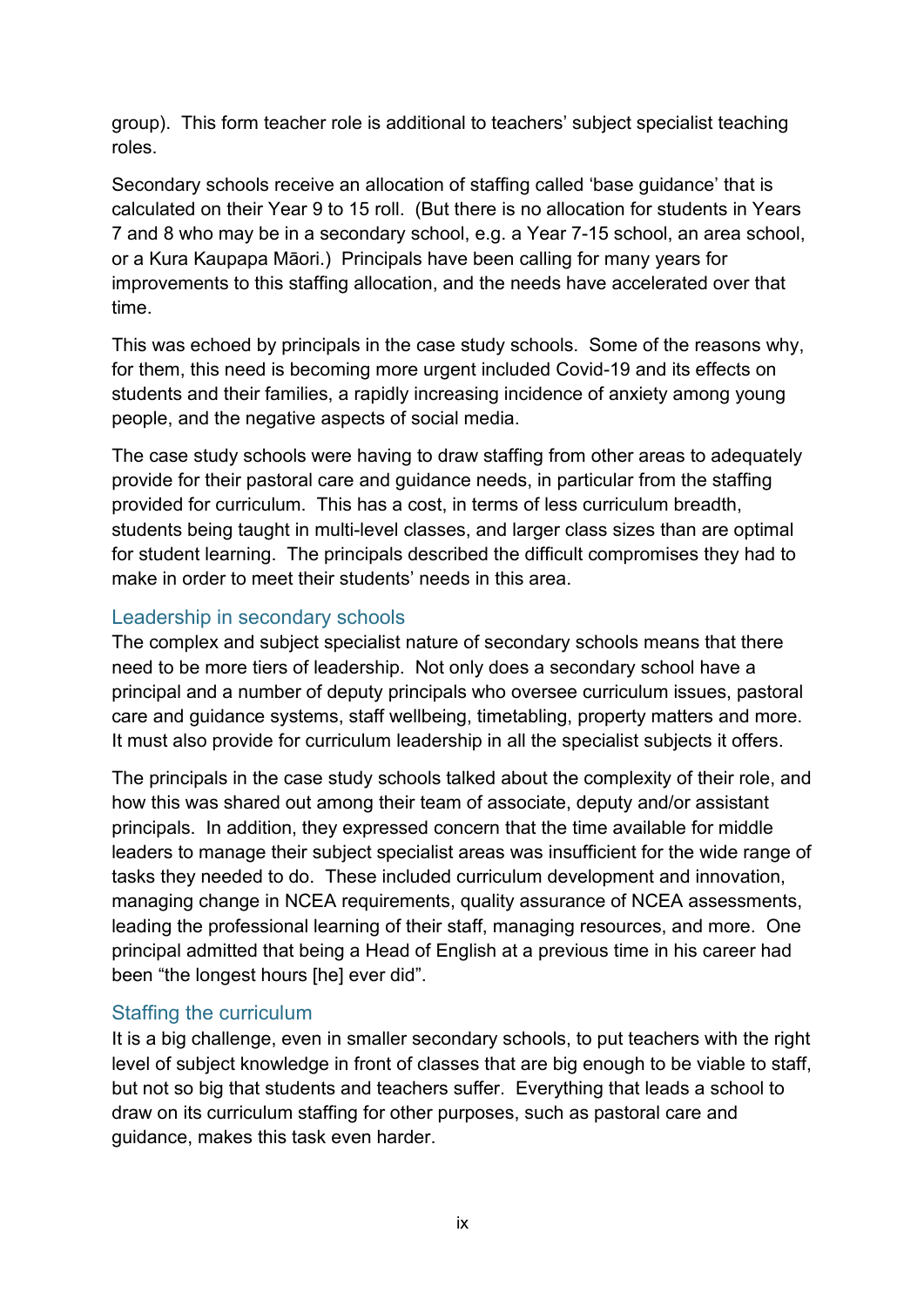group). This form teacher role is additional to teachers' subject specialist teaching roles.

Secondary schools receive an allocation of staffing called 'base guidance' that is calculated on their Year 9 to 15 roll. (But there is no allocation for students in Years 7 and 8 who may be in a secondary school, e.g. a Year 7-15 school, an area school, or a Kura Kaupapa Māori.) Principals have been calling for many years for improvements to this staffing allocation, and the needs have accelerated over that time.

This was echoed by principals in the case study schools. Some of the reasons why, for them, this need is becoming more urgent included Covid-19 and its effects on students and their families, a rapidly increasing incidence of anxiety among young people, and the negative aspects of social media.

The case study schools were having to draw staffing from other areas to adequately provide for their pastoral care and guidance needs, in particular from the staffing provided for curriculum. This has a cost, in terms of less curriculum breadth, students being taught in multi-level classes, and larger class sizes than are optimal for student learning. The principals described the difficult compromises they had to make in order to meet their students' needs in this area.

### Leadership in secondary schools

The complex and subject specialist nature of secondary schools means that there need to be more tiers of leadership. Not only does a secondary school have a principal and a number of deputy principals who oversee curriculum issues, pastoral care and guidance systems, staff wellbeing, timetabling, property matters and more. It must also provide for curriculum leadership in all the specialist subjects it offers.

The principals in the case study schools talked about the complexity of their role, and how this was shared out among their team of associate, deputy and/or assistant principals. In addition, they expressed concern that the time available for middle leaders to manage their subject specialist areas was insufficient for the wide range of tasks they needed to do. These included curriculum development and innovation, managing change in NCEA requirements, quality assurance of NCEA assessments, leading the professional learning of their staff, managing resources, and more. One principal admitted that being a Head of English at a previous time in his career had been "the longest hours [he] ever did".

### Staffing the curriculum

It is a big challenge, even in smaller secondary schools, to put teachers with the right level of subject knowledge in front of classes that are big enough to be viable to staff, but not so big that students and teachers suffer. Everything that leads a school to draw on its curriculum staffing for other purposes, such as pastoral care and guidance, makes this task even harder.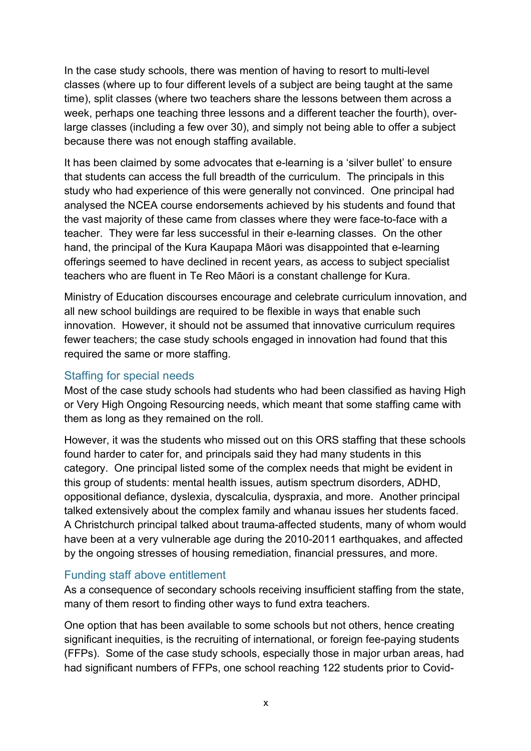In the case study schools, there was mention of having to resort to multi-level classes (where up to four different levels of a subject are being taught at the same time), split classes (where two teachers share the lessons between them across a week, perhaps one teaching three lessons and a different teacher the fourth), over-large classes (including a few over 30), and simply not being able to offer a subject because there was not enough staffing available.

It has been claimed by some advocates that e-learning is a 'silver bullet' to ensure that students can access the full breadth of the curriculum. The principals in this study who had experience of this were generally not convinced. One principal had analysed the NCEA course endorsements achieved by his students and found that the vast majority of these came from classes where they were face-to-face with a teacher. They were far less successful in their e-learning classes. On the other hand, the principal of the Kura Kaupapa Māori was disappointed that e-learning offerings seemed to have declined in recent years, as access to subject specialist teachers who are fluent in Te Reo Māori is a constant challenge for Kura.

Ministry of Education discourses encourage and celebrate curriculum innovation, and all new school buildings are required to be flexible in ways that enable such innovation. However, it should not be assumed that innovative curriculum requires fewer teachers; the case study schools engaged in innovation had found that this required the same or more staffing.

### Staffing for special needs

Most of the case study schools had students who had been classified as having High or Very High Ongoing Resourcing needs, which meant that some staffing came with them as long as they remained on the roll.

However, it was the students who missed out on this ORS staffing that these schools found harder to cater for, and principals said they had many students in this category. One principal listed some of the complex needs that might be evident in this group of students: mental health issues, autism spectrum disorders, ADHD, oppositional defiance, dyslexia, dyscalculia, dyspraxia, and more. Another principal talked extensively about the complex family and whanau issues her students faced. A Christchurch principal talked about trauma-affected students, many of whom would have been at a very vulnerable age during the 2010-2011 earthquakes, and affected by the ongoing stresses of housing remediation, financial pressures, and more.

### Funding staff above entitlement

As a consequence of secondary schools receiving insufficient staffing from the state, many of them resort to finding other ways to fund extra teachers.

One option that has been available to some schools but not others, hence creating significant inequities, is the recruiting of international, or foreign fee-paying students (FFPs). Some of the case study schools, especially those in major urban areas, had had significant numbers of FFPs, one school reaching 122 students prior to Covid-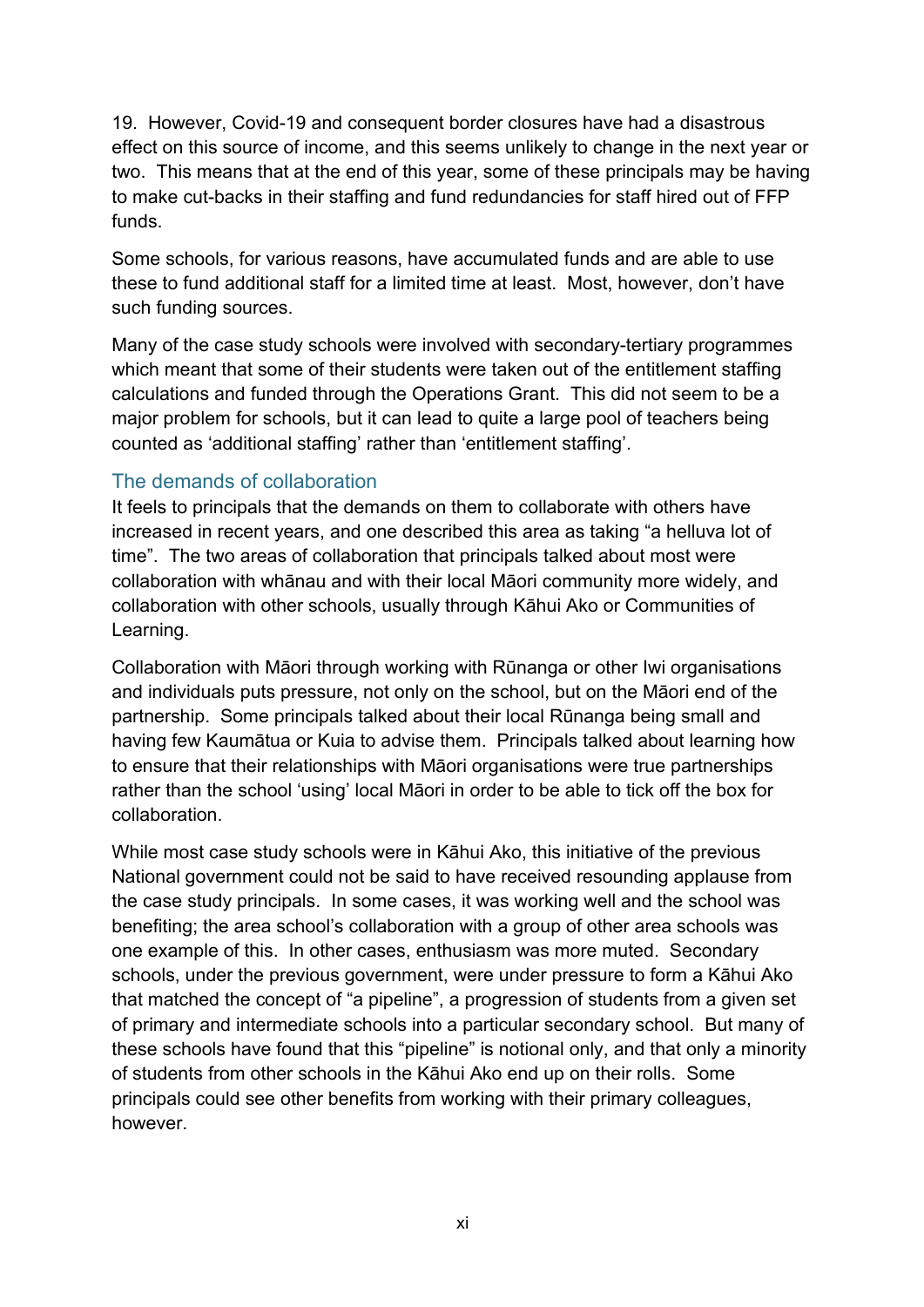19. However, Covid-19 and consequent border closures have had a disastrous effect on this source of income, and this seems unlikely to change in the next year or two. This means that at the end of this year, some of these principals may be having to make cut-backs in their staffing and fund redundancies for staff hired out of FFP funds.

Some schools, for various reasons, have accumulated funds and are able to use these to fund additional staff for a limited time at least. Most, however, don't have such funding sources.

Many of the case study schools were involved with secondary-tertiary programmes which meant that some of their students were taken out of the entitlement staffing calculations and funded through the Operations Grant. This did not seem to be a major problem for schools, but it can lead to quite a large pool of teachers being counted as 'additional staffing' rather than 'entitlement staffing'.

### The demands of collaboration

It feels to principals that the demands on them to collaborate with others have increased in recent years, and one described this area as taking "a helluva lot of time". The two areas of collaboration that principals talked about most were collaboration with whānau and with their local Māori community more widely, and collaboration with other schools, usually through Kāhui Ako or Communities of Learning.

Collaboration with Māori through working with Rūnanga or other Iwi organisations and individuals puts pressure, not only on the school, but on the Māori end of the partnership. Some principals talked about their local Rūnanga being small and having few Kaumātua or Kuia to advise them. Principals talked about learning how to ensure that their relationships with Māori organisations were true partnerships rather than the school 'using' local Māori in order to be able to tick off the box for collaboration.

While most case study schools were in Kāhui Ako, this initiative of the previous National government could not be said to have received resounding applause from the case study principals. In some cases, it was working well and the school was benefiting; the area school's collaboration with a group of other area schools was one example of this. In other cases, enthusiasm was more muted. Secondary schools, under the previous government, were under pressure to form a Kāhui Ako that matched the concept of "a pipeline", a progression of students from a given set of primary and intermediate schools into a particular secondary school. But many of these schools have found that this "pipeline" is notional only, and that only a minority of students from other schools in the Kāhui Ako end up on their rolls. Some principals could see other benefits from working with their primary colleagues, however.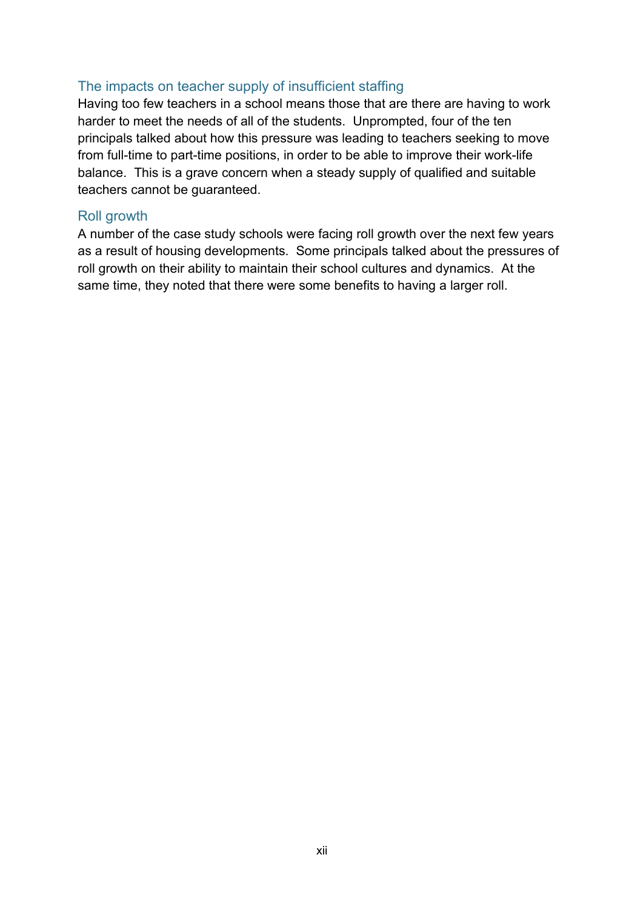### The impacts on teacher supply of insufficient staffing

Having too few teachers in a school means those that are there are having to work harder to meet the needs of all of the students. Unprompted, four of the ten principals talked about how this pressure was leading to teachers seeking to move from full-time to part-time positions, in order to be able to improve their work-life balance. This is a grave concern when a steady supply of qualified and suitable teachers cannot be guaranteed.

### Roll growth

A number of the case study schools were facing roll growth over the next few years as a result of housing developments. Some principals talked about the pressures of roll growth on their ability to maintain their school cultures and dynamics. At the same time, they noted that there were some benefits to having a larger roll.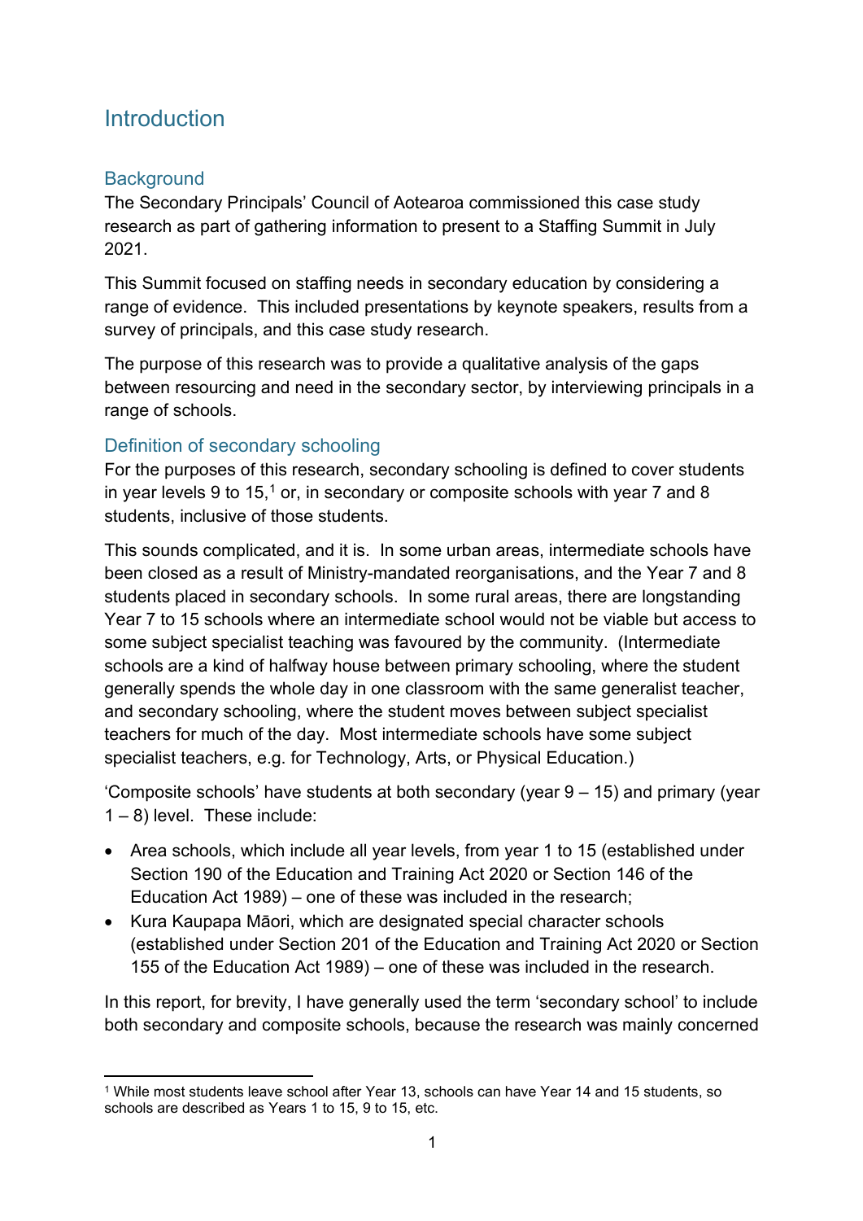# Introduction

## Background

The Secondary Principals' Council of Aotearoa commissioned this case study research as part of gathering information to present to a Staffing Summit in July 2021.

This Summit focused on staffing needs in secondary education by considering a range of evidence. This included presentations by keynote speakers, results from a survey of principals, and this case study research.

The purpose of this research was to provide a qualitative analysis of the gaps between resourcing and need in the secondary sector, by interviewing principals in a range of schools.

## Definition of secondary schooling

For the purposes of this research, secondary schooling is defined to cover students in year levels 9 to 15,[1] or, in secondary or composite schools with year 7 and 8 students, inclusive of those students.

This sounds complicated, and it is. In some urban areas, intermediate schools have been closed as a result of Ministry-mandated reorganisations, and the Year 7 and 8 students placed in secondary schools. In some rural areas, there are longstanding Year 7 to 15 schools where an intermediate school would not be viable but access to some subject specialist teaching was favoured by the community. (Intermediate schools are a kind of halfway house between primary schooling, where the student generally spends the whole day in one classroom with the same generalist teacher, and secondary schooling, where the student moves between subject specialist teachers for much of the day. Most intermediate schools have some subject specialist teachers, e.g. for Technology, Arts, or Physical Education.)

'Composite schools' have students at both secondary (year 9 – 15) and primary (year 1 – 8) level. These include:

- Area schools, which include all year levels, from year 1 to 15 (established under Section 190 of the Education and Training Act 2020 or Section 146 of the Education Act 1989) – one of these was included in the research;
- Kura Kaupapa Māori, which are designated special character schools (established under Section 201 of the Education and Training Act 2020 or Section 155 of the Education Act 1989) – one of these was included in the research.

In this report, for brevity, I have generally used the term 'secondary school' to include both secondary and composite schools, because the research was mainly concerned

[1] While most students leave school after Year 13, schools can have Year 14 and 15 students, so schools are described as Years 1 to 15, 9 to 15, etc.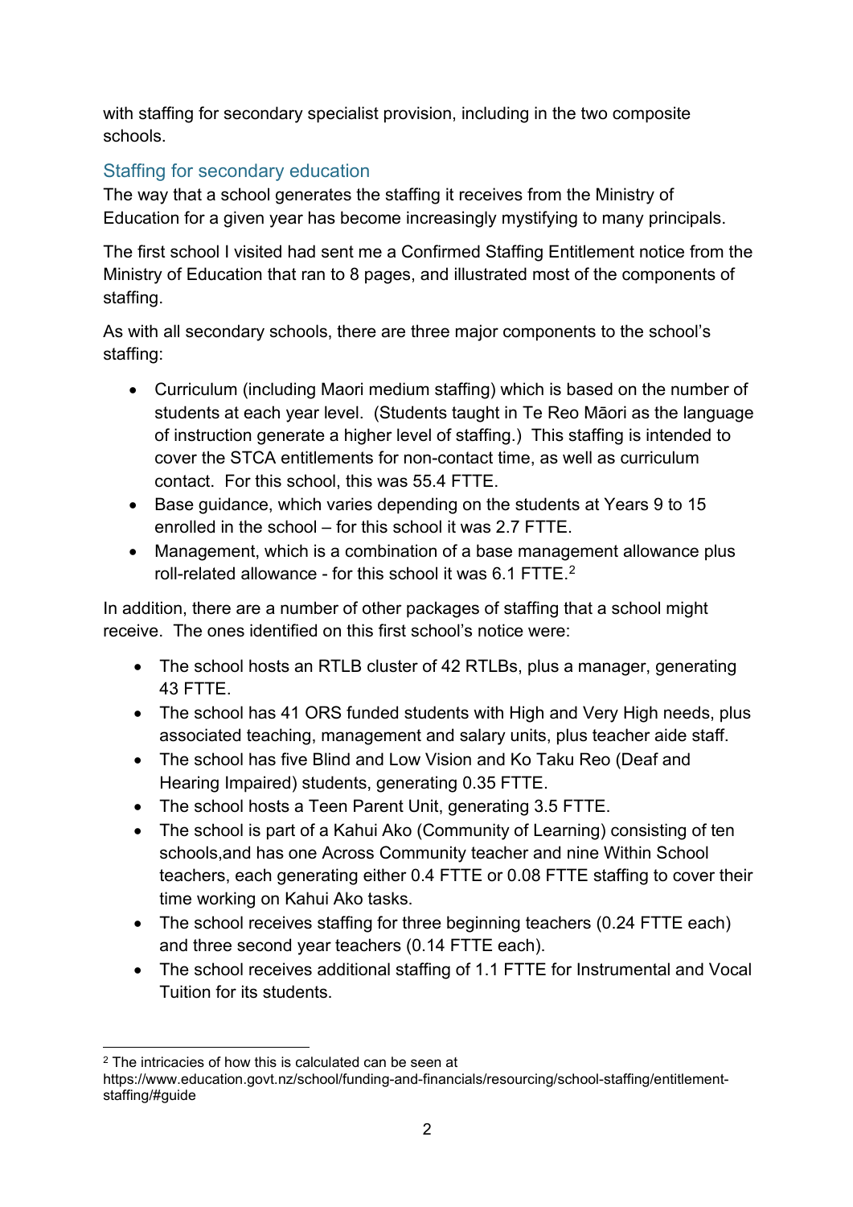with staffing for secondary specialist provision, including in the two composite schools.

## Staffing for secondary education

The way that a school generates the staffing it receives from the Ministry of Education for a given year has become increasingly mystifying to many principals.

The first school I visited had sent me a Confirmed Staffing Entitlement notice from the Ministry of Education that ran to 8 pages, and illustrated most of the components of staffing.

As with all secondary schools, there are three major components to the school's staffing:

- Curriculum (including Maori medium staffing) which is based on the number of students at each year level. (Students taught in Te Reo Māori as the language of instruction generate a higher level of staffing.) This staffing is intended to cover the STCA entitlements for non-contact time, as well as curriculum contact. For this school, this was 55.4 FTTE.
- Base guidance, which varies depending on the students at Years 9 to 15 enrolled in the school – for this school it was 2.7 FTTE.
- Management, which is a combination of a base management allowance plus roll-related allowance - for this school it was 6.1 FTTE.[2]

In addition, there are a number of other packages of staffing that a school might receive. The ones identified on this first school's notice were:

- The school hosts an RTLB cluster of 42 RTLBs, plus a manager, generating 43 FTTE.
- The school has 41 ORS funded students with High and Very High needs, plus associated teaching, management and salary units, plus teacher aide staff.
- The school has five Blind and Low Vision and Ko Taku Reo (Deaf and Hearing Impaired) students, generating 0.35 FTTE.
- The school hosts a Teen Parent Unit, generating 3.5 FTTE.
- The school is part of a Kahui Ako (Community of Learning) consisting of ten schools,and has one Across Community teacher and nine Within School teachers, each generating either 0.4 FTTE or 0.08 FTTE staffing to cover their time working on Kahui Ako tasks.
- The school receives staffing for three beginning teachers (0.24 FTTE each) and three second year teachers (0.14 FTTE each).
- The school receives additional staffing of 1.1 FTTE for Instrumental and Vocal Tuition for its students.

[2] The intricacies of how this is calculated can be seen at https://www.education.govt.nz/school/funding-and-financials/resourcing/school-staffing/entitlement-staffing/#guide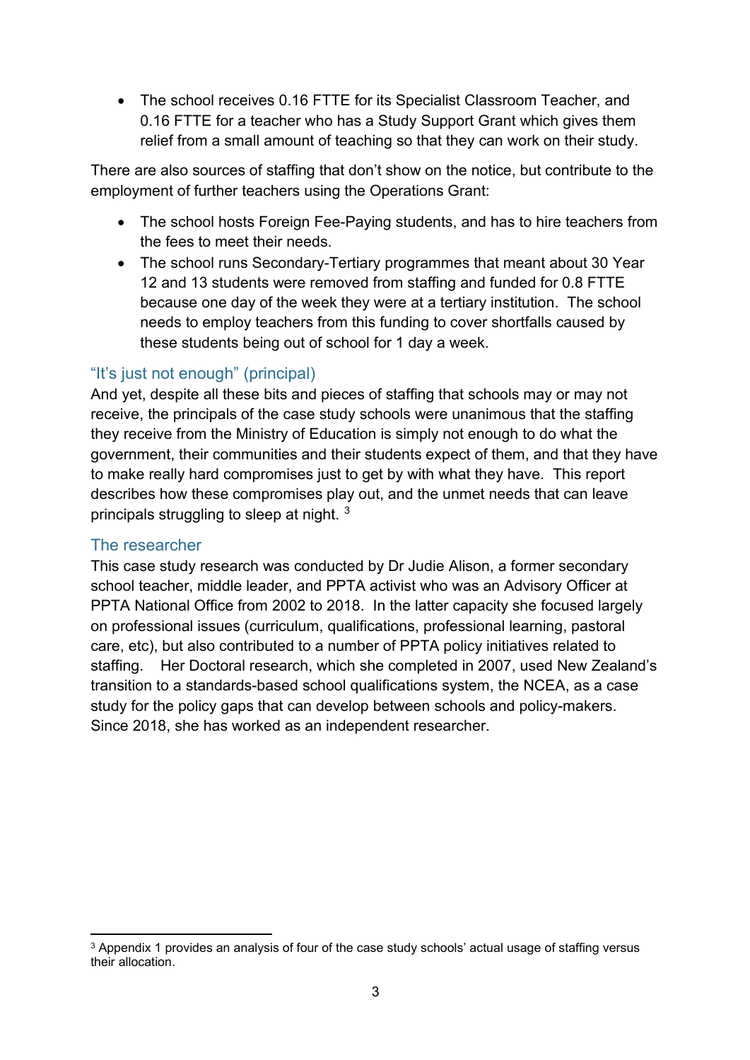- The school receives 0.16 FTTE for its Specialist Classroom Teacher, and 0.16 FTTE for a teacher who has a Study Support Grant which gives them relief from a small amount of teaching so that they can work on their study.

There are also sources of staffing that don't show on the notice, but contribute to the employment of further teachers using the Operations Grant:

- The school hosts Foreign Fee-Paying students, and has to hire teachers from the fees to meet their needs.
- The school runs Secondary-Tertiary programmes that meant about 30 Year 12 and 13 students were removed from staffing and funded for 0.8 FTTE because one day of the week they were at a tertiary institution. The school needs to employ teachers from this funding to cover shortfalls caused by these students being out of school for 1 day a week.

## "It's just not enough" (principal)

And yet, despite all these bits and pieces of staffing that schools may or may not receive, the principals of the case study schools were unanimous that the staffing they receive from the Ministry of Education is simply not enough to do what the government, their communities and their students expect of them, and that they have to make really hard compromises just to get by with what they have. This report describes how these compromises play out, and the unmet needs that can leave principals struggling to sleep at night. [3]

## The researcher

This case study research was conducted by Dr Judie Alison, a former secondary school teacher, middle leader, and PPTA activist who was an Advisory Officer at PPTA National Office from 2002 to 2018. In the latter capacity she focused largely on professional issues (curriculum, qualifications, professional learning, pastoral care, etc), but also contributed to a number of PPTA policy initiatives related to staffing. Her Doctoral research, which she completed in 2007, used New Zealand's transition to a standards-based school qualifications system, the NCEA, as a case study for the policy gaps that can develop between schools and policy-makers. Since 2018, she has worked as an independent researcher.

---

[3] Appendix 1 provides an analysis of four of the case study schools' actual usage of staffing versus their allocation.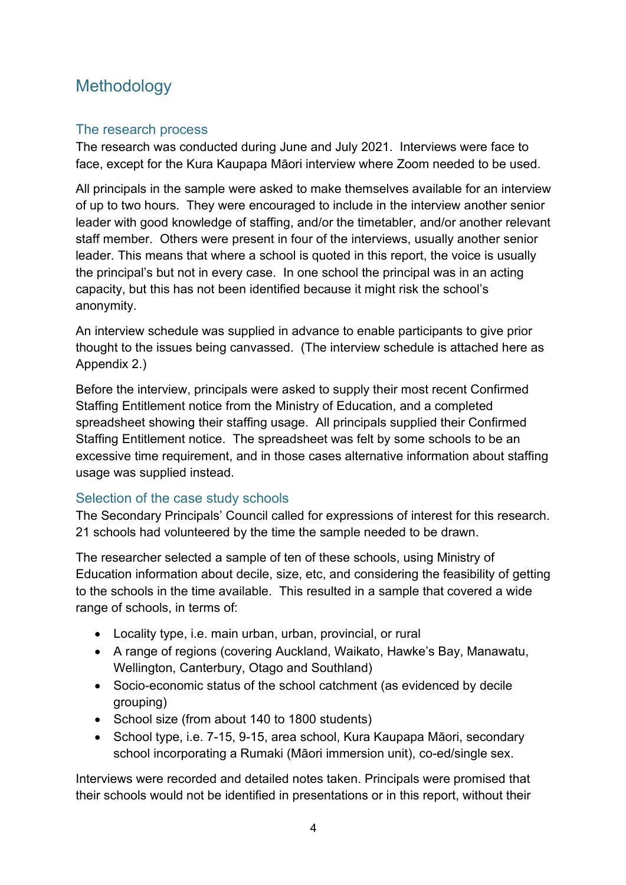# Methodology

## The research process

The research was conducted during June and July 2021. Interviews were face to face, except for the Kura Kaupapa Māori interview where Zoom needed to be used.

All principals in the sample were asked to make themselves available for an interview of up to two hours. They were encouraged to include in the interview another senior leader with good knowledge of staffing, and/or the timetabler, and/or another relevant staff member. Others were present in four of the interviews, usually another senior leader. This means that where a school is quoted in this report, the voice is usually the principal's but not in every case. In one school the principal was in an acting capacity, but this has not been identified because it might risk the school's anonymity.

An interview schedule was supplied in advance to enable participants to give prior thought to the issues being canvassed. (The interview schedule is attached here as Appendix 2.)

Before the interview, principals were asked to supply their most recent Confirmed Staffing Entitlement notice from the Ministry of Education, and a completed spreadsheet showing their staffing usage. All principals supplied their Confirmed Staffing Entitlement notice. The spreadsheet was felt by some schools to be an excessive time requirement, and in those cases alternative information about staffing usage was supplied instead.

## Selection of the case study schools

The Secondary Principals' Council called for expressions of interest for this research. 21 schools had volunteered by the time the sample needed to be drawn.

The researcher selected a sample of ten of these schools, using Ministry of Education information about decile, size, etc, and considering the feasibility of getting to the schools in the time available. This resulted in a sample that covered a wide range of schools, in terms of:

- Locality type, i.e. main urban, urban, provincial, or rural
- A range of regions (covering Auckland, Waikato, Hawke's Bay, Manawatu, Wellington, Canterbury, Otago and Southland)
- Socio-economic status of the school catchment (as evidenced by decile grouping)
- School size (from about 140 to 1800 students)
- School type, i.e. 7-15, 9-15, area school, Kura Kaupapa Māori, secondary school incorporating a Rumaki (Māori immersion unit), co-ed/single sex.

Interviews were recorded and detailed notes taken. Principals were promised that their schools would not be identified in presentations or in this report, without their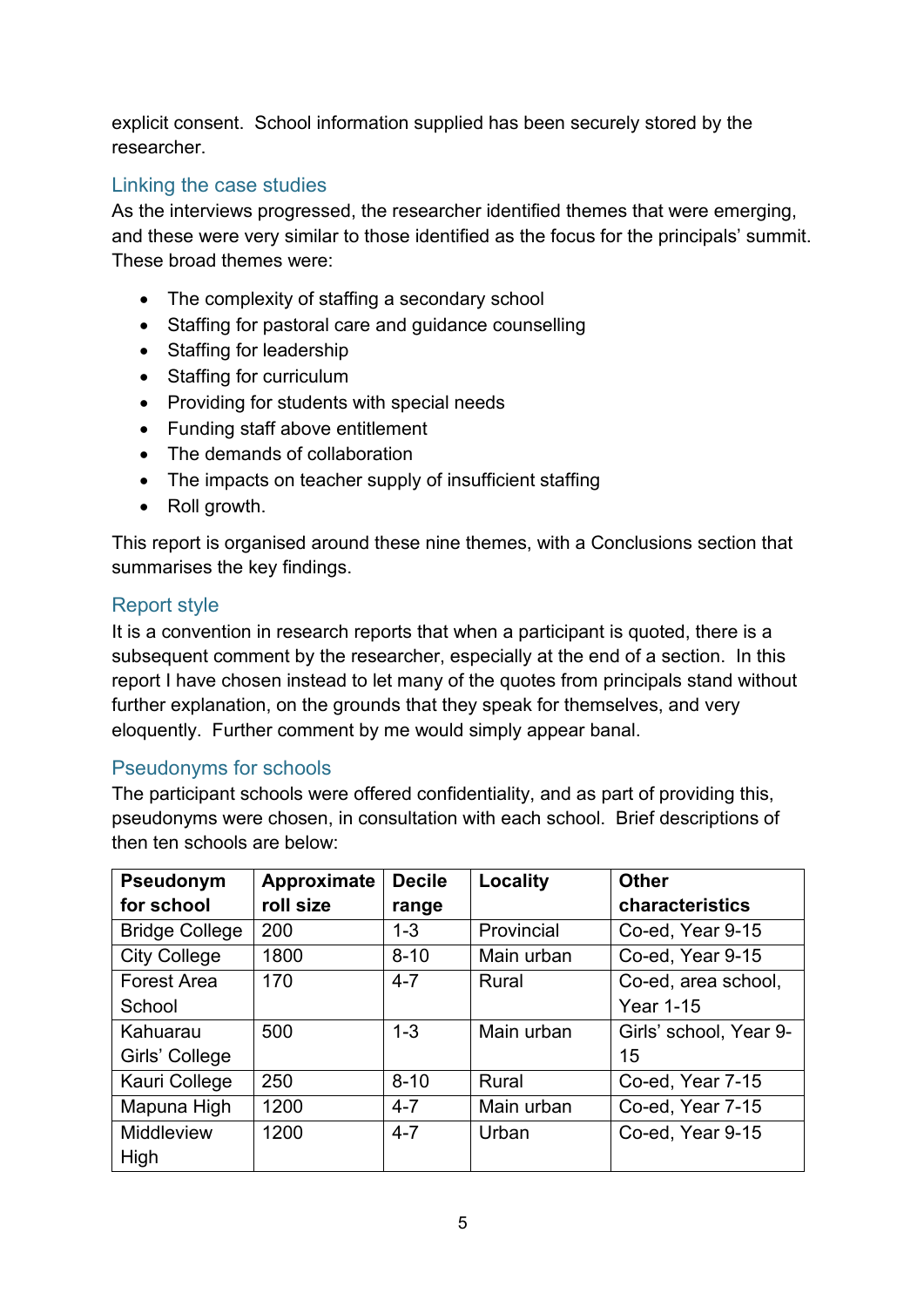explicit consent. School information supplied has been securely stored by the researcher.

## Linking the case studies

As the interviews progressed, the researcher identified themes that were emerging, and these were very similar to those identified as the focus for the principals' summit. These broad themes were:

- The complexity of staffing a secondary school
- Staffing for pastoral care and guidance counselling
- Staffing for leadership
- Staffing for curriculum
- Providing for students with special needs
- Funding staff above entitlement
- The demands of collaboration
- The impacts on teacher supply of insufficient staffing
- Roll growth.

This report is organised around these nine themes, with a Conclusions section that summarises the key findings.

## Report style

It is a convention in research reports that when a participant is quoted, there is a subsequent comment by the researcher, especially at the end of a section. In this report I have chosen instead to let many of the quotes from principals stand without further explanation, on the grounds that they speak for themselves, and very eloquently. Further comment by me would simply appear banal.

## Pseudonyms for schools

The participant schools were offered confidentiality, and as part of providing this, pseudonyms were chosen, in consultation with each school. Brief descriptions of then ten schools are below:

| Pseudonym for school | Approximate roll size | Decile range | Locality | Other characteristics |
|---|---|---|---|---|
| Bridge College | 200 | 1-3 | Provincial | Co-ed, Year 9-15 |
| City College | 1800 | 8-10 | Main urban | Co-ed, Year 9-15 |
| Forest Area School | 170 | 4-7 | Rural | Co-ed, area school, Year 1-15 |
| Kahuarau Girls' College | 500 | 1-3 | Main urban | Girls' school, Year 9-15 |
| Kauri College | 250 | 8-10 | Rural | Co-ed, Year 7-15 |
| Mapuna High | 1200 | 4-7 | Main urban | Co-ed, Year 7-15 |
| Middleview High | 1200 | 4-7 | Urban | Co-ed, Year 9-15 |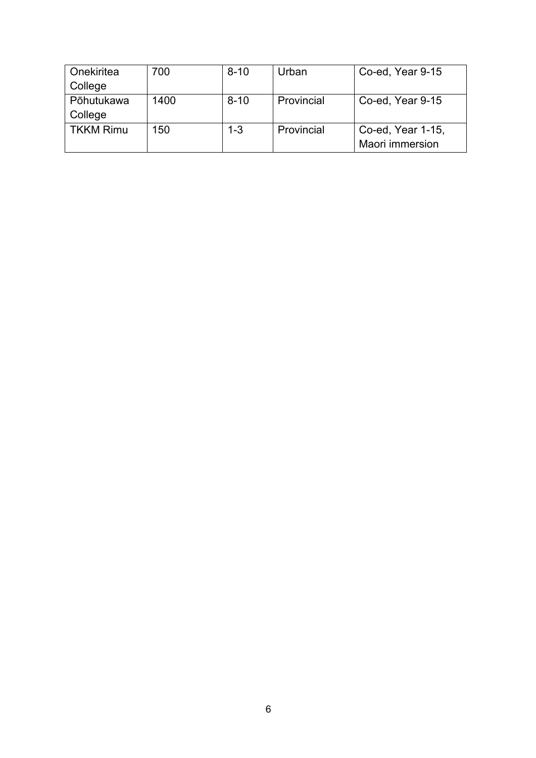| Onekiritea College | 700 | 8-10 | Urban | Co-ed, Year 9-15 |
|---|---|---|---|---|
| Pōhutukawa College | 1400 | 8-10 | Provincial | Co-ed, Year 9-15 |
| TKKM Rimu | 150 | 1-3 | Provincial | Co-ed, Year 1-15, Maori immersion |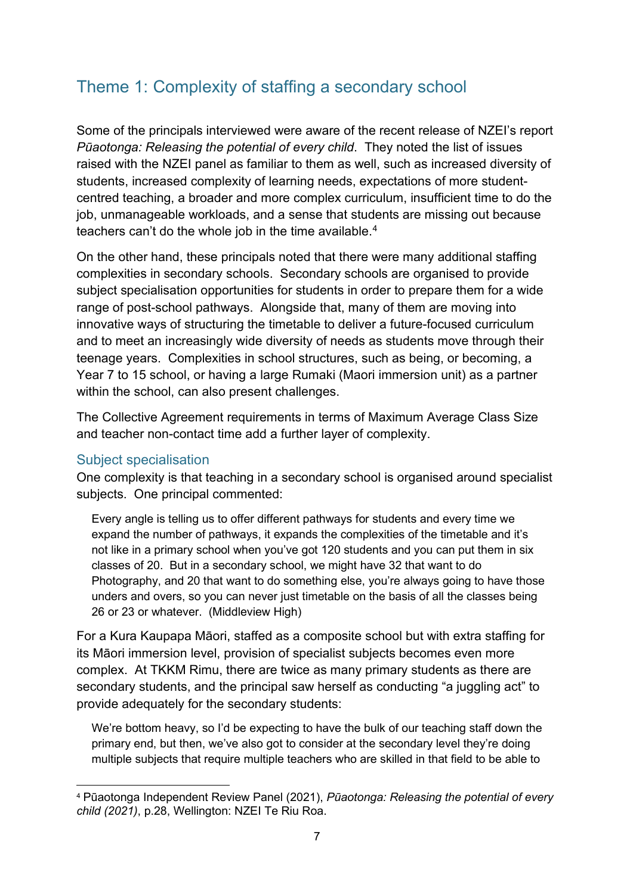## Theme 1: Complexity of staffing a secondary school

Some of the principals interviewed were aware of the recent release of NZEI's report *Pūaotonga: Releasing the potential of every child*. They noted the list of issues raised with the NZEI panel as familiar to them as well, such as increased diversity of students, increased complexity of learning needs, expectations of more student-centred teaching, a broader and more complex curriculum, insufficient time to do the job, unmanageable workloads, and a sense that students are missing out because teachers can't do the whole job in the time available.[4]

On the other hand, these principals noted that there were many additional staffing complexities in secondary schools. Secondary schools are organised to provide subject specialisation opportunities for students in order to prepare them for a wide range of post-school pathways. Alongside that, many of them are moving into innovative ways of structuring the timetable to deliver a future-focused curriculum and to meet an increasingly wide diversity of needs as students move through their teenage years. Complexities in school structures, such as being, or becoming, a Year 7 to 15 school, or having a large Rumaki (Maori immersion unit) as a partner within the school, can also present challenges.

The Collective Agreement requirements in terms of Maximum Average Class Size and teacher non-contact time add a further layer of complexity.

### Subject specialisation

One complexity is that teaching in a secondary school is organised around specialist subjects. One principal commented:

> Every angle is telling us to offer different pathways for students and every time we expand the number of pathways, it expands the complexities of the timetable and it's not like in a primary school when you've got 120 students and you can put them in six classes of 20. But in a secondary school, we might have 32 that want to do Photography, and 20 that want to do something else, you're always going to have those unders and overs, so you can never just timetable on the basis of all the classes being 26 or 23 or whatever. (Middleview High)

For a Kura Kaupapa Māori, staffed as a composite school but with extra staffing for its Māori immersion level, provision of specialist subjects becomes even more complex. At TKKM Rimu, there are twice as many primary students as there are secondary students, and the principal saw herself as conducting "a juggling act" to provide adequately for the secondary students:

> We're bottom heavy, so I'd be expecting to have the bulk of our teaching staff down the primary end, but then, we've also got to consider at the secondary level they're doing multiple subjects that require multiple teachers who are skilled in that field to be able to

[4] Pūaotonga Independent Review Panel (2021), *Pūaotonga: Releasing the potential of every child (2021)*, p.28, Wellington: NZEI Te Riu Roa.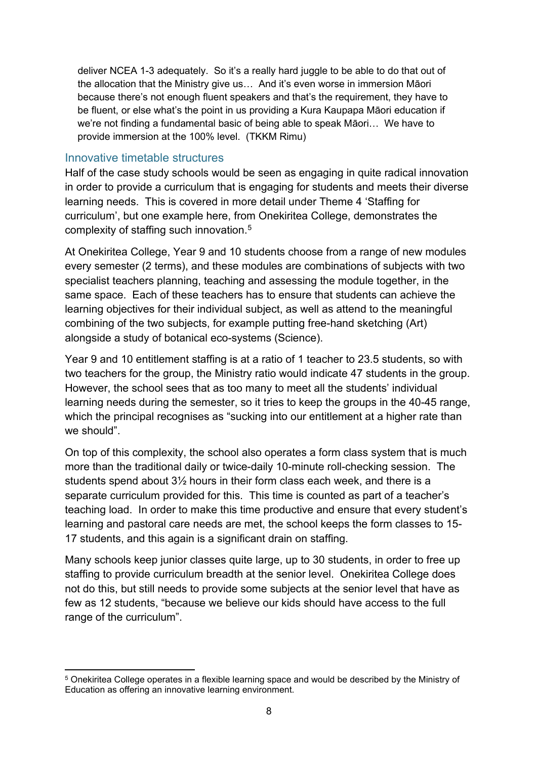> deliver NCEA 1-3 adequately. So it's a really hard juggle to be able to do that out of the allocation that the Ministry give us… And it's even worse in immersion Māori because there's not enough fluent speakers and that's the requirement, they have to be fluent, or else what's the point in us providing a Kura Kaupapa Māori education if we're not finding a fundamental basic of being able to speak Māori… We have to provide immersion at the 100% level. (TKKM Rimu)

### Innovative timetable structures

Half of the case study schools would be seen as engaging in quite radical innovation in order to provide a curriculum that is engaging for students and meets their diverse learning needs. This is covered in more detail under Theme 4 'Staffing for curriculum', but one example here, from Onekiritea College, demonstrates the complexity of staffing such innovation.[5]

At Onekiritea College, Year 9 and 10 students choose from a range of new modules every semester (2 terms), and these modules are combinations of subjects with two specialist teachers planning, teaching and assessing the module together, in the same space. Each of these teachers has to ensure that students can achieve the learning objectives for their individual subject, as well as attend to the meaningful combining of the two subjects, for example putting free-hand sketching (Art) alongside a study of botanical eco-systems (Science).

Year 9 and 10 entitlement staffing is at a ratio of 1 teacher to 23.5 students, so with two teachers for the group, the Ministry ratio would indicate 47 students in the group. However, the school sees that as too many to meet all the students' individual learning needs during the semester, so it tries to keep the groups in the 40-45 range, which the principal recognises as "sucking into our entitlement at a higher rate than we should".

On top of this complexity, the school also operates a form class system that is much more than the traditional daily or twice-daily 10-minute roll-checking session. The students spend about 3½ hours in their form class each week, and there is a separate curriculum provided for this. This time is counted as part of a teacher's teaching load. In order to make this time productive and ensure that every student's learning and pastoral care needs are met, the school keeps the form classes to 15-17 students, and this again is a significant drain on staffing.

Many schools keep junior classes quite large, up to 30 students, in order to free up staffing to provide curriculum breadth at the senior level. Onekiritea College does not do this, but still needs to provide some subjects at the senior level that have as few as 12 students, "because we believe our kids should have access to the full range of the curriculum".

---

[5] Onekiritea College operates in a flexible learning space and would be described by the Ministry of Education as offering an innovative learning environment.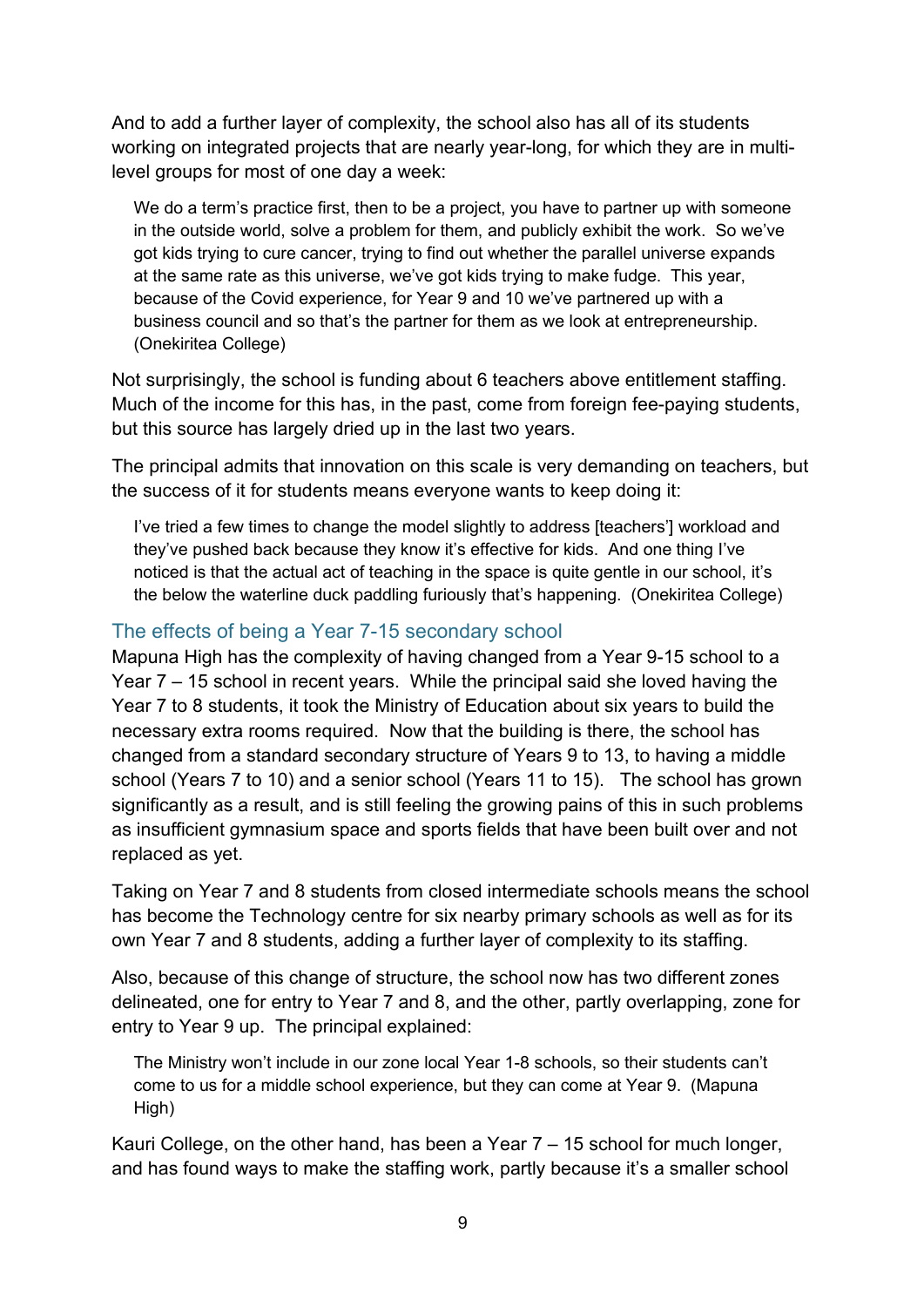And to add a further layer of complexity, the school also has all of its students working on integrated projects that are nearly year-long, for which they are in multi-level groups for most of one day a week:

> We do a term's practice first, then to be a project, you have to partner up with someone in the outside world, solve a problem for them, and publicly exhibit the work. So we've got kids trying to cure cancer, trying to find out whether the parallel universe expands at the same rate as this universe, we've got kids trying to make fudge. This year, because of the Covid experience, for Year 9 and 10 we've partnered up with a business council and so that's the partner for them as we look at entrepreneurship. (Onekiritea College)

Not surprisingly, the school is funding about 6 teachers above entitlement staffing. Much of the income for this has, in the past, come from foreign fee-paying students, but this source has largely dried up in the last two years.

The principal admits that innovation on this scale is very demanding on teachers, but the success of it for students means everyone wants to keep doing it:

> I've tried a few times to change the model slightly to address [teachers'] workload and they've pushed back because they know it's effective for kids. And one thing I've noticed is that the actual act of teaching in the space is quite gentle in our school, it's the below the waterline duck paddling furiously that's happening. (Onekiritea College)

## The effects of being a Year 7-15 secondary school

Mapuna High has the complexity of having changed from a Year 9-15 school to a Year 7 – 15 school in recent years. While the principal said she loved having the Year 7 to 8 students, it took the Ministry of Education about six years to build the necessary extra rooms required. Now that the building is there, the school has changed from a standard secondary structure of Years 9 to 13, to having a middle school (Years 7 to 10) and a senior school (Years 11 to 15). The school has grown significantly as a result, and is still feeling the growing pains of this in such problems as insufficient gymnasium space and sports fields that have been built over and not replaced as yet.

Taking on Year 7 and 8 students from closed intermediate schools means the school has become the Technology centre for six nearby primary schools as well as for its own Year 7 and 8 students, adding a further layer of complexity to its staffing.

Also, because of this change of structure, the school now has two different zones delineated, one for entry to Year 7 and 8, and the other, partly overlapping, zone for entry to Year 9 up. The principal explained:

> The Ministry won't include in our zone local Year 1-8 schools, so their students can't come to us for a middle school experience, but they can come at Year 9. (Mapuna High)

Kauri College, on the other hand, has been a Year 7 – 15 school for much longer, and has found ways to make the staffing work, partly because it's a smaller school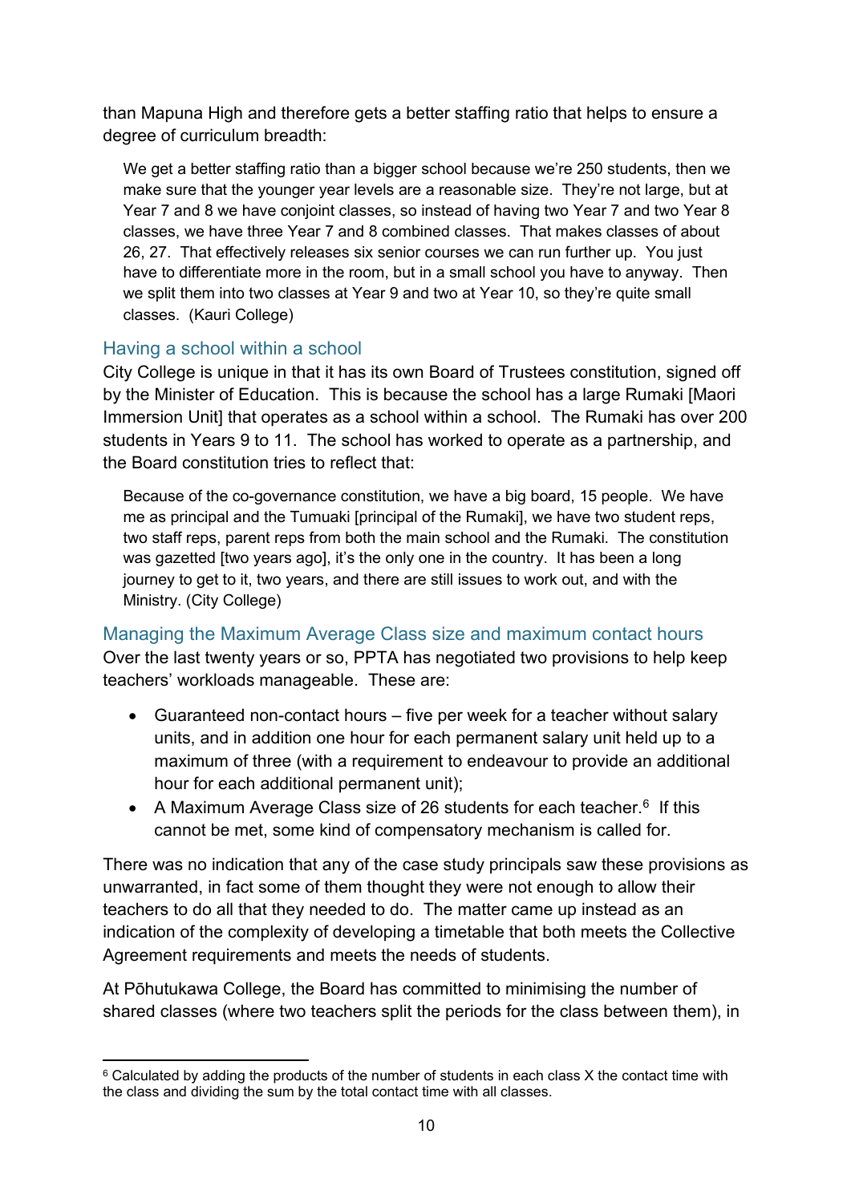than Mapuna High and therefore gets a better staffing ratio that helps to ensure a degree of curriculum breadth:

> We get a better staffing ratio than a bigger school because we're 250 students, then we make sure that the younger year levels are a reasonable size. They're not large, but at Year 7 and 8 we have conjoint classes, so instead of having two Year 7 and two Year 8 classes, we have three Year 7 and 8 combined classes. That makes classes of about 26, 27. That effectively releases six senior courses we can run further up. You just have to differentiate more in the room, but in a small school you have to anyway. Then we split them into two classes at Year 9 and two at Year 10, so they're quite small classes. (Kauri College)

### Having a school within a school

City College is unique in that it has its own Board of Trustees constitution, signed off by the Minister of Education. This is because the school has a large Rumaki [Maori Immersion Unit] that operates as a school within a school. The Rumaki has over 200 students in Years 9 to 11. The school has worked to operate as a partnership, and the Board constitution tries to reflect that:

> Because of the co-governance constitution, we have a big board, 15 people. We have me as principal and the Tumuaki [principal of the Rumaki], we have two student reps, two staff reps, parent reps from both the main school and the Rumaki. The constitution was gazetted [two years ago], it's the only one in the country. It has been a long journey to get to it, two years, and there are still issues to work out, and with the Ministry. (City College)

### Managing the Maximum Average Class size and maximum contact hours

Over the last twenty years or so, PPTA has negotiated two provisions to help keep teachers' workloads manageable. These are:

- Guaranteed non-contact hours – five per week for a teacher without salary units, and in addition one hour for each permanent salary unit held up to a maximum of three (with a requirement to endeavour to provide an additional hour for each additional permanent unit);
- A Maximum Average Class size of 26 students for each teacher.[6] If this cannot be met, some kind of compensatory mechanism is called for.

There was no indication that any of the case study principals saw these provisions as unwarranted, in fact some of them thought they were not enough to allow their teachers to do all that they needed to do. The matter came up instead as an indication of the complexity of developing a timetable that both meets the Collective Agreement requirements and meets the needs of students.

At Pōhutukawa College, the Board has committed to minimising the number of shared classes (where two teachers split the periods for the class between them), in

[6] Calculated by adding the products of the number of students in each class X the contact time with the class and dividing the sum by the total contact time with all classes.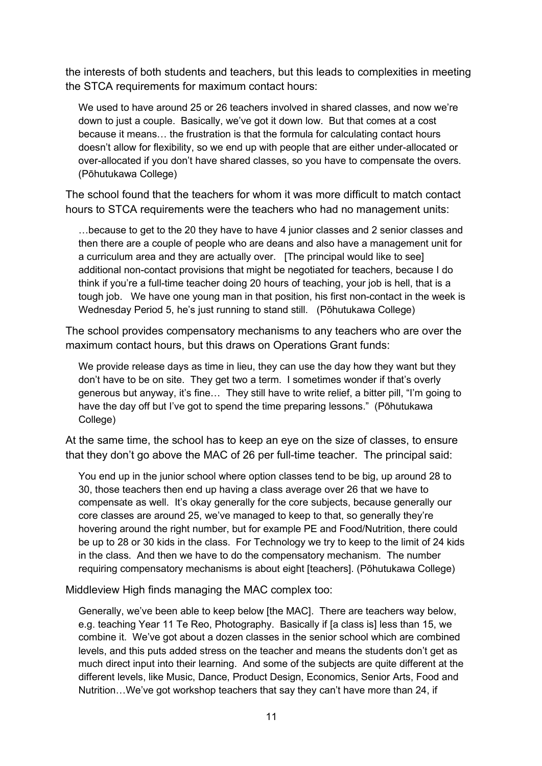the interests of both students and teachers, but this leads to complexities in meeting the STCA requirements for maximum contact hours:

> We used to have around 25 or 26 teachers involved in shared classes, and now we're down to just a couple. Basically, we've got it down low. But that comes at a cost because it means… the frustration is that the formula for calculating contact hours doesn't allow for flexibility, so we end up with people that are either under-allocated or over-allocated if you don't have shared classes, so you have to compensate the overs. (Pōhutukawa College)

The school found that the teachers for whom it was more difficult to match contact hours to STCA requirements were the teachers who had no management units:

> …because to get to the 20 they have to have 4 junior classes and 2 senior classes and then there are a couple of people who are deans and also have a management unit for a curriculum area and they are actually over. [The principal would like to see] additional non-contact provisions that might be negotiated for teachers, because I do think if you're a full-time teacher doing 20 hours of teaching, your job is hell, that is a tough job. We have one young man in that position, his first non-contact in the week is Wednesday Period 5, he's just running to stand still. (Pōhutukawa College)

The school provides compensatory mechanisms to any teachers who are over the maximum contact hours, but this draws on Operations Grant funds:

> We provide release days as time in lieu, they can use the day how they want but they don't have to be on site. They get two a term. I sometimes wonder if that's overly generous but anyway, it's fine… They still have to write relief, a bitter pill, "I'm going to have the day off but I've got to spend the time preparing lessons." (Pōhutukawa College)

At the same time, the school has to keep an eye on the size of classes, to ensure that they don't go above the MAC of 26 per full-time teacher. The principal said:

> You end up in the junior school where option classes tend to be big, up around 28 to 30, those teachers then end up having a class average over 26 that we have to compensate as well. It's okay generally for the core subjects, because generally our core classes are around 25, we've managed to keep to that, so generally they're hovering around the right number, but for example PE and Food/Nutrition, there could be up to 28 or 30 kids in the class. For Technology we try to keep to the limit of 24 kids in the class. And then we have to do the compensatory mechanism. The number requiring compensatory mechanisms is about eight [teachers]. (Pōhutukawa College)

Middleview High finds managing the MAC complex too:

> Generally, we've been able to keep below [the MAC]. There are teachers way below, e.g. teaching Year 11 Te Reo, Photography. Basically if [a class is] less than 15, we combine it. We've got about a dozen classes in the senior school which are combined levels, and this puts added stress on the teacher and means the students don't get as much direct input into their learning. And some of the subjects are quite different at the different levels, like Music, Dance, Product Design, Economics, Senior Arts, Food and Nutrition…We've got workshop teachers that say they can't have more than 24, if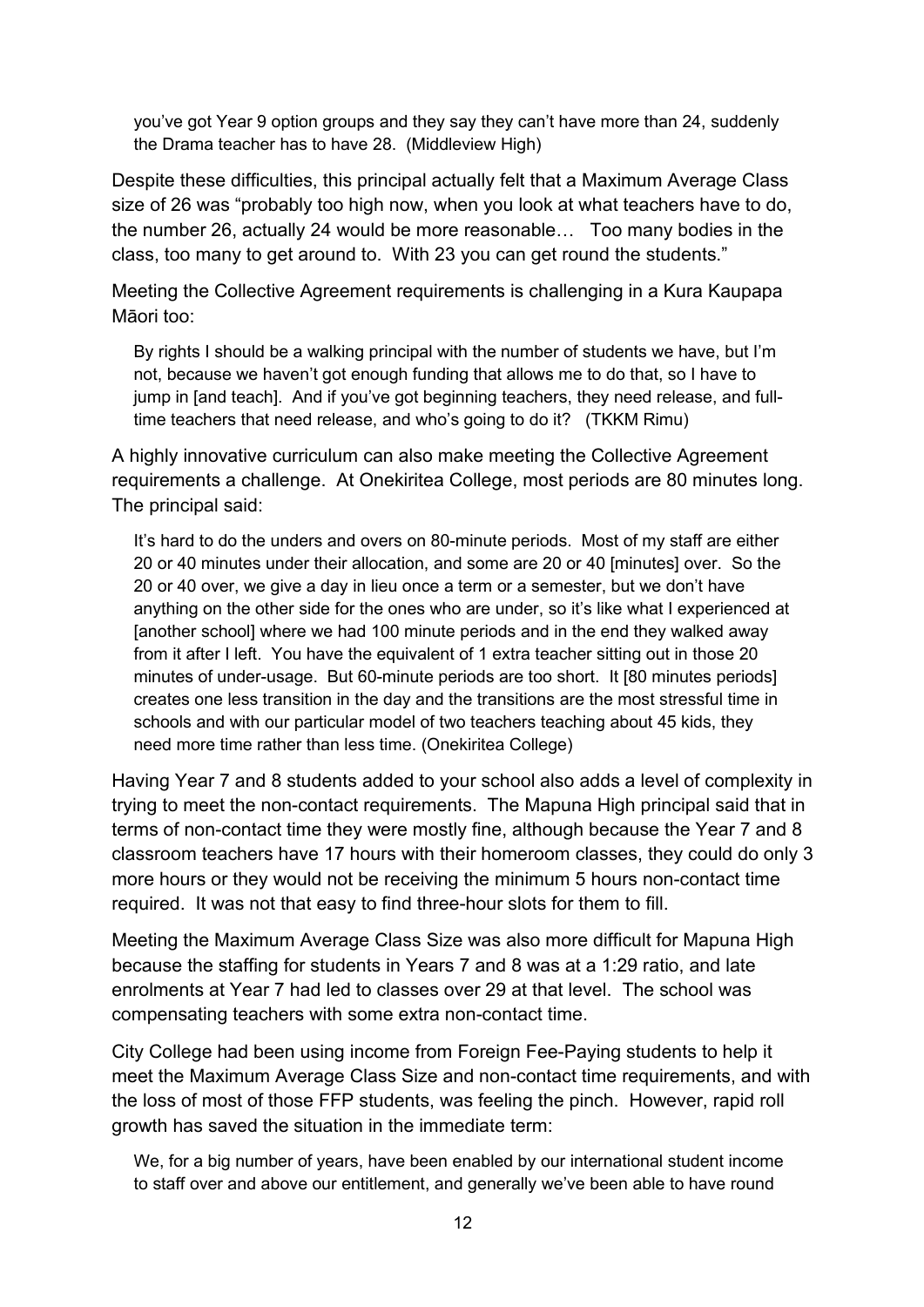> you've got Year 9 option groups and they say they can't have more than 24, suddenly the Drama teacher has to have 28. (Middleview High)

Despite these difficulties, this principal actually felt that a Maximum Average Class size of 26 was "probably too high now, when you look at what teachers have to do, the number 26, actually 24 would be more reasonable… Too many bodies in the class, too many to get around to. With 23 you can get round the students."

Meeting the Collective Agreement requirements is challenging in a Kura Kaupapa Māori too:

> By rights I should be a walking principal with the number of students we have, but I'm not, because we haven't got enough funding that allows me to do that, so I have to jump in [and teach]. And if you've got beginning teachers, they need release, and full-time teachers that need release, and who's going to do it? (TKKM Rimu)

A highly innovative curriculum can also make meeting the Collective Agreement requirements a challenge. At Onekiritea College, most periods are 80 minutes long. The principal said:

> It's hard to do the unders and overs on 80-minute periods. Most of my staff are either 20 or 40 minutes under their allocation, and some are 20 or 40 [minutes] over. So the 20 or 40 over, we give a day in lieu once a term or a semester, but we don't have anything on the other side for the ones who are under, so it's like what I experienced at [another school] where we had 100 minute periods and in the end they walked away from it after I left. You have the equivalent of 1 extra teacher sitting out in those 20 minutes of under-usage. But 60-minute periods are too short. It [80 minutes periods] creates one less transition in the day and the transitions are the most stressful time in schools and with our particular model of two teachers teaching about 45 kids, they need more time rather than less time. (Onekiritea College)

Having Year 7 and 8 students added to your school also adds a level of complexity in trying to meet the non-contact requirements. The Mapuna High principal said that in terms of non-contact time they were mostly fine, although because the Year 7 and 8 classroom teachers have 17 hours with their homeroom classes, they could do only 3 more hours or they would not be receiving the minimum 5 hours non-contact time required. It was not that easy to find three-hour slots for them to fill.

Meeting the Maximum Average Class Size was also more difficult for Mapuna High because the staffing for students in Years 7 and 8 was at a 1:29 ratio, and late enrolments at Year 7 had led to classes over 29 at that level. The school was compensating teachers with some extra non-contact time.

City College had been using income from Foreign Fee-Paying students to help it meet the Maximum Average Class Size and non-contact time requirements, and with the loss of most of those FFP students, was feeling the pinch. However, rapid roll growth has saved the situation in the immediate term:

> We, for a big number of years, have been enabled by our international student income to staff over and above our entitlement, and generally we've been able to have round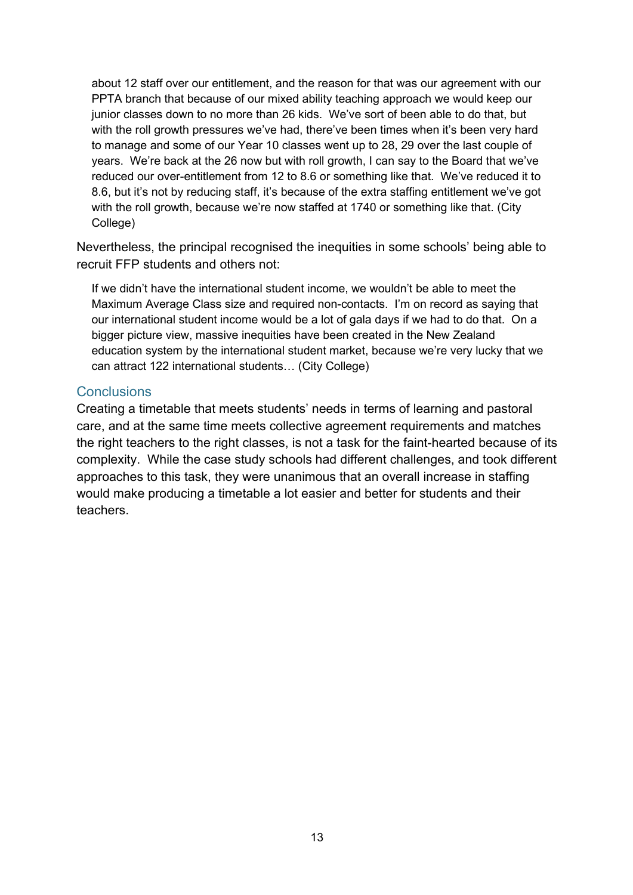> about 12 staff over our entitlement, and the reason for that was our agreement with our PPTA branch that because of our mixed ability teaching approach we would keep our junior classes down to no more than 26 kids. We've sort of been able to do that, but with the roll growth pressures we've had, there've been times when it's been very hard to manage and some of our Year 10 classes went up to 28, 29 over the last couple of years. We're back at the 26 now but with roll growth, I can say to the Board that we've reduced our over-entitlement from 12 to 8.6 or something like that. We've reduced it to 8.6, but it's not by reducing staff, it's because of the extra staffing entitlement we've got with the roll growth, because we're now staffed at 1740 or something like that. (City College)

Nevertheless, the principal recognised the inequities in some schools' being able to recruit FFP students and others not:

> If we didn't have the international student income, we wouldn't be able to meet the Maximum Average Class size and required non-contacts. I'm on record as saying that our international student income would be a lot of gala days if we had to do that. On a bigger picture view, massive inequities have been created in the New Zealand education system by the international student market, because we're very lucky that we can attract 122 international students… (City College)

## Conclusions

Creating a timetable that meets students' needs in terms of learning and pastoral care, and at the same time meets collective agreement requirements and matches the right teachers to the right classes, is not a task for the faint-hearted because of its complexity. While the case study schools had different challenges, and took different approaches to this task, they were unanimous that an overall increase in staffing would make producing a timetable a lot easier and better for students and their teachers.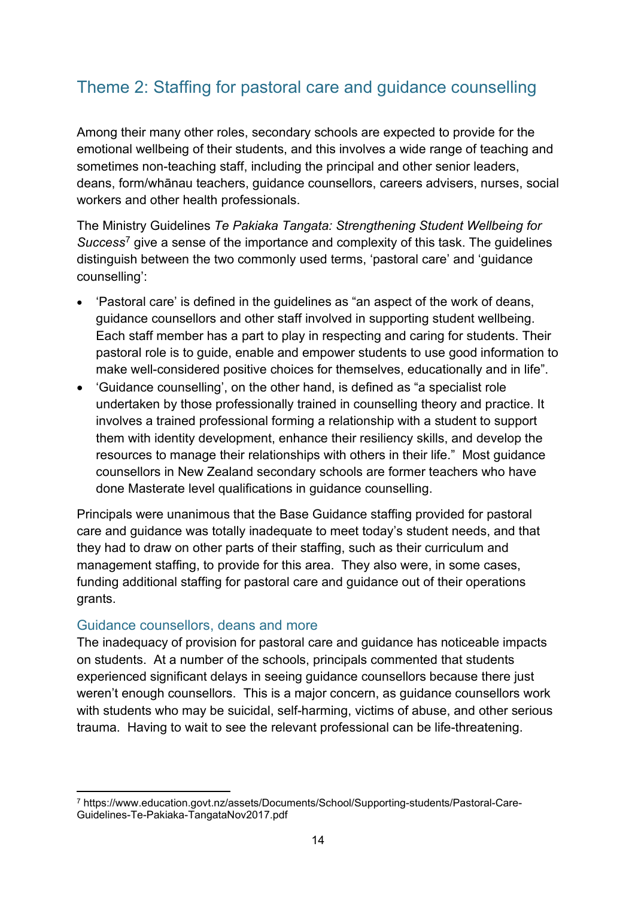## Theme 2: Staffing for pastoral care and guidance counselling

Among their many other roles, secondary schools are expected to provide for the emotional wellbeing of their students, and this involves a wide range of teaching and sometimes non-teaching staff, including the principal and other senior leaders, deans, form/whānau teachers, guidance counsellors, careers advisers, nurses, social workers and other health professionals.

The Ministry Guidelines *Te Pakiaka Tangata: Strengthening Student Wellbeing for Success*[7] give a sense of the importance and complexity of this task. The guidelines distinguish between the two commonly used terms, 'pastoral care' and 'guidance counselling':

- 'Pastoral care' is defined in the guidelines as "an aspect of the work of deans, guidance counsellors and other staff involved in supporting student wellbeing. Each staff member has a part to play in respecting and caring for students. Their pastoral role is to guide, enable and empower students to use good information to make well-considered positive choices for themselves, educationally and in life".
- 'Guidance counselling', on the other hand, is defined as "a specialist role undertaken by those professionally trained in counselling theory and practice. It involves a trained professional forming a relationship with a student to support them with identity development, enhance their resiliency skills, and develop the resources to manage their relationships with others in their life." Most guidance counsellors in New Zealand secondary schools are former teachers who have done Masterate level qualifications in guidance counselling.

Principals were unanimous that the Base Guidance staffing provided for pastoral care and guidance was totally inadequate to meet today's student needs, and that they had to draw on other parts of their staffing, such as their curriculum and management staffing, to provide for this area. They also were, in some cases, funding additional staffing for pastoral care and guidance out of their operations grants.

### Guidance counsellors, deans and more

The inadequacy of provision for pastoral care and guidance has noticeable impacts on students. At a number of the schools, principals commented that students experienced significant delays in seeing guidance counsellors because there just weren't enough counsellors. This is a major concern, as guidance counsellors work with students who may be suicidal, self-harming, victims of abuse, and other serious trauma. Having to wait to see the relevant professional can be life-threatening.

---

[7] https://www.education.govt.nz/assets/Documents/School/Supporting-students/Pastoral-Care-Guidelines-Te-Pakiaka-TangataNov2017.pdf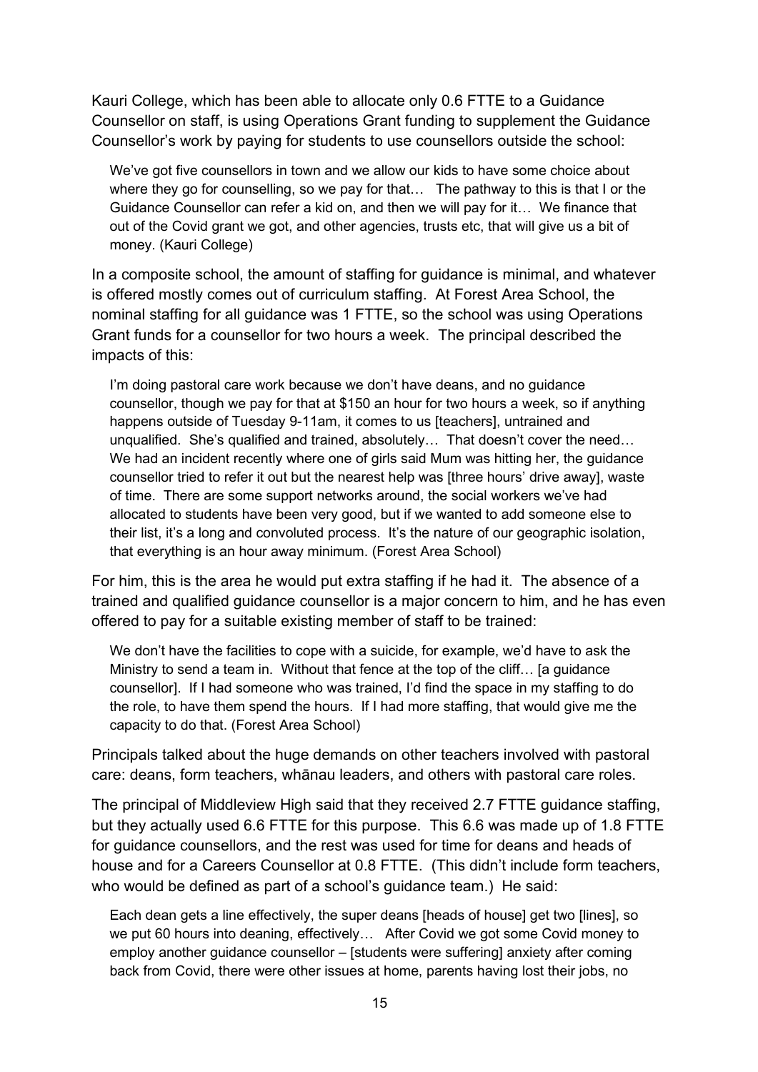Kauri College, which has been able to allocate only 0.6 FTTE to a Guidance Counsellor on staff, is using Operations Grant funding to supplement the Guidance Counsellor's work by paying for students to use counsellors outside the school:

> We've got five counsellors in town and we allow our kids to have some choice about where they go for counselling, so we pay for that… The pathway to this is that I or the Guidance Counsellor can refer a kid on, and then we will pay for it… We finance that out of the Covid grant we got, and other agencies, trusts etc, that will give us a bit of money. (Kauri College)

In a composite school, the amount of staffing for guidance is minimal, and whatever is offered mostly comes out of curriculum staffing. At Forest Area School, the nominal staffing for all guidance was 1 FTTE, so the school was using Operations Grant funds for a counsellor for two hours a week. The principal described the impacts of this:

> I'm doing pastoral care work because we don't have deans, and no guidance counsellor, though we pay for that at $150 an hour for two hours a week, so if anything happens outside of Tuesday 9-11am, it comes to us [teachers], untrained and unqualified. She's qualified and trained, absolutely… That doesn't cover the need… We had an incident recently where one of girls said Mum was hitting her, the guidance counsellor tried to refer it out but the nearest help was [three hours' drive away], waste of time. There are some support networks around, the social workers we've had allocated to students have been very good, but if we wanted to add someone else to their list, it's a long and convoluted process. It's the nature of our geographic isolation, that everything is an hour away minimum. (Forest Area School)

For him, this is the area he would put extra staffing if he had it. The absence of a trained and qualified guidance counsellor is a major concern to him, and he has even offered to pay for a suitable existing member of staff to be trained:

> We don't have the facilities to cope with a suicide, for example, we'd have to ask the Ministry to send a team in. Without that fence at the top of the cliff… [a guidance counsellor]. If I had someone who was trained, I'd find the space in my staffing to do the role, to have them spend the hours. If I had more staffing, that would give me the capacity to do that. (Forest Area School)

Principals talked about the huge demands on other teachers involved with pastoral care: deans, form teachers, whānau leaders, and others with pastoral care roles.

The principal of Middleview High said that they received 2.7 FTTE guidance staffing, but they actually used 6.6 FTTE for this purpose. This 6.6 was made up of 1.8 FTTE for guidance counsellors, and the rest was used for time for deans and heads of house and for a Careers Counsellor at 0.8 FTTE. (This didn't include form teachers, who would be defined as part of a school's guidance team.) He said:

> Each dean gets a line effectively, the super deans [heads of house] get two [lines], so we put 60 hours into deaning, effectively… After Covid we got some Covid money to employ another guidance counsellor – [students were suffering] anxiety after coming back from Covid, there were other issues at home, parents having lost their jobs, no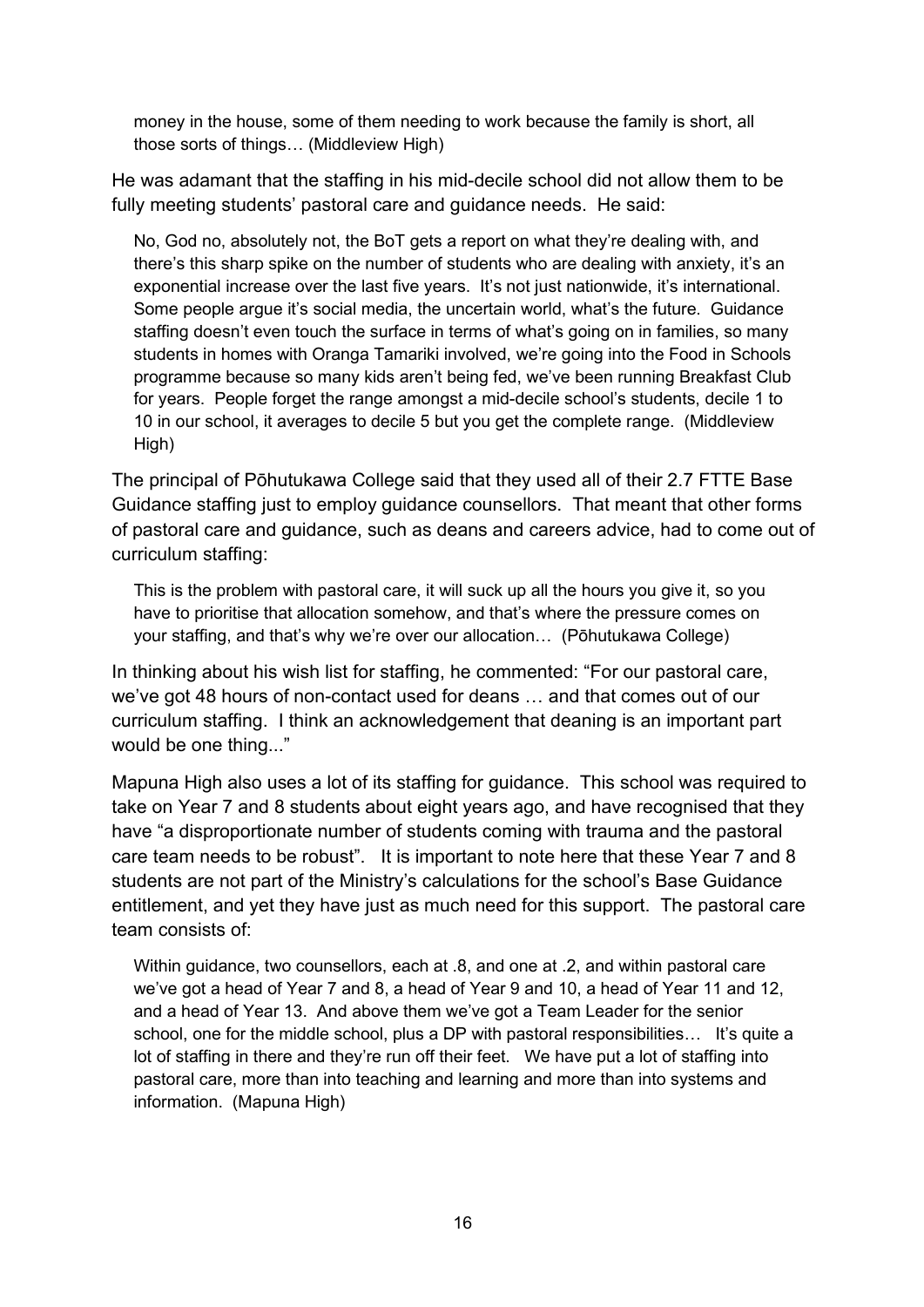> money in the house, some of them needing to work because the family is short, all those sorts of things… (Middleview High)

He was adamant that the staffing in his mid-decile school did not allow them to be fully meeting students' pastoral care and guidance needs. He said:

> No, God no, absolutely not, the BoT gets a report on what they're dealing with, and there's this sharp spike on the number of students who are dealing with anxiety, it's an exponential increase over the last five years. It's not just nationwide, it's international. Some people argue it's social media, the uncertain world, what's the future. Guidance staffing doesn't even touch the surface in terms of what's going on in families, so many students in homes with Oranga Tamariki involved, we're going into the Food in Schools programme because so many kids aren't being fed, we've been running Breakfast Club for years. People forget the range amongst a mid-decile school's students, decile 1 to 10 in our school, it averages to decile 5 but you get the complete range. (Middleview High)

The principal of Pōhutukawa College said that they used all of their 2.7 FTTE Base Guidance staffing just to employ guidance counsellors. That meant that other forms of pastoral care and guidance, such as deans and careers advice, had to come out of curriculum staffing:

> This is the problem with pastoral care, it will suck up all the hours you give it, so you have to prioritise that allocation somehow, and that's where the pressure comes on your staffing, and that's why we're over our allocation… (Pōhutukawa College)

In thinking about his wish list for staffing, he commented: "For our pastoral care, we've got 48 hours of non-contact used for deans … and that comes out of our curriculum staffing. I think an acknowledgement that deaning is an important part would be one thing..."

Mapuna High also uses a lot of its staffing for guidance. This school was required to take on Year 7 and 8 students about eight years ago, and have recognised that they have "a disproportionate number of students coming with trauma and the pastoral care team needs to be robust". It is important to note here that these Year 7 and 8 students are not part of the Ministry's calculations for the school's Base Guidance entitlement, and yet they have just as much need for this support. The pastoral care team consists of:

> Within guidance, two counsellors, each at .8, and one at .2, and within pastoral care we've got a head of Year 7 and 8, a head of Year 9 and 10, a head of Year 11 and 12, and a head of Year 13. And above them we've got a Team Leader for the senior school, one for the middle school, plus a DP with pastoral responsibilities… It's quite a lot of staffing in there and they're run off their feet. We have put a lot of staffing into pastoral care, more than into teaching and learning and more than into systems and information. (Mapuna High)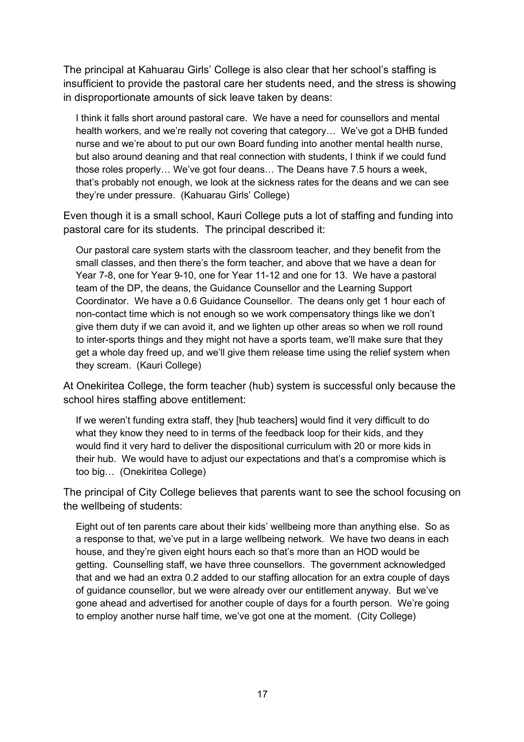The principal at Kahuarau Girls' College is also clear that her school's staffing is insufficient to provide the pastoral care her students need, and the stress is showing in disproportionate amounts of sick leave taken by deans:

> I think it falls short around pastoral care. We have a need for counsellors and mental health workers, and we're really not covering that category… We've got a DHB funded nurse and we're about to put our own Board funding into another mental health nurse, but also around deaning and that real connection with students, I think if we could fund those roles properly… We've got four deans… The Deans have 7.5 hours a week, that's probably not enough, we look at the sickness rates for the deans and we can see they're under pressure. (Kahuarau Girls' College)

Even though it is a small school, Kauri College puts a lot of staffing and funding into pastoral care for its students. The principal described it:

> Our pastoral care system starts with the classroom teacher, and they benefit from the small classes, and then there's the form teacher, and above that we have a dean for Year 7-8, one for Year 9-10, one for Year 11-12 and one for 13. We have a pastoral team of the DP, the deans, the Guidance Counsellor and the Learning Support Coordinator. We have a 0.6 Guidance Counsellor. The deans only get 1 hour each of non-contact time which is not enough so we work compensatory things like we don't give them duty if we can avoid it, and we lighten up other areas so when we roll round to inter-sports things and they might not have a sports team, we'll make sure that they get a whole day freed up, and we'll give them release time using the relief system when they scream. (Kauri College)

At Onekiritea College, the form teacher (hub) system is successful only because the school hires staffing above entitlement:

> If we weren't funding extra staff, they [hub teachers] would find it very difficult to do what they know they need to in terms of the feedback loop for their kids, and they would find it very hard to deliver the dispositional curriculum with 20 or more kids in their hub. We would have to adjust our expectations and that's a compromise which is too big… (Onekiritea College)

The principal of City College believes that parents want to see the school focusing on the wellbeing of students:

> Eight out of ten parents care about their kids' wellbeing more than anything else. So as a response to that, we've put in a large wellbeing network. We have two deans in each house, and they're given eight hours each so that's more than an HOD would be getting. Counselling staff, we have three counsellors. The government acknowledged that and we had an extra 0.2 added to our staffing allocation for an extra couple of days of guidance counsellor, but we were already over our entitlement anyway. But we've gone ahead and advertised for another couple of days for a fourth person. We're going to employ another nurse half time, we've got one at the moment. (City College)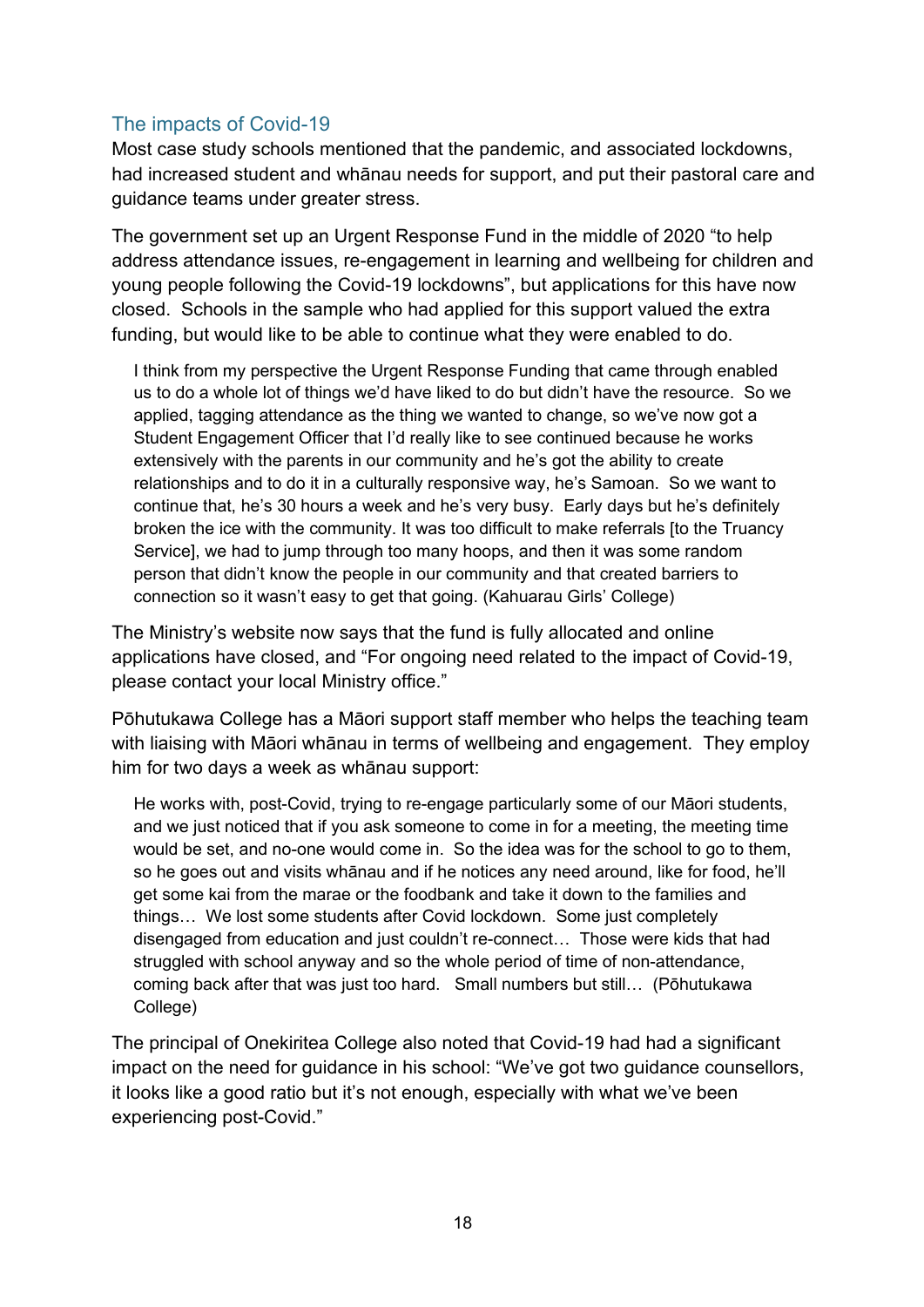## The impacts of Covid-19

Most case study schools mentioned that the pandemic, and associated lockdowns, had increased student and whānau needs for support, and put their pastoral care and guidance teams under greater stress.

The government set up an Urgent Response Fund in the middle of 2020 "to help address attendance issues, re-engagement in learning and wellbeing for children and young people following the Covid-19 lockdowns", but applications for this have now closed. Schools in the sample who had applied for this support valued the extra funding, but would like to be able to continue what they were enabled to do.

> I think from my perspective the Urgent Response Funding that came through enabled us to do a whole lot of things we'd have liked to do but didn't have the resource. So we applied, tagging attendance as the thing we wanted to change, so we've now got a Student Engagement Officer that I'd really like to see continued because he works extensively with the parents in our community and he's got the ability to create relationships and to do it in a culturally responsive way, he's Samoan. So we want to continue that, he's 30 hours a week and he's very busy. Early days but he's definitely broken the ice with the community. It was too difficult to make referrals [to the Truancy Service], we had to jump through too many hoops, and then it was some random person that didn't know the people in our community and that created barriers to connection so it wasn't easy to get that going. (Kahuarau Girls' College)

The Ministry's website now says that the fund is fully allocated and online applications have closed, and "For ongoing need related to the impact of Covid-19, please contact your local Ministry office."

Pōhutukawa College has a Māori support staff member who helps the teaching team with liaising with Māori whānau in terms of wellbeing and engagement. They employ him for two days a week as whānau support:

> He works with, post-Covid, trying to re-engage particularly some of our Māori students, and we just noticed that if you ask someone to come in for a meeting, the meeting time would be set, and no-one would come in. So the idea was for the school to go to them, so he goes out and visits whānau and if he notices any need around, like for food, he'll get some kai from the marae or the foodbank and take it down to the families and things… We lost some students after Covid lockdown. Some just completely disengaged from education and just couldn't re-connect… Those were kids that had struggled with school anyway and so the whole period of time of non-attendance, coming back after that was just too hard. Small numbers but still… (Pōhutukawa College)

The principal of Onekiritea College also noted that Covid-19 had had a significant impact on the need for guidance in his school: "We've got two guidance counsellors, it looks like a good ratio but it's not enough, especially with what we've been experiencing post-Covid."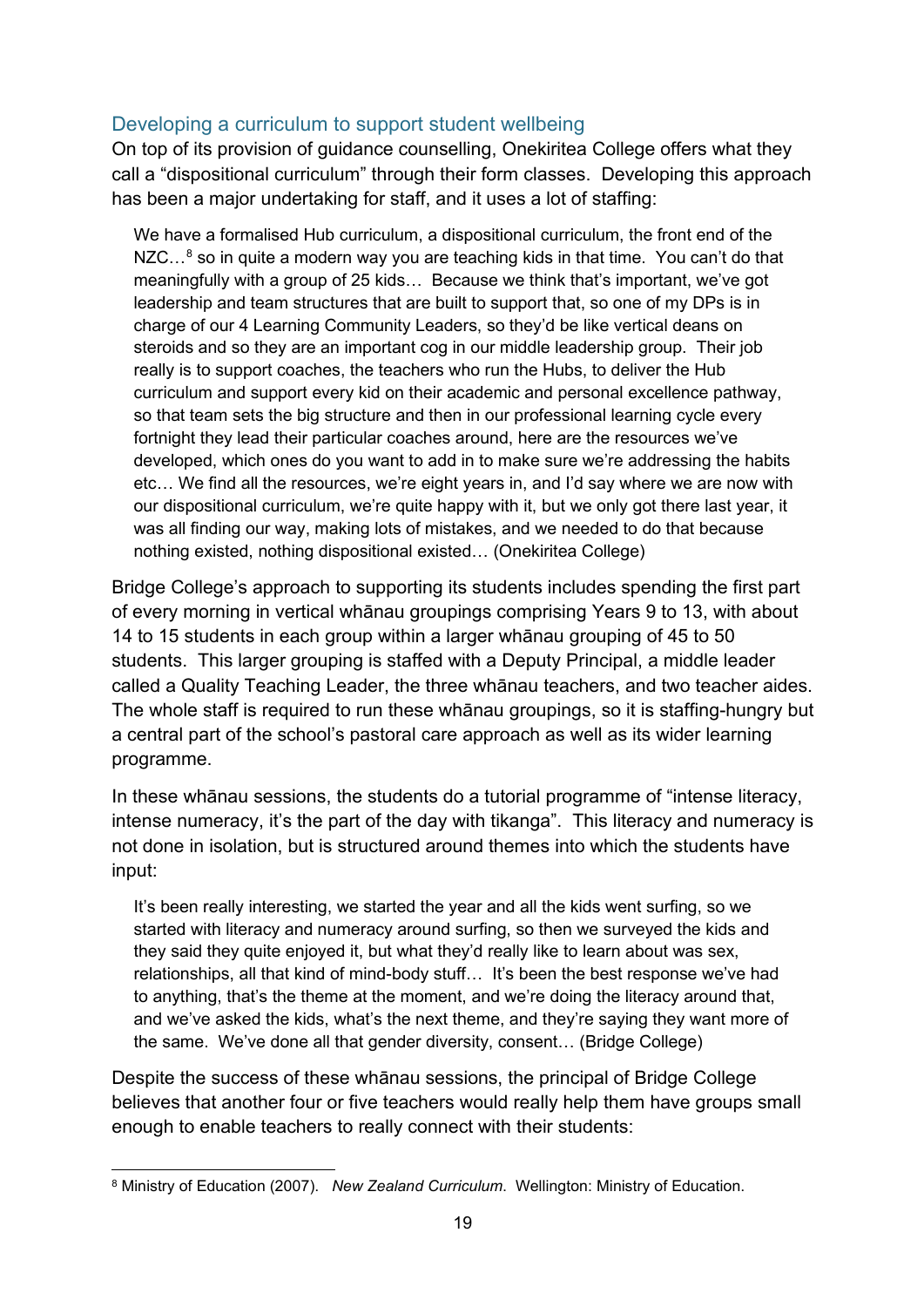### Developing a curriculum to support student wellbeing

On top of its provision of guidance counselling, Onekiritea College offers what they call a "dispositional curriculum" through their form classes. Developing this approach has been a major undertaking for staff, and it uses a lot of staffing:

> We have a formalised Hub curriculum, a dispositional curriculum, the front end of the NZC…[8] so in quite a modern way you are teaching kids in that time. You can't do that meaningfully with a group of 25 kids… Because we think that's important, we've got leadership and team structures that are built to support that, so one of my DPs is in charge of our 4 Learning Community Leaders, so they'd be like vertical deans on steroids and so they are an important cog in our middle leadership group. Their job really is to support coaches, the teachers who run the Hubs, to deliver the Hub curriculum and support every kid on their academic and personal excellence pathway, so that team sets the big structure and then in our professional learning cycle every fortnight they lead their particular coaches around, here are the resources we've developed, which ones do you want to add in to make sure we're addressing the habits etc… We find all the resources, we're eight years in, and I'd say where we are now with our dispositional curriculum, we're quite happy with it, but we only got there last year, it was all finding our way, making lots of mistakes, and we needed to do that because nothing existed, nothing dispositional existed… (Onekiritea College)

Bridge College's approach to supporting its students includes spending the first part of every morning in vertical whānau groupings comprising Years 9 to 13, with about 14 to 15 students in each group within a larger whānau grouping of 45 to 50 students. This larger grouping is staffed with a Deputy Principal, a middle leader called a Quality Teaching Leader, the three whānau teachers, and two teacher aides. The whole staff is required to run these whānau groupings, so it is staffing-hungry but a central part of the school's pastoral care approach as well as its wider learning programme.

In these whānau sessions, the students do a tutorial programme of "intense literacy, intense numeracy, it's the part of the day with tikanga". This literacy and numeracy is not done in isolation, but is structured around themes into which the students have input:

> It's been really interesting, we started the year and all the kids went surfing, so we started with literacy and numeracy around surfing, so then we surveyed the kids and they said they quite enjoyed it, but what they'd really like to learn about was sex, relationships, all that kind of mind-body stuff… It's been the best response we've had to anything, that's the theme at the moment, and we're doing the literacy around that, and we've asked the kids, what's the next theme, and they're saying they want more of the same. We've done all that gender diversity, consent… (Bridge College)

Despite the success of these whānau sessions, the principal of Bridge College believes that another four or five teachers would really help them have groups small enough to enable teachers to really connect with their students:

---

[8] Ministry of Education (2007). *New Zealand Curriculum*. Wellington: Ministry of Education.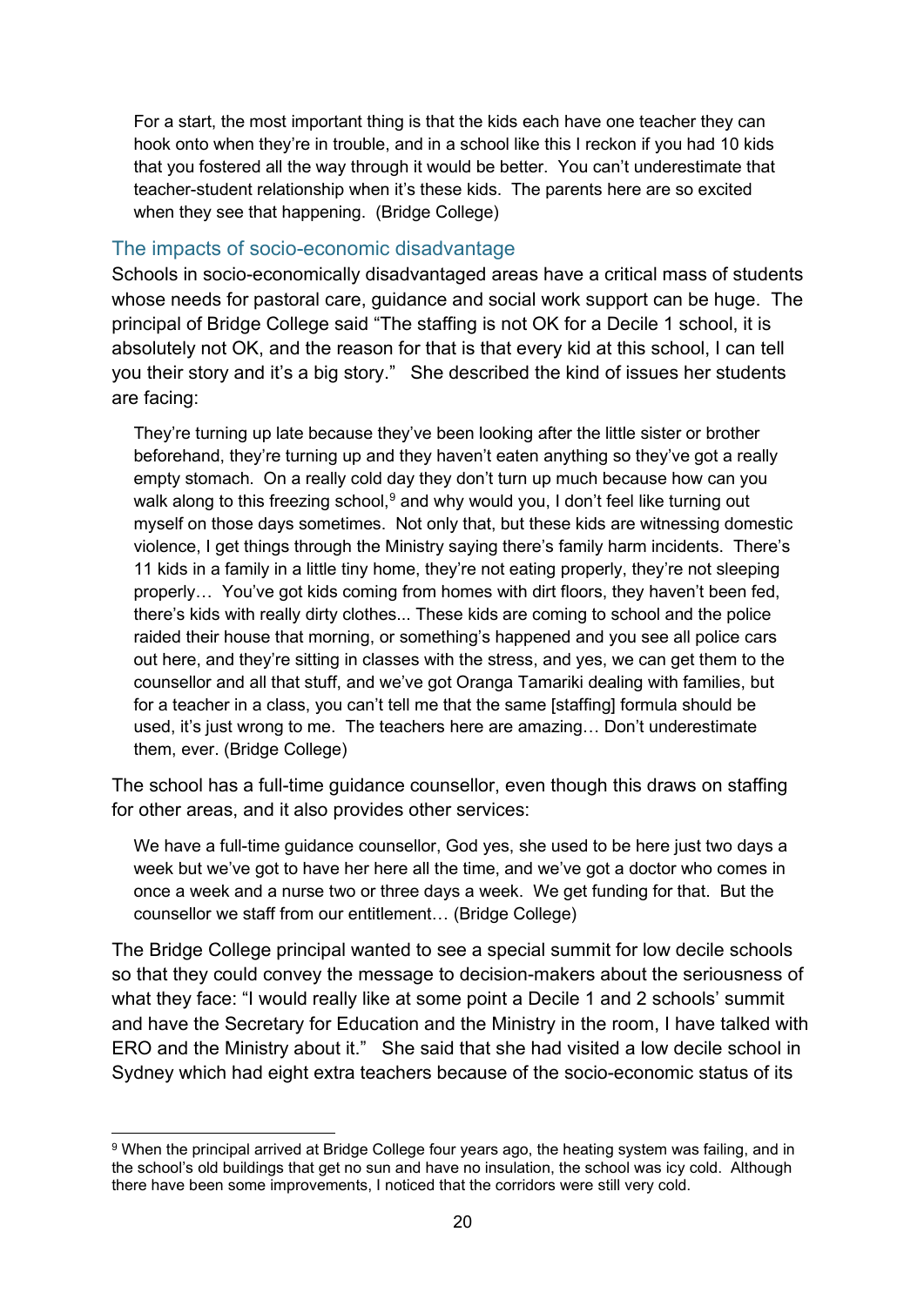> For a start, the most important thing is that the kids each have one teacher they can hook onto when they're in trouble, and in a school like this I reckon if you had 10 kids that you fostered all the way through it would be better. You can't underestimate that teacher-student relationship when it's these kids. The parents here are so excited when they see that happening. (Bridge College)

### The impacts of socio-economic disadvantage

Schools in socio-economically disadvantaged areas have a critical mass of students whose needs for pastoral care, guidance and social work support can be huge. The principal of Bridge College said "The staffing is not OK for a Decile 1 school, it is absolutely not OK, and the reason for that is that every kid at this school, I can tell you their story and it's a big story." She described the kind of issues her students are facing:

> They're turning up late because they've been looking after the little sister or brother beforehand, they're turning up and they haven't eaten anything so they've got a really empty stomach. On a really cold day they don't turn up much because how can you walk along to this freezing school,[9] and why would you, I don't feel like turning out myself on those days sometimes. Not only that, but these kids are witnessing domestic violence, I get things through the Ministry saying there's family harm incidents. There's 11 kids in a family in a little tiny home, they're not eating properly, they're not sleeping properly… You've got kids coming from homes with dirt floors, they haven't been fed, there's kids with really dirty clothes... These kids are coming to school and the police raided their house that morning, or something's happened and you see all police cars out here, and they're sitting in classes with the stress, and yes, we can get them to the counsellor and all that stuff, and we've got Oranga Tamariki dealing with families, but for a teacher in a class, you can't tell me that the same [staffing] formula should be used, it's just wrong to me. The teachers here are amazing… Don't underestimate them, ever. (Bridge College)

The school has a full-time guidance counsellor, even though this draws on staffing for other areas, and it also provides other services:

> We have a full-time guidance counsellor, God yes, she used to be here just two days a week but we've got to have her here all the time, and we've got a doctor who comes in once a week and a nurse two or three days a week. We get funding for that. But the counsellor we staff from our entitlement… (Bridge College)

The Bridge College principal wanted to see a special summit for low decile schools so that they could convey the message to decision-makers about the seriousness of what they face: "I would really like at some point a Decile 1 and 2 schools' summit and have the Secretary for Education and the Ministry in the room, I have talked with ERO and the Ministry about it." She said that she had visited a low decile school in Sydney which had eight extra teachers because of the socio-economic status of its

---

[9] When the principal arrived at Bridge College four years ago, the heating system was failing, and in the school's old buildings that get no sun and have no insulation, the school was icy cold. Although there have been some improvements, I noticed that the corridors were still very cold.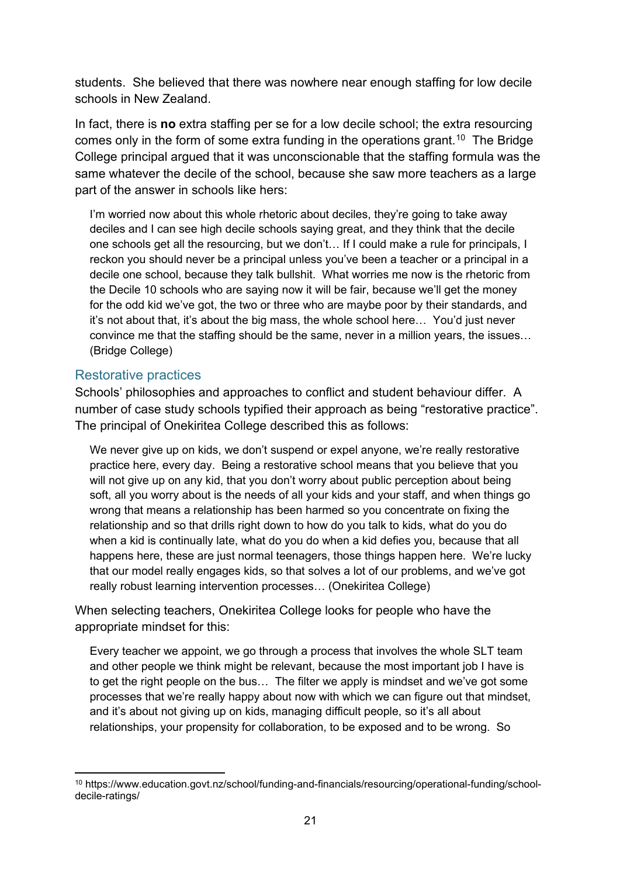students. She believed that there was nowhere near enough staffing for low decile schools in New Zealand.

In fact, there is **no** extra staffing per se for a low decile school; the extra resourcing comes only in the form of some extra funding in the operations grant.[10] The Bridge College principal argued that it was unconscionable that the staffing formula was the same whatever the decile of the school, because she saw more teachers as a large part of the answer in schools like hers:

> I'm worried now about this whole rhetoric about deciles, they're going to take away deciles and I can see high decile schools saying great, and they think that the decile one schools get all the resourcing, but we don't… If I could make a rule for principals, I reckon you should never be a principal unless you've been a teacher or a principal in a decile one school, because they talk bullshit. What worries me now is the rhetoric from the Decile 10 schools who are saying now it will be fair, because we'll get the money for the odd kid we've got, the two or three who are maybe poor by their standards, and it's not about that, it's about the big mass, the whole school here… You'd just never convince me that the staffing should be the same, never in a million years, the issues… (Bridge College)

### Restorative practices

Schools' philosophies and approaches to conflict and student behaviour differ. A number of case study schools typified their approach as being "restorative practice". The principal of Onekiritea College described this as follows:

> We never give up on kids, we don't suspend or expel anyone, we're really restorative practice here, every day. Being a restorative school means that you believe that you will not give up on any kid, that you don't worry about public perception about being soft, all you worry about is the needs of all your kids and your staff, and when things go wrong that means a relationship has been harmed so you concentrate on fixing the relationship and so that drills right down to how do you talk to kids, what do you do when a kid is continually late, what do you do when a kid defies you, because that all happens here, these are just normal teenagers, those things happen here. We're lucky that our model really engages kids, so that solves a lot of our problems, and we've got really robust learning intervention processes… (Onekiritea College)

When selecting teachers, Onekiritea College looks for people who have the appropriate mindset for this:

> Every teacher we appoint, we go through a process that involves the whole SLT team and other people we think might be relevant, because the most important job I have is to get the right people on the bus… The filter we apply is mindset and we've got some processes that we're really happy about now with which we can figure out that mindset, and it's about not giving up on kids, managing difficult people, so it's all about relationships, your propensity for collaboration, to be exposed and to be wrong. So

[10] https://www.education.govt.nz/school/funding-and-financials/resourcing/operational-funding/school-decile-ratings/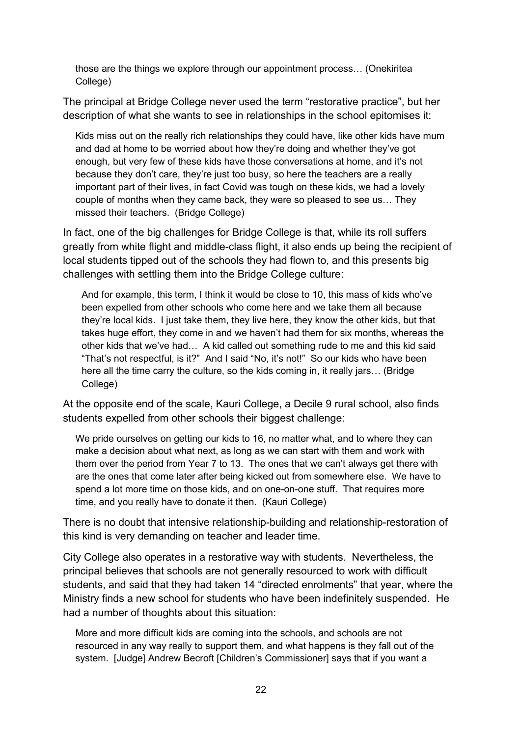> those are the things we explore through our appointment process… (Onekiritea College)

The principal at Bridge College never used the term "restorative practice", but her description of what she wants to see in relationships in the school epitomises it:

> Kids miss out on the really rich relationships they could have, like other kids have mum and dad at home to be worried about how they're doing and whether they've got enough, but very few of these kids have those conversations at home, and it's not because they don't care, they're just too busy, so here the teachers are a really important part of their lives, in fact Covid was tough on these kids, we had a lovely couple of months when they came back, they were so pleased to see us… They missed their teachers. (Bridge College)

In fact, one of the big challenges for Bridge College is that, while its roll suffers greatly from white flight and middle-class flight, it also ends up being the recipient of local students tipped out of the schools they had flown to, and this presents big challenges with settling them into the Bridge College culture:

> And for example, this term, I think it would be close to 10, this mass of kids who've been expelled from other schools who come here and we take them all because they're local kids. I just take them, they live here, they know the other kids, but that takes huge effort, they come in and we haven't had them for six months, whereas the other kids that we've had… A kid called out something rude to me and this kid said "That's not respectful, is it?" And I said "No, it's not!" So our kids who have been here all the time carry the culture, so the kids coming in, it really jars… (Bridge College)

At the opposite end of the scale, Kauri College, a Decile 9 rural school, also finds students expelled from other schools their biggest challenge:

> We pride ourselves on getting our kids to 16, no matter what, and to where they can make a decision about what next, as long as we can start with them and work with them over the period from Year 7 to 13. The ones that we can't always get there with are the ones that come later after being kicked out from somewhere else. We have to spend a lot more time on those kids, and on one-on-one stuff. That requires more time, and you really have to donate it then. (Kauri College)

There is no doubt that intensive relationship-building and relationship-restoration of this kind is very demanding on teacher and leader time.

City College also operates in a restorative way with students. Nevertheless, the principal believes that schools are not generally resourced to work with difficult students, and said that they had taken 14 "directed enrolments" that year, where the Ministry finds a new school for students who have been indefinitely suspended. He had a number of thoughts about this situation:

> More and more difficult kids are coming into the schools, and schools are not resourced in any way really to support them, and what happens is they fall out of the system. [Judge] Andrew Becroft [Children's Commissioner] says that if you want a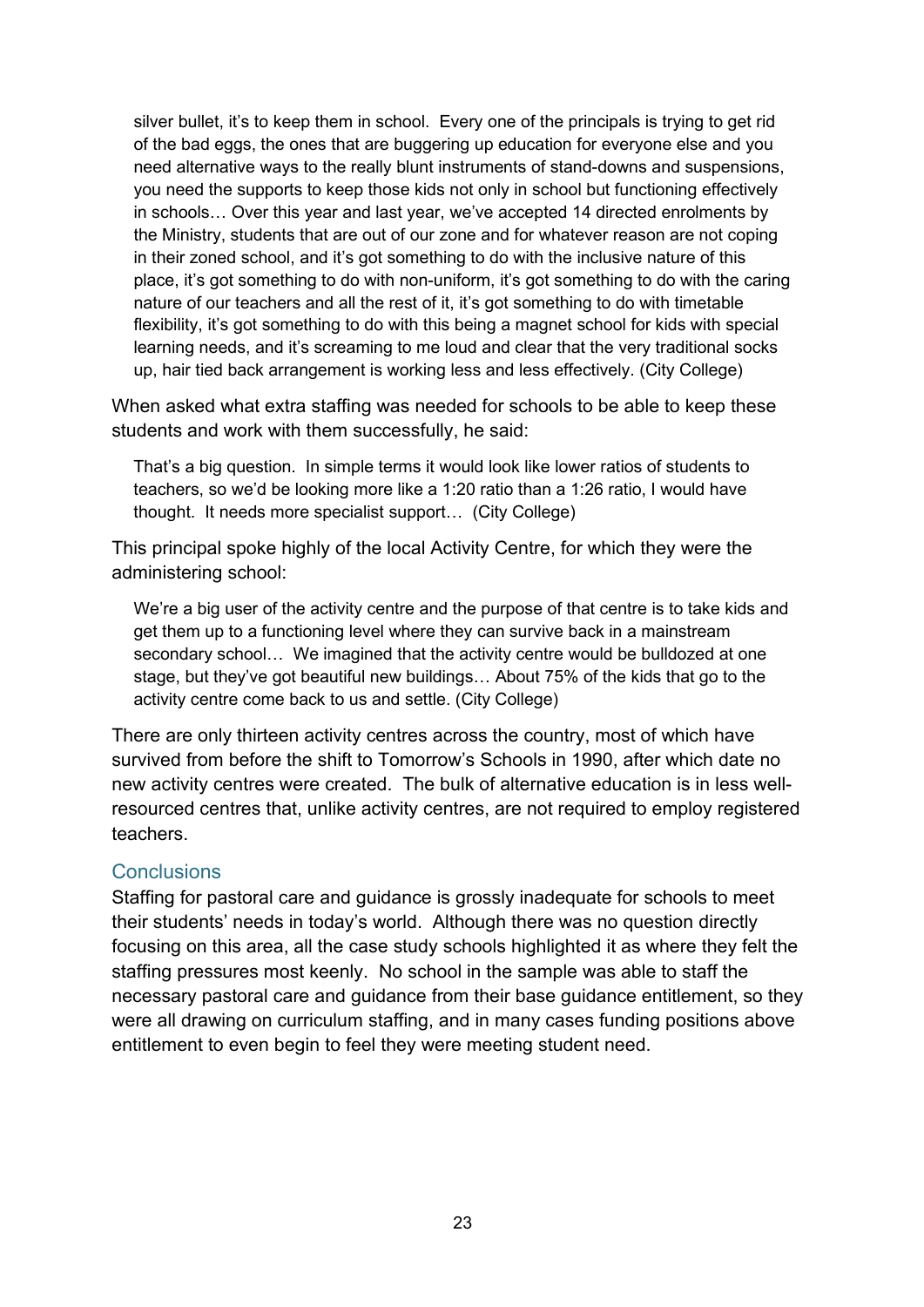> silver bullet, it's to keep them in school. Every one of the principals is trying to get rid of the bad eggs, the ones that are buggering up education for everyone else and you need alternative ways to the really blunt instruments of stand-downs and suspensions, you need the supports to keep those kids not only in school but functioning effectively in schools… Over this year and last year, we've accepted 14 directed enrolments by the Ministry, students that are out of our zone and for whatever reason are not coping in their zoned school, and it's got something to do with the inclusive nature of this place, it's got something to do with non-uniform, it's got something to do with the caring nature of our teachers and all the rest of it, it's got something to do with timetable flexibility, it's got something to do with this being a magnet school for kids with special learning needs, and it's screaming to me loud and clear that the very traditional socks up, hair tied back arrangement is working less and less effectively. (City College)

When asked what extra staffing was needed for schools to be able to keep these students and work with them successfully, he said:

> That's a big question. In simple terms it would look like lower ratios of students to teachers, so we'd be looking more like a 1:20 ratio than a 1:26 ratio, I would have thought. It needs more specialist support… (City College)

This principal spoke highly of the local Activity Centre, for which they were the administering school:

> We're a big user of the activity centre and the purpose of that centre is to take kids and get them up to a functioning level where they can survive back in a mainstream secondary school… We imagined that the activity centre would be bulldozed at one stage, but they've got beautiful new buildings… About 75% of the kids that go to the activity centre come back to us and settle. (City College)

There are only thirteen activity centres across the country, most of which have survived from before the shift to Tomorrow's Schools in 1990, after which date no new activity centres were created. The bulk of alternative education is in less well-resourced centres that, unlike activity centres, are not required to employ registered teachers.

### Conclusions

Staffing for pastoral care and guidance is grossly inadequate for schools to meet their students' needs in today's world. Although there was no question directly focusing on this area, all the case study schools highlighted it as where they felt the staffing pressures most keenly. No school in the sample was able to staff the necessary pastoral care and guidance from their base guidance entitlement, so they were all drawing on curriculum staffing, and in many cases funding positions above entitlement to even begin to feel they were meeting student need.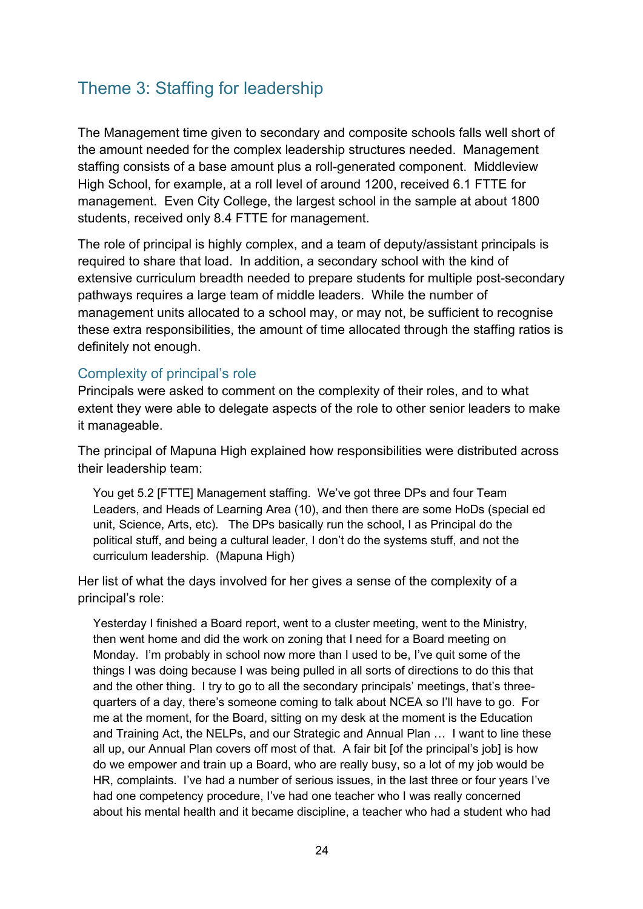## Theme 3: Staffing for leadership

The Management time given to secondary and composite schools falls well short of the amount needed for the complex leadership structures needed. Management staffing consists of a base amount plus a roll-generated component. Middleview High School, for example, at a roll level of around 1200, received 6.1 FTTE for management. Even City College, the largest school in the sample at about 1800 students, received only 8.4 FTTE for management.

The role of principal is highly complex, and a team of deputy/assistant principals is required to share that load. In addition, a secondary school with the kind of extensive curriculum breadth needed to prepare students for multiple post-secondary pathways requires a large team of middle leaders. While the number of management units allocated to a school may, or may not, be sufficient to recognise these extra responsibilities, the amount of time allocated through the staffing ratios is definitely not enough.

### Complexity of principal's role

Principals were asked to comment on the complexity of their roles, and to what extent they were able to delegate aspects of the role to other senior leaders to make it manageable.

The principal of Mapuna High explained how responsibilities were distributed across their leadership team:

> You get 5.2 [FTTE] Management staffing. We've got three DPs and four Team Leaders, and Heads of Learning Area (10), and then there are some HoDs (special ed unit, Science, Arts, etc). The DPs basically run the school, I as Principal do the political stuff, and being a cultural leader, I don't do the systems stuff, and not the curriculum leadership. (Mapuna High)

Her list of what the days involved for her gives a sense of the complexity of a principal's role:

> Yesterday I finished a Board report, went to a cluster meeting, went to the Ministry, then went home and did the work on zoning that I need for a Board meeting on Monday. I'm probably in school now more than I used to be, I've quit some of the things I was doing because I was being pulled in all sorts of directions to do this that and the other thing. I try to go to all the secondary principals' meetings, that's three-quarters of a day, there's someone coming to talk about NCEA so I'll have to go. For me at the moment, for the Board, sitting on my desk at the moment is the Education and Training Act, the NELPs, and our Strategic and Annual Plan … I want to line these all up, our Annual Plan covers off most of that. A fair bit [of the principal's job] is how do we empower and train up a Board, who are really busy, so a lot of my job would be HR, complaints. I've had a number of serious issues, in the last three or four years I've had one competency procedure, I've had one teacher who I was really concerned about his mental health and it became discipline, a teacher who had a student who had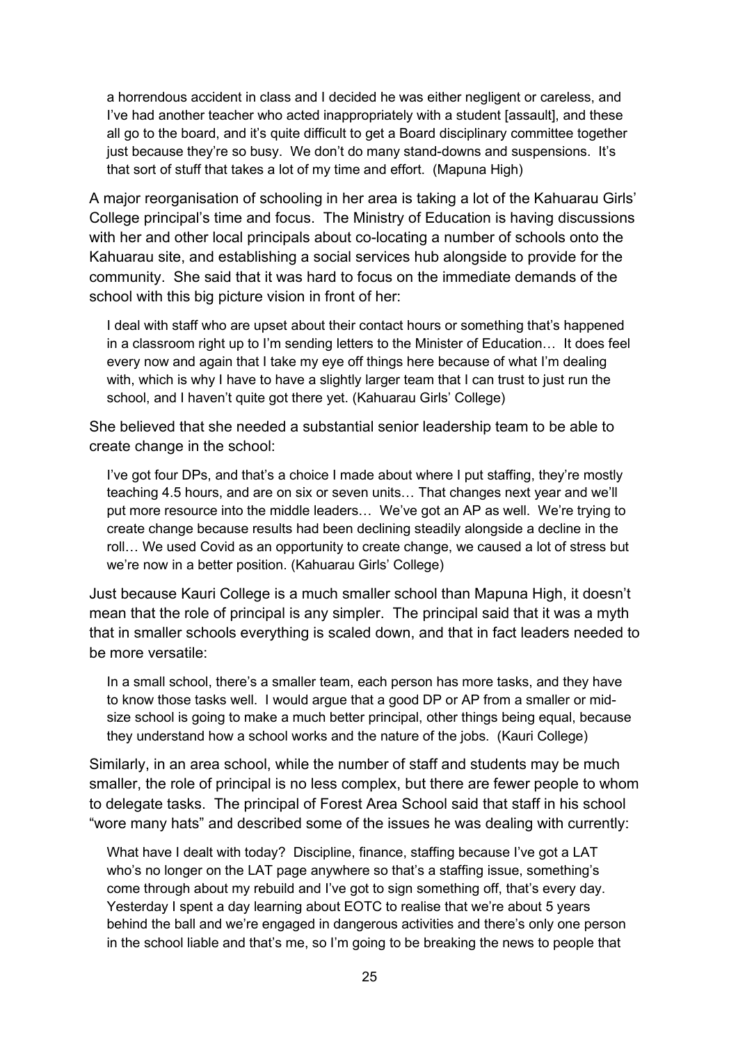> a horrendous accident in class and I decided he was either negligent or careless, and I've had another teacher who acted inappropriately with a student [assault], and these all go to the board, and it's quite difficult to get a Board disciplinary committee together just because they're so busy. We don't do many stand-downs and suspensions. It's that sort of stuff that takes a lot of my time and effort. (Mapuna High)

A major reorganisation of schooling in her area is taking a lot of the Kahuarau Girls' College principal's time and focus. The Ministry of Education is having discussions with her and other local principals about co-locating a number of schools onto the Kahuarau site, and establishing a social services hub alongside to provide for the community. She said that it was hard to focus on the immediate demands of the school with this big picture vision in front of her:

> I deal with staff who are upset about their contact hours or something that's happened in a classroom right up to I'm sending letters to the Minister of Education… It does feel every now and again that I take my eye off things here because of what I'm dealing with, which is why I have to have a slightly larger team that I can trust to just run the school, and I haven't quite got there yet. (Kahuarau Girls' College)

She believed that she needed a substantial senior leadership team to be able to create change in the school:

> I've got four DPs, and that's a choice I made about where I put staffing, they're mostly teaching 4.5 hours, and are on six or seven units… That changes next year and we'll put more resource into the middle leaders… We've got an AP as well. We're trying to create change because results had been declining steadily alongside a decline in the roll… We used Covid as an opportunity to create change, we caused a lot of stress but we're now in a better position. (Kahuarau Girls' College)

Just because Kauri College is a much smaller school than Mapuna High, it doesn't mean that the role of principal is any simpler. The principal said that it was a myth that in smaller schools everything is scaled down, and that in fact leaders needed to be more versatile:

> In a small school, there's a smaller team, each person has more tasks, and they have to know those tasks well. I would argue that a good DP or AP from a smaller or mid-size school is going to make a much better principal, other things being equal, because they understand how a school works and the nature of the jobs. (Kauri College)

Similarly, in an area school, while the number of staff and students may be much smaller, the role of principal is no less complex, but there are fewer people to whom to delegate tasks. The principal of Forest Area School said that staff in his school "wore many hats" and described some of the issues he was dealing with currently:

> What have I dealt with today? Discipline, finance, staffing because I've got a LAT who's no longer on the LAT page anywhere so that's a staffing issue, something's come through about my rebuild and I've got to sign something off, that's every day. Yesterday I spent a day learning about EOTC to realise that we're about 5 years behind the ball and we're engaged in dangerous activities and there's only one person in the school liable and that's me, so I'm going to be breaking the news to people that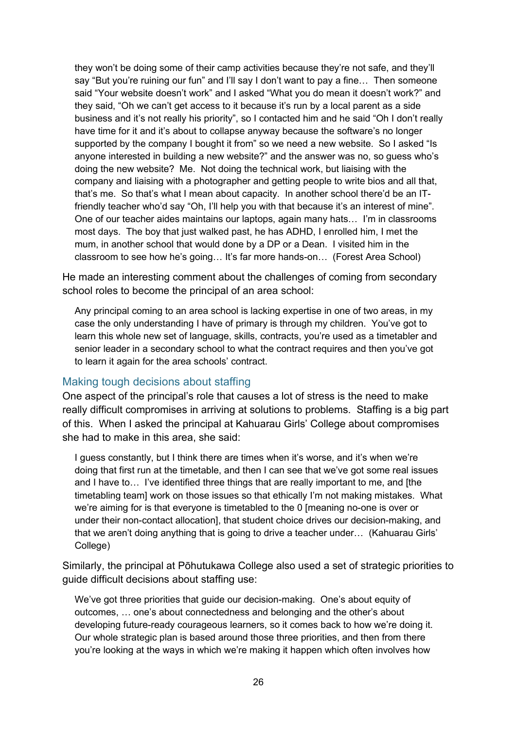> they won't be doing some of their camp activities because they're not safe, and they'll say "But you're ruining our fun" and I'll say I don't want to pay a fine… Then someone said "Your website doesn't work" and I asked "What you do mean it doesn't work?" and they said, "Oh we can't get access to it because it's run by a local parent as a side business and it's not really his priority", so I contacted him and he said "Oh I don't really have time for it and it's about to collapse anyway because the software's no longer supported by the company I bought it from" so we need a new website. So I asked "Is anyone interested in building a new website?" and the answer was no, so guess who's doing the new website? Me. Not doing the technical work, but liaising with the company and liaising with a photographer and getting people to write bios and all that, that's me. So that's what I mean about capacity. In another school there'd be an IT-friendly teacher who'd say "Oh, I'll help you with that because it's an interest of mine". One of our teacher aides maintains our laptops, again many hats… I'm in classrooms most days. The boy that just walked past, he has ADHD, I enrolled him, I met the mum, in another school that would done by a DP or a Dean. I visited him in the classroom to see how he's going… It's far more hands-on… (Forest Area School)

He made an interesting comment about the challenges of coming from secondary school roles to become the principal of an area school:

> Any principal coming to an area school is lacking expertise in one of two areas, in my case the only understanding I have of primary is through my children. You've got to learn this whole new set of language, skills, contracts, you're used as a timetabler and senior leader in a secondary school to what the contract requires and then you've got to learn it again for the area schools' contract.

### Making tough decisions about staffing

One aspect of the principal's role that causes a lot of stress is the need to make really difficult compromises in arriving at solutions to problems. Staffing is a big part of this. When I asked the principal at Kahuarau Girls' College about compromises she had to make in this area, she said:

> I guess constantly, but I think there are times when it's worse, and it's when we're doing that first run at the timetable, and then I can see that we've got some real issues and I have to… I've identified three things that are really important to me, and [the timetabling team] work on those issues so that ethically I'm not making mistakes. What we're aiming for is that everyone is timetabled to the 0 [meaning no-one is over or under their non-contact allocation], that student choice drives our decision-making, and that we aren't doing anything that is going to drive a teacher under… (Kahuarau Girls' College)

Similarly, the principal at Pōhutukawa College also used a set of strategic priorities to guide difficult decisions about staffing use:

> We've got three priorities that guide our decision-making. One's about equity of outcomes, … one's about connectedness and belonging and the other's about developing future-ready courageous learners, so it comes back to how we're doing it. Our whole strategic plan is based around those three priorities, and then from there you're looking at the ways in which we're making it happen which often involves how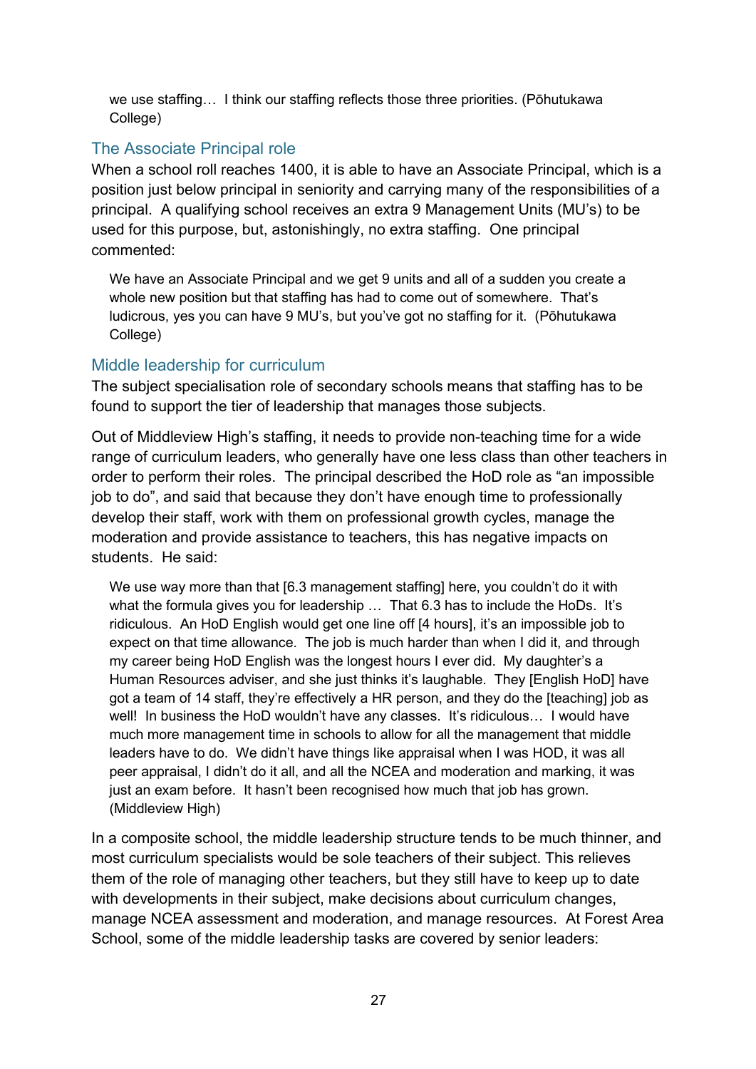> we use staffing… I think our staffing reflects those three priorities. (Pōhutukawa College)

### The Associate Principal role

When a school roll reaches 1400, it is able to have an Associate Principal, which is a position just below principal in seniority and carrying many of the responsibilities of a principal. A qualifying school receives an extra 9 Management Units (MU's) to be used for this purpose, but, astonishingly, no extra staffing. One principal commented:

> We have an Associate Principal and we get 9 units and all of a sudden you create a whole new position but that staffing has had to come out of somewhere. That's ludicrous, yes you can have 9 MU's, but you've got no staffing for it. (Pōhutukawa College)

### Middle leadership for curriculum

The subject specialisation role of secondary schools means that staffing has to be found to support the tier of leadership that manages those subjects.

Out of Middleview High's staffing, it needs to provide non-teaching time for a wide range of curriculum leaders, who generally have one less class than other teachers in order to perform their roles. The principal described the HoD role as "an impossible job to do", and said that because they don't have enough time to professionally develop their staff, work with them on professional growth cycles, manage the moderation and provide assistance to teachers, this has negative impacts on students. He said:

> We use way more than that [6.3 management staffing] here, you couldn't do it with what the formula gives you for leadership … That 6.3 has to include the HoDs. It's ridiculous. An HoD English would get one line off [4 hours], it's an impossible job to expect on that time allowance. The job is much harder than when I did it, and through my career being HoD English was the longest hours I ever did. My daughter's a Human Resources adviser, and she just thinks it's laughable. They [English HoD] have got a team of 14 staff, they're effectively a HR person, and they do the [teaching] job as well! In business the HoD wouldn't have any classes. It's ridiculous… I would have much more management time in schools to allow for all the management that middle leaders have to do. We didn't have things like appraisal when I was HOD, it was all peer appraisal, I didn't do it all, and all the NCEA and moderation and marking, it was just an exam before. It hasn't been recognised how much that job has grown. (Middleview High)

In a composite school, the middle leadership structure tends to be much thinner, and most curriculum specialists would be sole teachers of their subject. This relieves them of the role of managing other teachers, but they still have to keep up to date with developments in their subject, make decisions about curriculum changes, manage NCEA assessment and moderation, and manage resources. At Forest Area School, some of the middle leadership tasks are covered by senior leaders: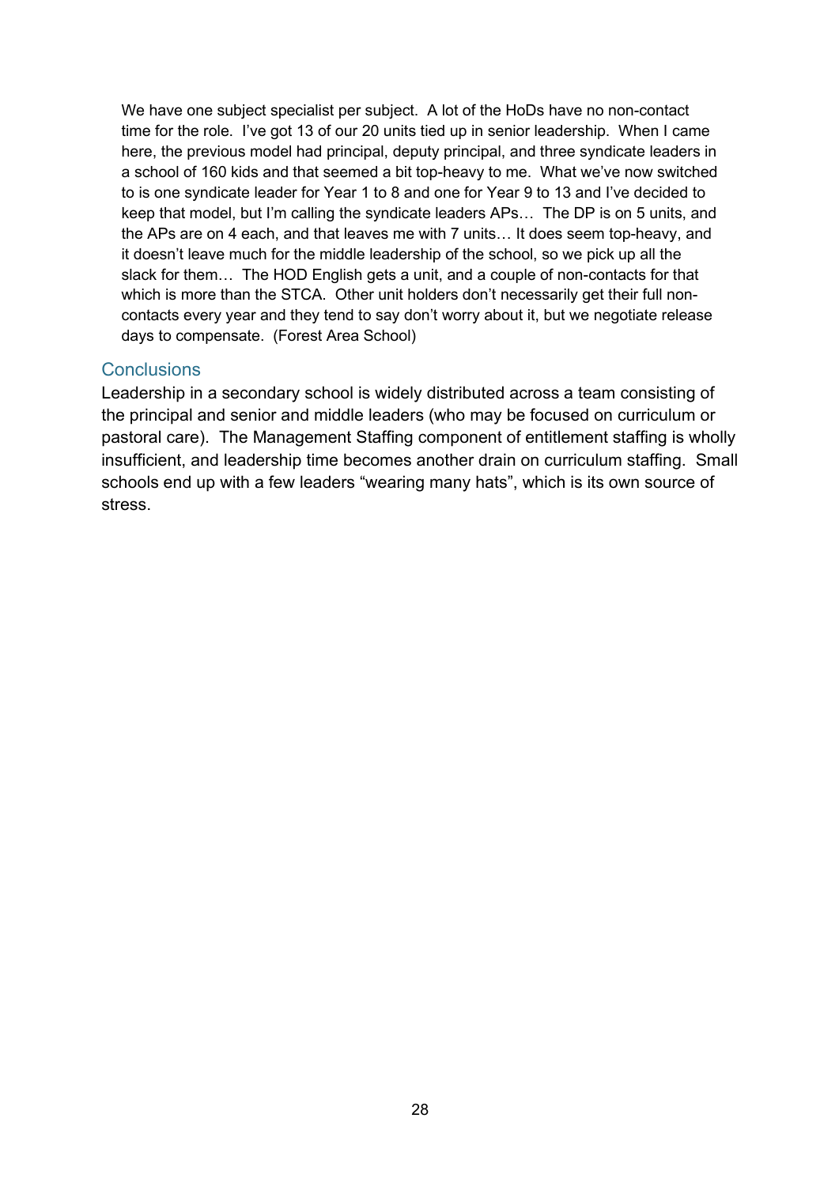> We have one subject specialist per subject. A lot of the HoDs have no non-contact time for the role. I've got 13 of our 20 units tied up in senior leadership. When I came here, the previous model had principal, deputy principal, and three syndicate leaders in a school of 160 kids and that seemed a bit top-heavy to me. What we've now switched to is one syndicate leader for Year 1 to 8 and one for Year 9 to 13 and I've decided to keep that model, but I'm calling the syndicate leaders APs… The DP is on 5 units, and the APs are on 4 each, and that leaves me with 7 units… It does seem top-heavy, and it doesn't leave much for the middle leadership of the school, so we pick up all the slack for them… The HOD English gets a unit, and a couple of non-contacts for that which is more than the STCA. Other unit holders don't necessarily get their full non-contacts every year and they tend to say don't worry about it, but we negotiate release days to compensate. (Forest Area School)

## Conclusions

Leadership in a secondary school is widely distributed across a team consisting of the principal and senior and middle leaders (who may be focused on curriculum or pastoral care). The Management Staffing component of entitlement staffing is wholly insufficient, and leadership time becomes another drain on curriculum staffing. Small schools end up with a few leaders "wearing many hats", which is its own source of stress.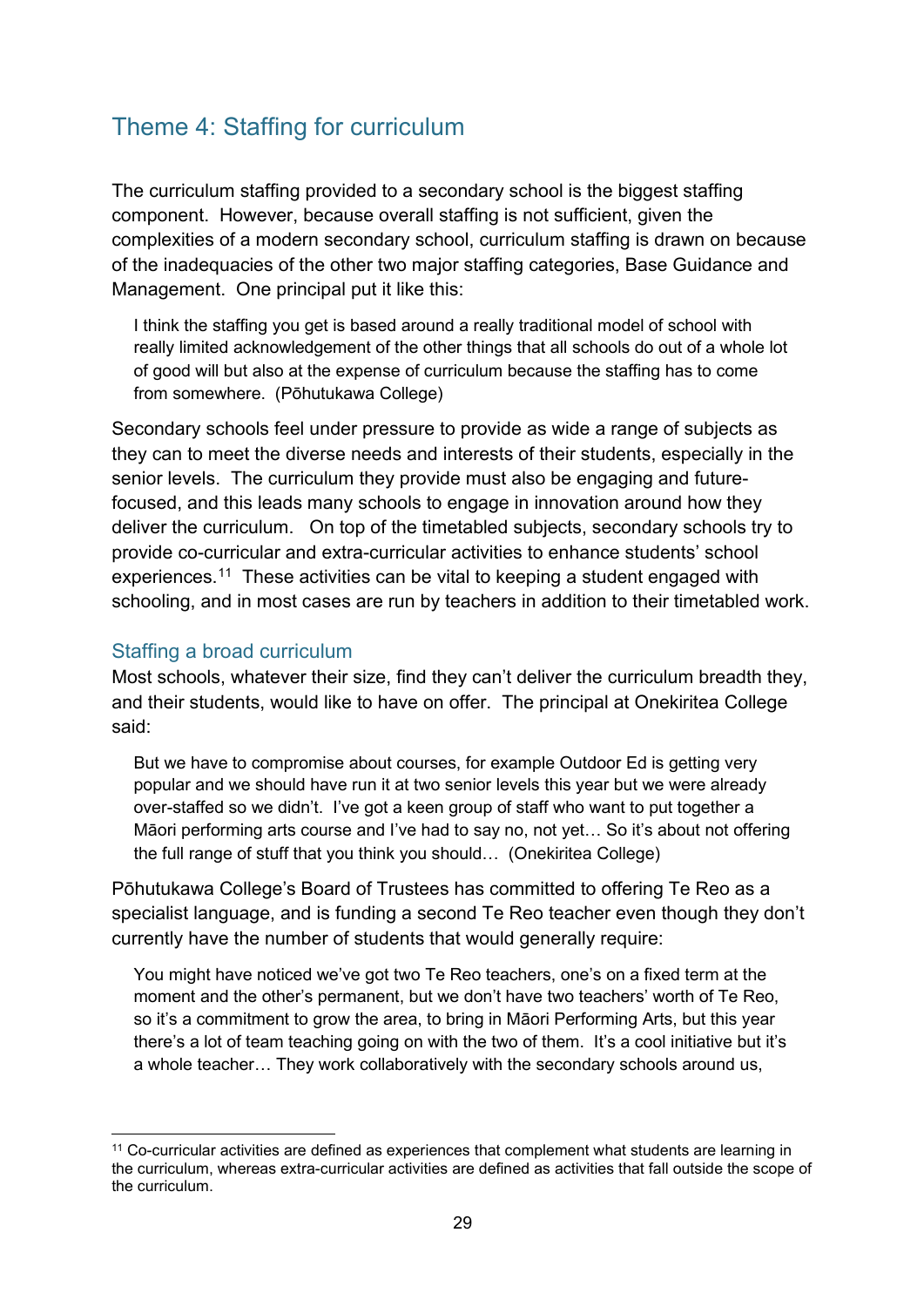## Theme 4: Staffing for curriculum

The curriculum staffing provided to a secondary school is the biggest staffing component. However, because overall staffing is not sufficient, given the complexities of a modern secondary school, curriculum staffing is drawn on because of the inadequacies of the other two major staffing categories, Base Guidance and Management. One principal put it like this:

> I think the staffing you get is based around a really traditional model of school with really limited acknowledgement of the other things that all schools do out of a whole lot of good will but also at the expense of curriculum because the staffing has to come from somewhere. (Pōhutukawa College)

Secondary schools feel under pressure to provide as wide a range of subjects as they can to meet the diverse needs and interests of their students, especially in the senior levels. The curriculum they provide must also be engaging and future-focused, and this leads many schools to engage in innovation around how they deliver the curriculum. On top of the timetabled subjects, secondary schools try to provide co-curricular and extra-curricular activities to enhance students' school experiences.[11] These activities can be vital to keeping a student engaged with schooling, and in most cases are run by teachers in addition to their timetabled work.

### Staffing a broad curriculum

Most schools, whatever their size, find they can't deliver the curriculum breadth they, and their students, would like to have on offer. The principal at Onekiritea College said:

> But we have to compromise about courses, for example Outdoor Ed is getting very popular and we should have run it at two senior levels this year but we were already over-staffed so we didn't. I've got a keen group of staff who want to put together a Māori performing arts course and I've had to say no, not yet… So it's about not offering the full range of stuff that you think you should… (Onekiritea College)

Pōhutukawa College's Board of Trustees has committed to offering Te Reo as a specialist language, and is funding a second Te Reo teacher even though they don't currently have the number of students that would generally require:

> You might have noticed we've got two Te Reo teachers, one's on a fixed term at the moment and the other's permanent, but we don't have two teachers' worth of Te Reo, so it's a commitment to grow the area, to bring in Māori Performing Arts, but this year there's a lot of team teaching going on with the two of them. It's a cool initiative but it's a whole teacher… They work collaboratively with the secondary schools around us,

---

[11] Co-curricular activities are defined as experiences that complement what students are learning in the curriculum, whereas extra-curricular activities are defined as activities that fall outside the scope of the curriculum.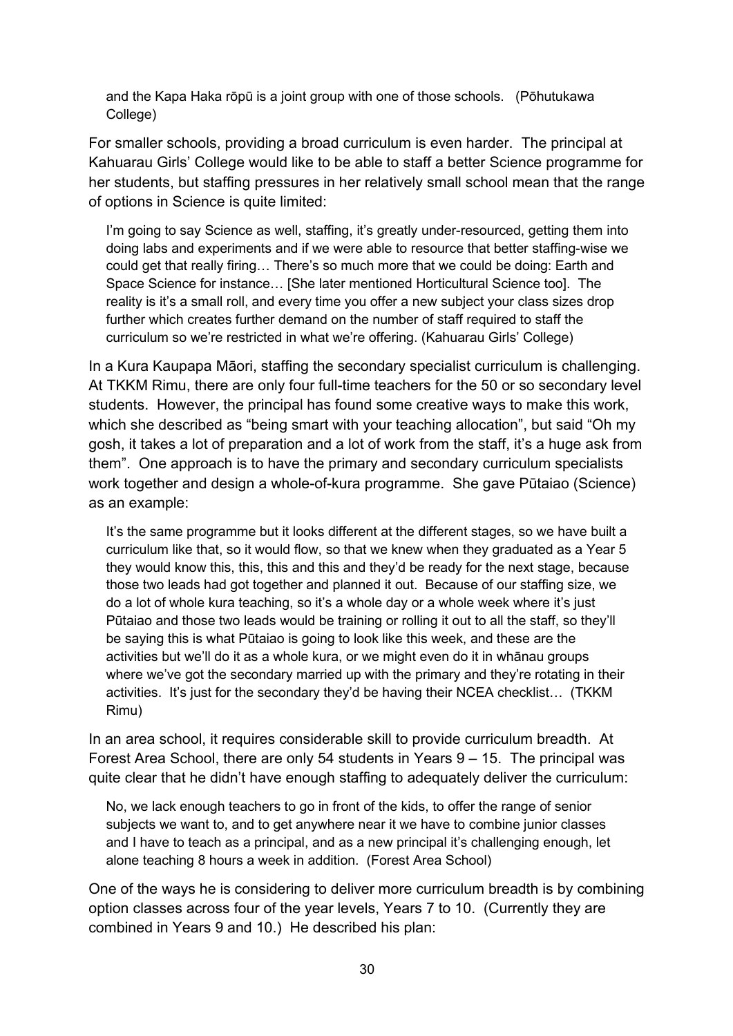> and the Kapa Haka rōpū is a joint group with one of those schools. (Pōhutukawa College)

For smaller schools, providing a broad curriculum is even harder. The principal at Kahuarau Girls' College would like to be able to staff a better Science programme for her students, but staffing pressures in her relatively small school mean that the range of options in Science is quite limited:

> I'm going to say Science as well, staffing, it's greatly under-resourced, getting them into doing labs and experiments and if we were able to resource that better staffing-wise we could get that really firing… There's so much more that we could be doing: Earth and Space Science for instance… [She later mentioned Horticultural Science too]. The reality is it's a small roll, and every time you offer a new subject your class sizes drop further which creates further demand on the number of staff required to staff the curriculum so we're restricted in what we're offering. (Kahuarau Girls' College)

In a Kura Kaupapa Māori, staffing the secondary specialist curriculum is challenging. At TKKM Rimu, there are only four full-time teachers for the 50 or so secondary level students. However, the principal has found some creative ways to make this work, which she described as "being smart with your teaching allocation", but said "Oh my gosh, it takes a lot of preparation and a lot of work from the staff, it's a huge ask from them". One approach is to have the primary and secondary curriculum specialists work together and design a whole-of-kura programme. She gave Pūtaiao (Science) as an example:

> It's the same programme but it looks different at the different stages, so we have built a curriculum like that, so it would flow, so that we knew when they graduated as a Year 5 they would know this, this, this and this and they'd be ready for the next stage, because those two leads had got together and planned it out. Because of our staffing size, we do a lot of whole kura teaching, so it's a whole day or a whole week where it's just Pūtaiao and those two leads would be training or rolling it out to all the staff, so they'll be saying this is what Pūtaiao is going to look like this week, and these are the activities but we'll do it as a whole kura, or we might even do it in whānau groups where we've got the secondary married up with the primary and they're rotating in their activities. It's just for the secondary they'd be having their NCEA checklist… (TKKM Rimu)

In an area school, it requires considerable skill to provide curriculum breadth. At Forest Area School, there are only 54 students in Years 9 – 15. The principal was quite clear that he didn't have enough staffing to adequately deliver the curriculum:

> No, we lack enough teachers to go in front of the kids, to offer the range of senior subjects we want to, and to get anywhere near it we have to combine junior classes and I have to teach as a principal, and as a new principal it's challenging enough, let alone teaching 8 hours a week in addition. (Forest Area School)

One of the ways he is considering to deliver more curriculum breadth is by combining option classes across four of the year levels, Years 7 to 10. (Currently they are combined in Years 9 and 10.) He described his plan: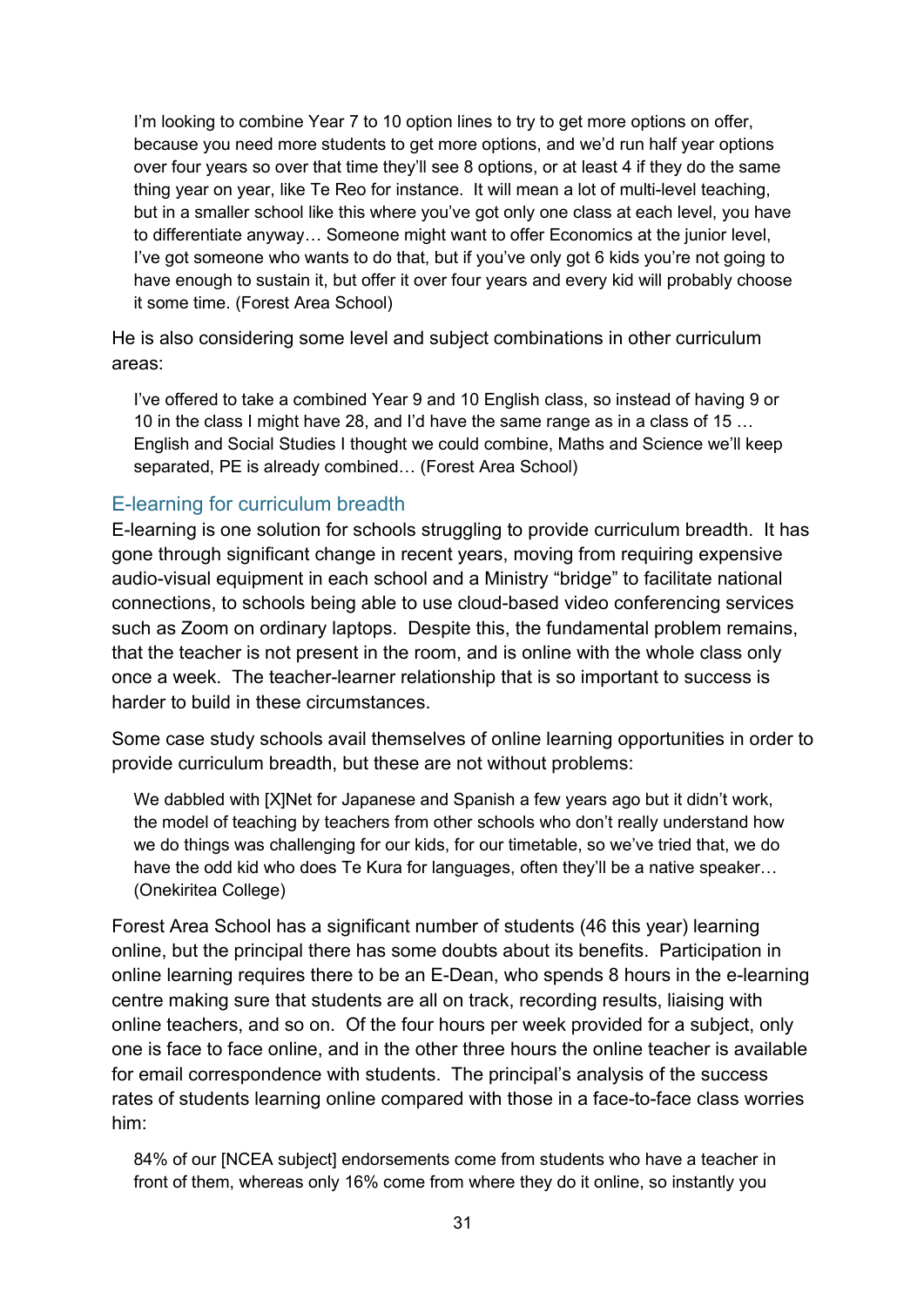> I'm looking to combine Year 7 to 10 option lines to try to get more options on offer, because you need more students to get more options, and we'd run half year options over four years so over that time they'll see 8 options, or at least 4 if they do the same thing year on year, like Te Reo for instance. It will mean a lot of multi-level teaching, but in a smaller school like this where you've got only one class at each level, you have to differentiate anyway… Someone might want to offer Economics at the junior level, I've got someone who wants to do that, but if you've only got 6 kids you're not going to have enough to sustain it, but offer it over four years and every kid will probably choose it some time. (Forest Area School)

He is also considering some level and subject combinations in other curriculum areas:

> I've offered to take a combined Year 9 and 10 English class, so instead of having 9 or 10 in the class I might have 28, and I'd have the same range as in a class of 15 … English and Social Studies I thought we could combine, Maths and Science we'll keep separated, PE is already combined… (Forest Area School)

### E-learning for curriculum breadth

E-learning is one solution for schools struggling to provide curriculum breadth. It has gone through significant change in recent years, moving from requiring expensive audio-visual equipment in each school and a Ministry "bridge" to facilitate national connections, to schools being able to use cloud-based video conferencing services such as Zoom on ordinary laptops. Despite this, the fundamental problem remains, that the teacher is not present in the room, and is online with the whole class only once a week. The teacher-learner relationship that is so important to success is harder to build in these circumstances.

Some case study schools avail themselves of online learning opportunities in order to provide curriculum breadth, but these are not without problems:

> We dabbled with [X]Net for Japanese and Spanish a few years ago but it didn't work, the model of teaching by teachers from other schools who don't really understand how we do things was challenging for our kids, for our timetable, so we've tried that, we do have the odd kid who does Te Kura for languages, often they'll be a native speaker… (Onekiritea College)

Forest Area School has a significant number of students (46 this year) learning online, but the principal there has some doubts about its benefits. Participation in online learning requires there to be an E-Dean, who spends 8 hours in the e-learning centre making sure that students are all on track, recording results, liaising with online teachers, and so on. Of the four hours per week provided for a subject, only one is face to face online, and in the other three hours the online teacher is available for email correspondence with students. The principal's analysis of the success rates of students learning online compared with those in a face-to-face class worries him:

> 84% of our [NCEA subject] endorsements come from students who have a teacher in front of them, whereas only 16% come from where they do it online, so instantly you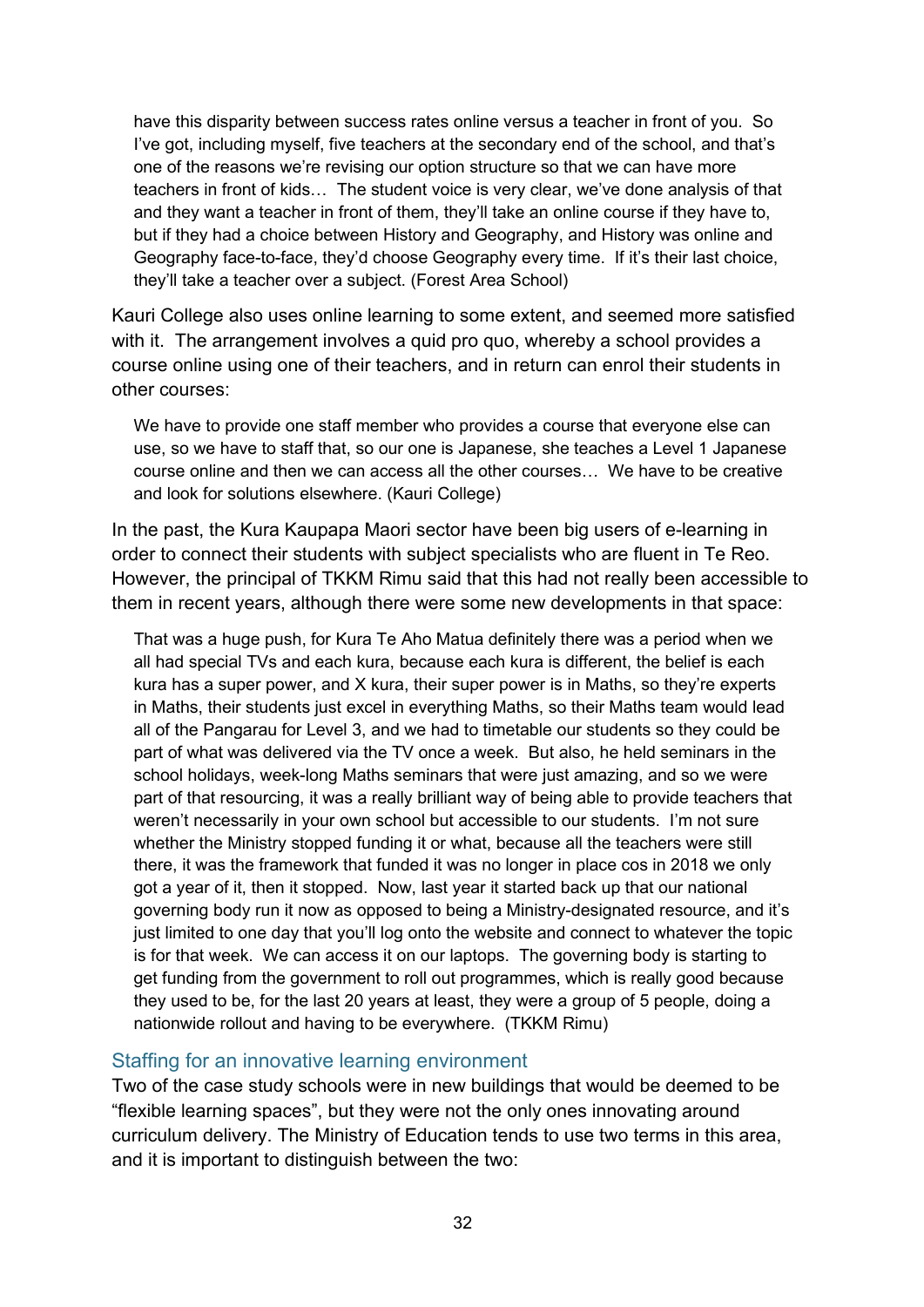> have this disparity between success rates online versus a teacher in front of you. So I've got, including myself, five teachers at the secondary end of the school, and that's one of the reasons we're revising our option structure so that we can have more teachers in front of kids… The student voice is very clear, we've done analysis of that and they want a teacher in front of them, they'll take an online course if they have to, but if they had a choice between History and Geography, and History was online and Geography face-to-face, they'd choose Geography every time. If it's their last choice, they'll take a teacher over a subject. (Forest Area School)

Kauri College also uses online learning to some extent, and seemed more satisfied with it. The arrangement involves a quid pro quo, whereby a school provides a course online using one of their teachers, and in return can enrol their students in other courses:

> We have to provide one staff member who provides a course that everyone else can use, so we have to staff that, so our one is Japanese, she teaches a Level 1 Japanese course online and then we can access all the other courses… We have to be creative and look for solutions elsewhere. (Kauri College)

In the past, the Kura Kaupapa Maori sector have been big users of e-learning in order to connect their students with subject specialists who are fluent in Te Reo. However, the principal of TKKM Rimu said that this had not really been accessible to them in recent years, although there were some new developments in that space:

> That was a huge push, for Kura Te Aho Matua definitely there was a period when we all had special TVs and each kura, because each kura is different, the belief is each kura has a super power, and X kura, their super power is in Maths, so they're experts in Maths, their students just excel in everything Maths, so their Maths team would lead all of the Pangarau for Level 3, and we had to timetable our students so they could be part of what was delivered via the TV once a week. But also, he held seminars in the school holidays, week-long Maths seminars that were just amazing, and so we were part of that resourcing, it was a really brilliant way of being able to provide teachers that weren't necessarily in your own school but accessible to our students. I'm not sure whether the Ministry stopped funding it or what, because all the teachers were still there, it was the framework that funded it was no longer in place cos in 2018 we only got a year of it, then it stopped. Now, last year it started back up that our national governing body run it now as opposed to being a Ministry-designated resource, and it's just limited to one day that you'll log onto the website and connect to whatever the topic is for that week. We can access it on our laptops. The governing body is starting to get funding from the government to roll out programmes, which is really good because they used to be, for the last 20 years at least, they were a group of 5 people, doing a nationwide rollout and having to be everywhere. (TKKM Rimu)

### Staffing for an innovative learning environment

Two of the case study schools were in new buildings that would be deemed to be "flexible learning spaces", but they were not the only ones innovating around curriculum delivery. The Ministry of Education tends to use two terms in this area, and it is important to distinguish between the two: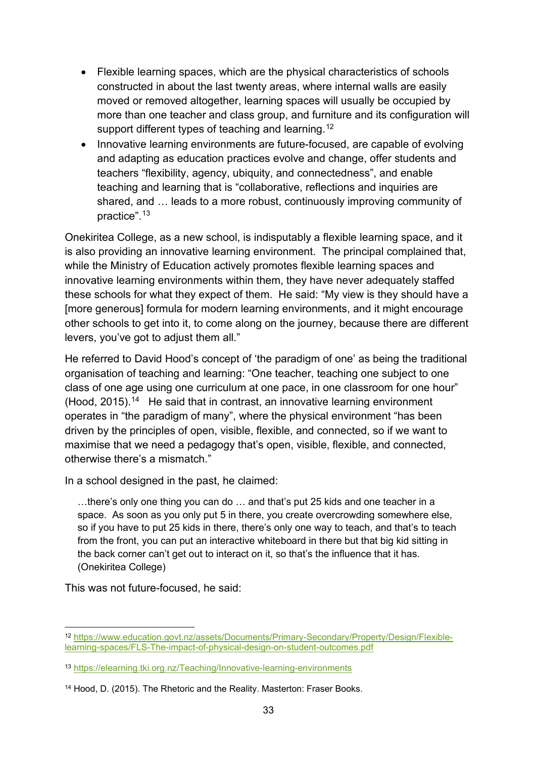- Flexible learning spaces, which are the physical characteristics of schools constructed in about the last twenty areas, where internal walls are easily moved or removed altogether, learning spaces will usually be occupied by more than one teacher and class group, and furniture and its configuration will support different types of teaching and learning.[12]
- Innovative learning environments are future-focused, are capable of evolving and adapting as education practices evolve and change, offer students and teachers "flexibility, agency, ubiquity, and connectedness", and enable teaching and learning that is "collaborative, reflections and inquiries are shared, and … leads to a more robust, continuously improving community of practice".[13]

Onekiritea College, as a new school, is indisputably a flexible learning space, and it is also providing an innovative learning environment. The principal complained that, while the Ministry of Education actively promotes flexible learning spaces and innovative learning environments within them, they have never adequately staffed these schools for what they expect of them. He said: "My view is they should have a [more generous] formula for modern learning environments, and it might encourage other schools to get into it, to come along on the journey, because there are different levers, you've got to adjust them all."

He referred to David Hood's concept of 'the paradigm of one' as being the traditional organisation of teaching and learning: "One teacher, teaching one subject to one class of one age using one curriculum at one pace, in one classroom for one hour" (Hood, 2015).[14] He said that in contrast, an innovative learning environment operates in "the paradigm of many", where the physical environment "has been driven by the principles of open, visible, flexible, and connected, so if we want to maximise that we need a pedagogy that's open, visible, flexible, and connected, otherwise there's a mismatch."

In a school designed in the past, he claimed:

> …there's only one thing you can do … and that's put 25 kids and one teacher in a space. As soon as you only put 5 in there, you create overcrowding somewhere else, so if you have to put 25 kids in there, there's only one way to teach, and that's to teach from the front, you can put an interactive whiteboard in there but that big kid sitting in the back corner can't get out to interact on it, so that's the influence that it has. (Onekiritea College)

This was not future-focused, he said:

---

[12] https://www.education.govt.nz/assets/Documents/Primary-Secondary/Property/Design/Flexible-learning-spaces/FLS-The-impact-of-physical-design-on-student-outcomes.pdf

[13] https://elearning.tki.org.nz/Teaching/Innovative-learning-environments

[14] Hood, D. (2015). The Rhetoric and the Reality. Masterton: Fraser Books.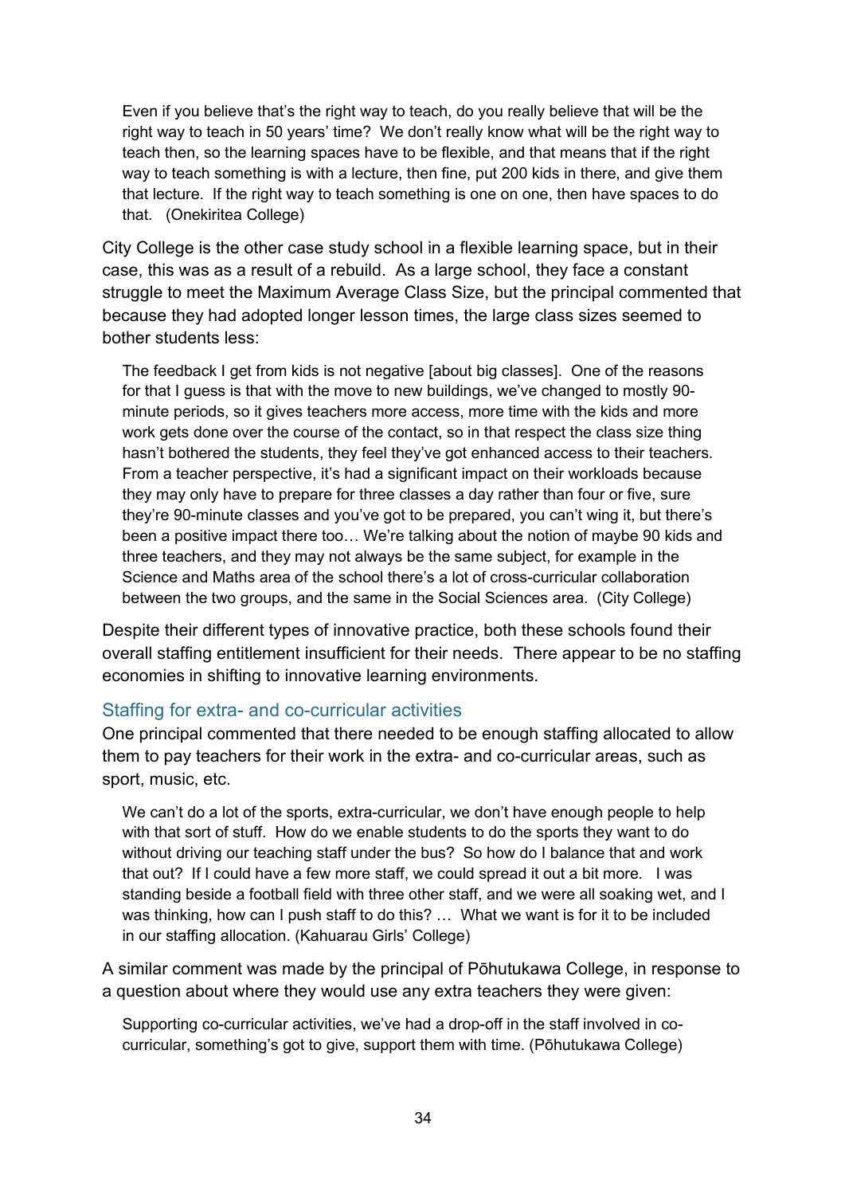> Even if you believe that's the right way to teach, do you really believe that will be the right way to teach in 50 years' time? We don't really know what will be the right way to teach then, so the learning spaces have to be flexible, and that means that if the right way to teach something is with a lecture, then fine, put 200 kids in there, and give them that lecture. If the right way to teach something is one on one, then have spaces to do that. (Onekiritea College)

City College is the other case study school in a flexible learning space, but in their case, this was as a result of a rebuild. As a large school, they face a constant struggle to meet the Maximum Average Class Size, but the principal commented that because they had adopted longer lesson times, the large class sizes seemed to bother students less:

> The feedback I get from kids is not negative [about big classes]. One of the reasons for that I guess is that with the move to new buildings, we've changed to mostly 90-minute periods, so it gives teachers more access, more time with the kids and more work gets done over the course of the contact, so in that respect the class size thing hasn't bothered the students, they feel they've got enhanced access to their teachers. From a teacher perspective, it's had a significant impact on their workloads because they may only have to prepare for three classes a day rather than four or five, sure they're 90-minute classes and you've got to be prepared, you can't wing it, but there's been a positive impact there too… We're talking about the notion of maybe 90 kids and three teachers, and they may not always be the same subject, for example in the Science and Maths area of the school there's a lot of cross-curricular collaboration between the two groups, and the same in the Social Sciences area. (City College)

Despite their different types of innovative practice, both these schools found their overall staffing entitlement insufficient for their needs. There appear to be no staffing economies in shifting to innovative learning environments.

### Staffing for extra- and co-curricular activities

One principal commented that there needed to be enough staffing allocated to allow them to pay teachers for their work in the extra- and co-curricular areas, such as sport, music, etc.

> We can't do a lot of the sports, extra-curricular, we don't have enough people to help with that sort of stuff. How do we enable students to do the sports they want to do without driving our teaching staff under the bus? So how do I balance that and work that out? If I could have a few more staff, we could spread it out a bit more. I was standing beside a football field with three other staff, and we were all soaking wet, and I was thinking, how can I push staff to do this? … What we want is for it to be included in our staffing allocation. (Kahuarau Girls' College)

A similar comment was made by the principal of Pōhutukawa College, in response to a question about where they would use any extra teachers they were given:

> Supporting co-curricular activities, we've had a drop-off in the staff involved in co-curricular, something's got to give, support them with time. (Pōhutukawa College)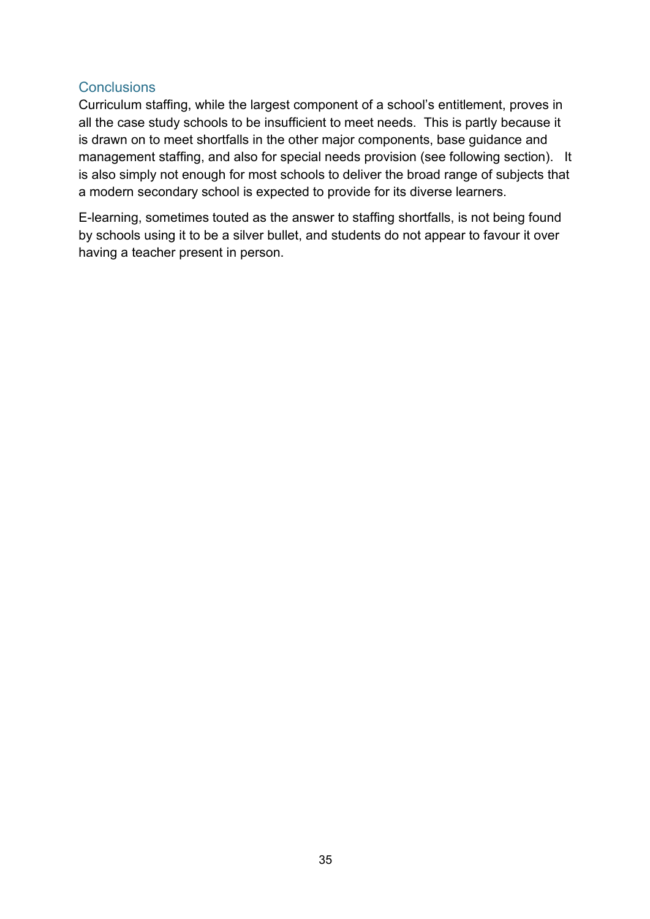## Conclusions

Curriculum staffing, while the largest component of a school's entitlement, proves in all the case study schools to be insufficient to meet needs. This is partly because it is drawn on to meet shortfalls in the other major components, base guidance and management staffing, and also for special needs provision (see following section). It is also simply not enough for most schools to deliver the broad range of subjects that a modern secondary school is expected to provide for its diverse learners.

E-learning, sometimes touted as the answer to staffing shortfalls, is not being found by schools using it to be a silver bullet, and students do not appear to favour it over having a teacher present in person.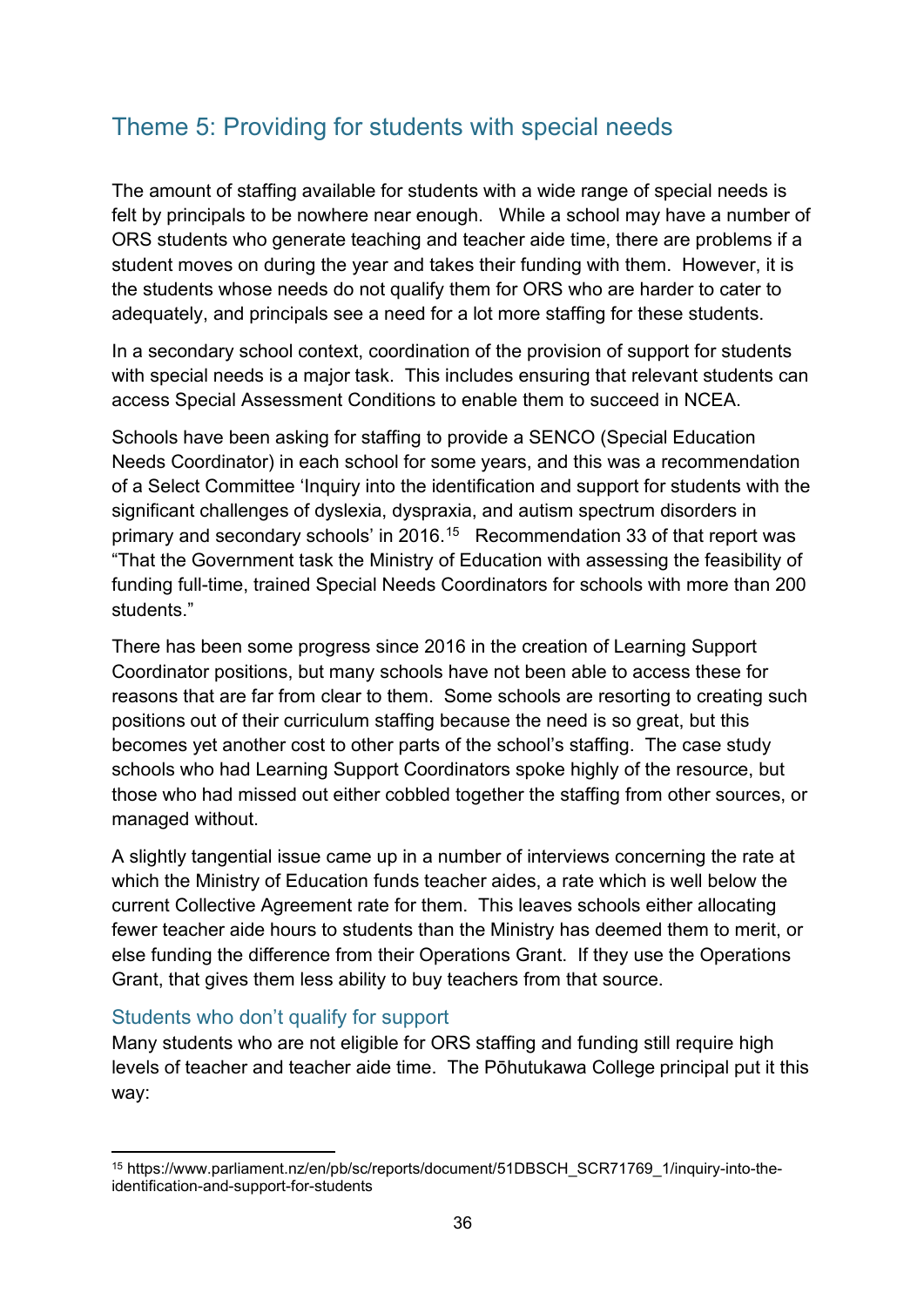## Theme 5: Providing for students with special needs

The amount of staffing available for students with a wide range of special needs is felt by principals to be nowhere near enough. While a school may have a number of ORS students who generate teaching and teacher aide time, there are problems if a student moves on during the year and takes their funding with them. However, it is the students whose needs do not qualify them for ORS who are harder to cater to adequately, and principals see a need for a lot more staffing for these students.

In a secondary school context, coordination of the provision of support for students with special needs is a major task. This includes ensuring that relevant students can access Special Assessment Conditions to enable them to succeed in NCEA.

Schools have been asking for staffing to provide a SENCO (Special Education Needs Coordinator) in each school for some years, and this was a recommendation of a Select Committee 'Inquiry into the identification and support for students with the significant challenges of dyslexia, dyspraxia, and autism spectrum disorders in primary and secondary schools' in 2016.[15] Recommendation 33 of that report was "That the Government task the Ministry of Education with assessing the feasibility of funding full-time, trained Special Needs Coordinators for schools with more than 200 students."

There has been some progress since 2016 in the creation of Learning Support Coordinator positions, but many schools have not been able to access these for reasons that are far from clear to them. Some schools are resorting to creating such positions out of their curriculum staffing because the need is so great, but this becomes yet another cost to other parts of the school's staffing. The case study schools who had Learning Support Coordinators spoke highly of the resource, but those who had missed out either cobbled together the staffing from other sources, or managed without.

A slightly tangential issue came up in a number of interviews concerning the rate at which the Ministry of Education funds teacher aides, a rate which is well below the current Collective Agreement rate for them. This leaves schools either allocating fewer teacher aide hours to students than the Ministry has deemed them to merit, or else funding the difference from their Operations Grant. If they use the Operations Grant, that gives them less ability to buy teachers from that source.

### Students who don't qualify for support

Many students who are not eligible for ORS staffing and funding still require high levels of teacher and teacher aide time. The Pōhutukawa College principal put it this way:

---

[15] https://www.parliament.nz/en/pb/sc/reports/document/51DBSCH_SCR71769_1/inquiry-into-the-identification-and-support-for-students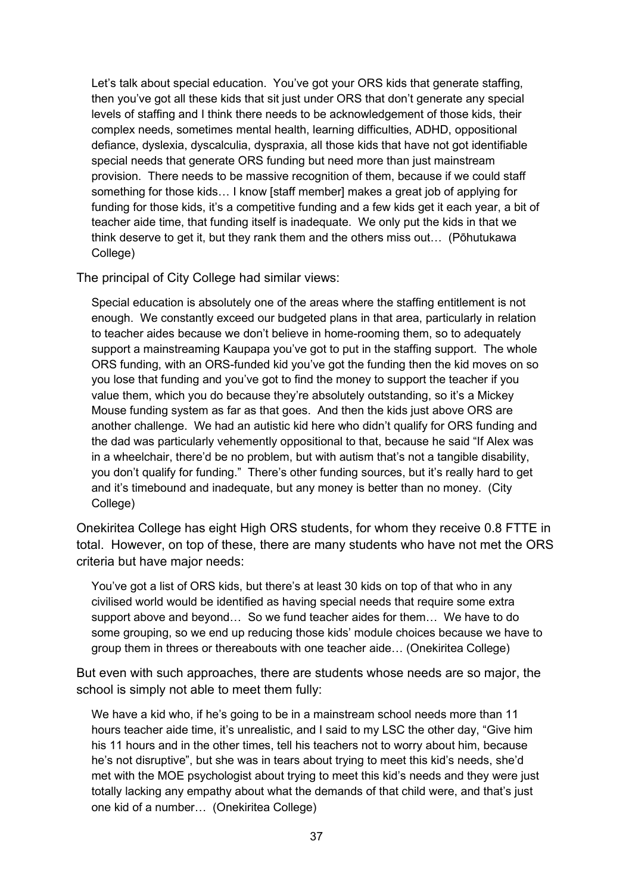> Let's talk about special education. You've got your ORS kids that generate staffing, then you've got all these kids that sit just under ORS that don't generate any special levels of staffing and I think there needs to be acknowledgement of those kids, their complex needs, sometimes mental health, learning difficulties, ADHD, oppositional defiance, dyslexia, dyscalculia, dyspraxia, all those kids that have not got identifiable special needs that generate ORS funding but need more than just mainstream provision. There needs to be massive recognition of them, because if we could staff something for those kids… I know [staff member] makes a great job of applying for funding for those kids, it's a competitive funding and a few kids get it each year, a bit of teacher aide time, that funding itself is inadequate. We only put the kids in that we think deserve to get it, but they rank them and the others miss out… (Pōhutukawa College)

The principal of City College had similar views:

> Special education is absolutely one of the areas where the staffing entitlement is not enough. We constantly exceed our budgeted plans in that area, particularly in relation to teacher aides because we don't believe in home-rooming them, so to adequately support a mainstreaming Kaupapa you've got to put in the staffing support. The whole ORS funding, with an ORS-funded kid you've got the funding then the kid moves on so you lose that funding and you've got to find the money to support the teacher if you value them, which you do because they're absolutely outstanding, so it's a Mickey Mouse funding system as far as that goes. And then the kids just above ORS are another challenge. We had an autistic kid here who didn't qualify for ORS funding and the dad was particularly vehemently oppositional to that, because he said "If Alex was in a wheelchair, there'd be no problem, but with autism that's not a tangible disability, you don't qualify for funding." There's other funding sources, but it's really hard to get and it's timebound and inadequate, but any money is better than no money. (City College)

Onekiritea College has eight High ORS students, for whom they receive 0.8 FTTE in total. However, on top of these, there are many students who have not met the ORS criteria but have major needs:

> You've got a list of ORS kids, but there's at least 30 kids on top of that who in any civilised world would be identified as having special needs that require some extra support above and beyond… So we fund teacher aides for them… We have to do some grouping, so we end up reducing those kids' module choices because we have to group them in threes or thereabouts with one teacher aide… (Onekiritea College)

But even with such approaches, there are students whose needs are so major, the school is simply not able to meet them fully:

> We have a kid who, if he's going to be in a mainstream school needs more than 11 hours teacher aide time, it's unrealistic, and I said to my LSC the other day, "Give him his 11 hours and in the other times, tell his teachers not to worry about him, because he's not disruptive", but she was in tears about trying to meet this kid's needs, she'd met with the MOE psychologist about trying to meet this kid's needs and they were just totally lacking any empathy about what the demands of that child were, and that's just one kid of a number… (Onekiritea College)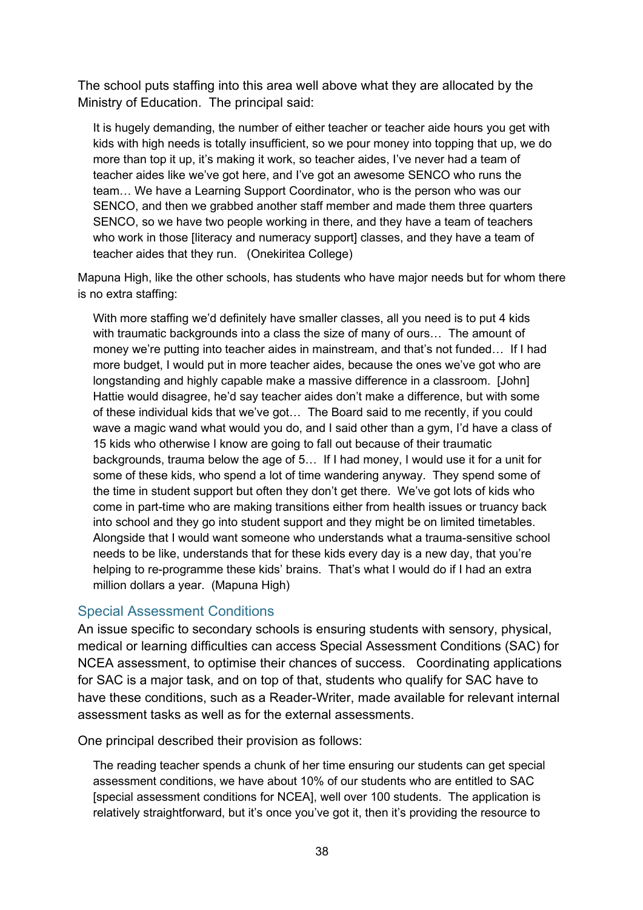The school puts staffing into this area well above what they are allocated by the Ministry of Education. The principal said:

> It is hugely demanding, the number of either teacher or teacher aide hours you get with kids with high needs is totally insufficient, so we pour money into topping that up, we do more than top it up, it's making it work, so teacher aides, I've never had a team of teacher aides like we've got here, and I've got an awesome SENCO who runs the team… We have a Learning Support Coordinator, who is the person who was our SENCO, and then we grabbed another staff member and made them three quarters SENCO, so we have two people working in there, and they have a team of teachers who work in those [literacy and numeracy support] classes, and they have a team of teacher aides that they run. (Onekiritea College)

Mapuna High, like the other schools, has students who have major needs but for whom there is no extra staffing:

> With more staffing we'd definitely have smaller classes, all you need is to put 4 kids with traumatic backgrounds into a class the size of many of ours… The amount of money we're putting into teacher aides in mainstream, and that's not funded… If I had more budget, I would put in more teacher aides, because the ones we've got who are longstanding and highly capable make a massive difference in a classroom. [John] Hattie would disagree, he'd say teacher aides don't make a difference, but with some of these individual kids that we've got… The Board said to me recently, if you could wave a magic wand what would you do, and I said other than a gym, I'd have a class of 15 kids who otherwise I know are going to fall out because of their traumatic backgrounds, trauma below the age of 5… If I had money, I would use it for a unit for some of these kids, who spend a lot of time wandering anyway. They spend some of the time in student support but often they don't get there. We've got lots of kids who come in part-time who are making transitions either from health issues or truancy back into school and they go into student support and they might be on limited timetables. Alongside that I would want someone who understands what a trauma-sensitive school needs to be like, understands that for these kids every day is a new day, that you're helping to re-programme these kids' brains. That's what I would do if I had an extra million dollars a year. (Mapuna High)

### Special Assessment Conditions

An issue specific to secondary schools is ensuring students with sensory, physical, medical or learning difficulties can access Special Assessment Conditions (SAC) for NCEA assessment, to optimise their chances of success. Coordinating applications for SAC is a major task, and on top of that, students who qualify for SAC have to have these conditions, such as a Reader-Writer, made available for relevant internal assessment tasks as well as for the external assessments.

One principal described their provision as follows:

> The reading teacher spends a chunk of her time ensuring our students can get special assessment conditions, we have about 10% of our students who are entitled to SAC [special assessment conditions for NCEA], well over 100 students. The application is relatively straightforward, but it's once you've got it, then it's providing the resource to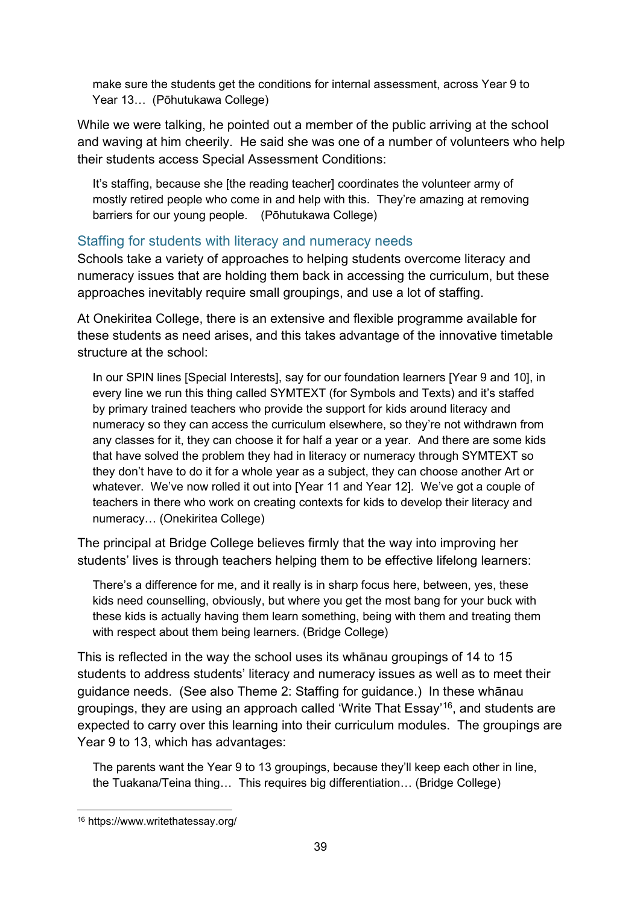> make sure the students get the conditions for internal assessment, across Year 9 to Year 13… (Pōhutukawa College)

While we were talking, he pointed out a member of the public arriving at the school and waving at him cheerily. He said she was one of a number of volunteers who help their students access Special Assessment Conditions:

> It's staffing, because she [the reading teacher] coordinates the volunteer army of mostly retired people who come in and help with this. They're amazing at removing barriers for our young people. (Pōhutukawa College)

### Staffing for students with literacy and numeracy needs

Schools take a variety of approaches to helping students overcome literacy and numeracy issues that are holding them back in accessing the curriculum, but these approaches inevitably require small groupings, and use a lot of staffing.

At Onekiritea College, there is an extensive and flexible programme available for these students as need arises, and this takes advantage of the innovative timetable structure at the school:

> In our SPIN lines [Special Interests], say for our foundation learners [Year 9 and 10], in every line we run this thing called SYMTEXT (for Symbols and Texts) and it's staffed by primary trained teachers who provide the support for kids around literacy and numeracy so they can access the curriculum elsewhere, so they're not withdrawn from any classes for it, they can choose it for half a year or a year. And there are some kids that have solved the problem they had in literacy or numeracy through SYMTEXT so they don't have to do it for a whole year as a subject, they can choose another Art or whatever. We've now rolled it out into [Year 11 and Year 12]. We've got a couple of teachers in there who work on creating contexts for kids to develop their literacy and numeracy… (Onekiritea College)

The principal at Bridge College believes firmly that the way into improving her students' lives is through teachers helping them to be effective lifelong learners:

> There's a difference for me, and it really is in sharp focus here, between, yes, these kids need counselling, obviously, but where you get the most bang for your buck with these kids is actually having them learn something, being with them and treating them with respect about them being learners. (Bridge College)

This is reflected in the way the school uses its whānau groupings of 14 to 15 students to address students' literacy and numeracy issues as well as to meet their guidance needs. (See also Theme 2: Staffing for guidance.) In these whānau groupings, they are using an approach called 'Write That Essay'[16], and students are expected to carry over this learning into their curriculum modules. The groupings are Year 9 to 13, which has advantages:

> The parents want the Year 9 to 13 groupings, because they'll keep each other in line, the Tuakana/Teina thing… This requires big differentiation… (Bridge College)

[16] https://www.writethatessay.org/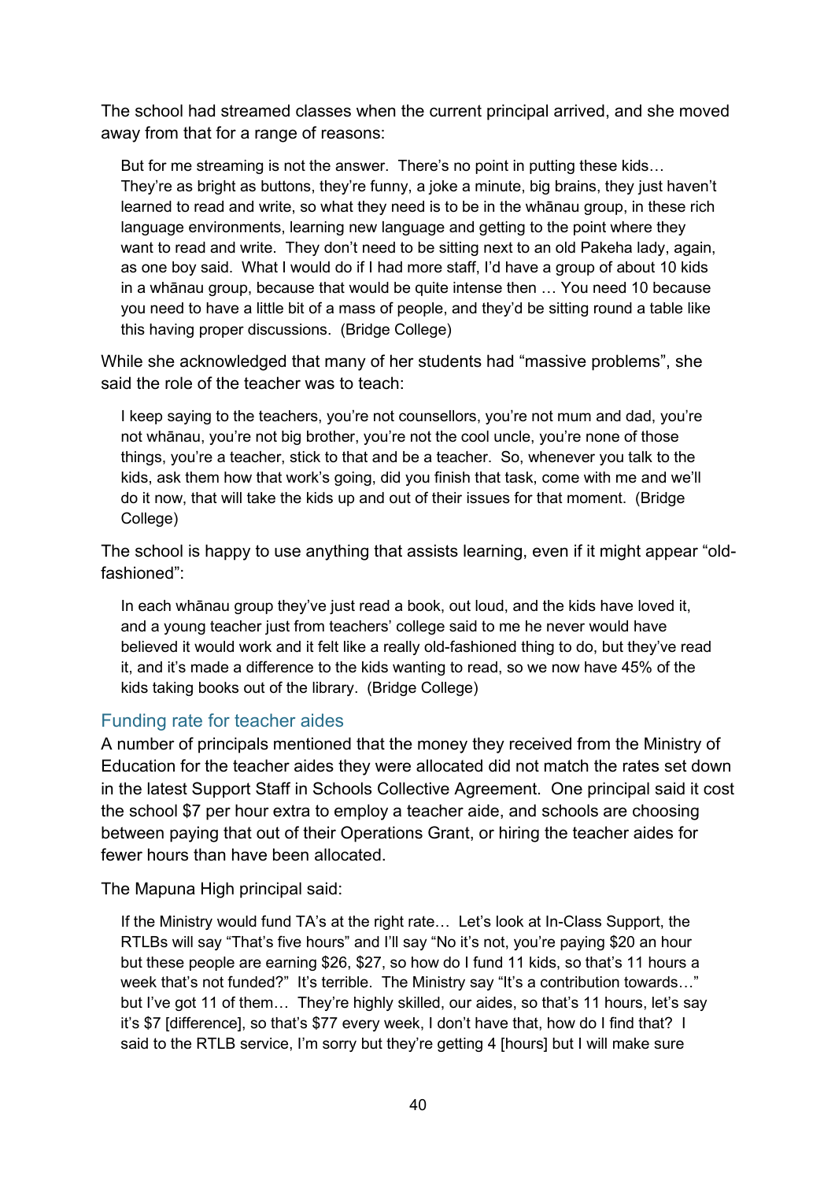The school had streamed classes when the current principal arrived, and she moved away from that for a range of reasons:

> But for me streaming is not the answer. There's no point in putting these kids… They're as bright as buttons, they're funny, a joke a minute, big brains, they just haven't learned to read and write, so what they need is to be in the whānau group, in these rich language environments, learning new language and getting to the point where they want to read and write. They don't need to be sitting next to an old Pakeha lady, again, as one boy said. What I would do if I had more staff, I'd have a group of about 10 kids in a whānau group, because that would be quite intense then … You need 10 because you need to have a little bit of a mass of people, and they'd be sitting round a table like this having proper discussions. (Bridge College)

While she acknowledged that many of her students had "massive problems", she said the role of the teacher was to teach:

> I keep saying to the teachers, you're not counsellors, you're not mum and dad, you're not whānau, you're not big brother, you're not the cool uncle, you're none of those things, you're a teacher, stick to that and be a teacher. So, whenever you talk to the kids, ask them how that work's going, did you finish that task, come with me and we'll do it now, that will take the kids up and out of their issues for that moment. (Bridge College)

The school is happy to use anything that assists learning, even if it might appear "old-fashioned":

> In each whānau group they've just read a book, out loud, and the kids have loved it, and a young teacher just from teachers' college said to me he never would have believed it would work and it felt like a really old-fashioned thing to do, but they've read it, and it's made a difference to the kids wanting to read, so we now have 45% of the kids taking books out of the library. (Bridge College)

### Funding rate for teacher aides

A number of principals mentioned that the money they received from the Ministry of Education for the teacher aides they were allocated did not match the rates set down in the latest Support Staff in Schools Collective Agreement. One principal said it cost the school $7 per hour extra to employ a teacher aide, and schools are choosing between paying that out of their Operations Grant, or hiring the teacher aides for fewer hours than have been allocated.

The Mapuna High principal said:

> If the Ministry would fund TA's at the right rate… Let's look at In-Class Support, the RTLBs will say "That's five hours" and I'll say "No it's not, you're paying $20 an hour but these people are earning $26, $27, so how do I fund 11 kids, so that's 11 hours a week that's not funded?" It's terrible. The Ministry say "It's a contribution towards…" but I've got 11 of them… They're highly skilled, our aides, so that's 11 hours, let's say it's $7 [difference], so that's $77 every week, I don't have that, how do I find that? I said to the RTLB service, I'm sorry but they're getting 4 [hours] but I will make sure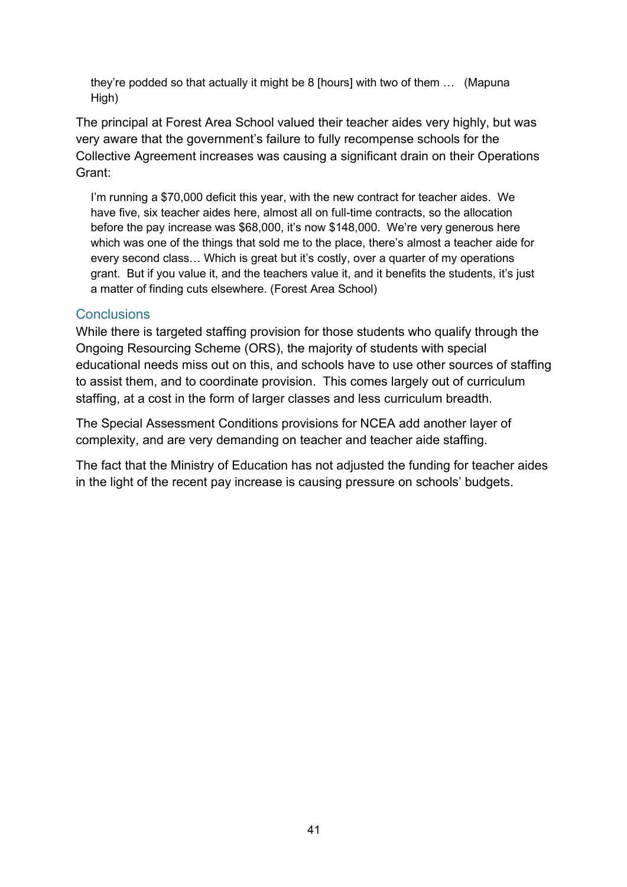> they're podded so that actually it might be 8 [hours] with two of them … (Mapuna High)

The principal at Forest Area School valued their teacher aides very highly, but was very aware that the government's failure to fully recompense schools for the Collective Agreement increases was causing a significant drain on their Operations Grant:

> I'm running a $70,000 deficit this year, with the new contract for teacher aides. We have five, six teacher aides here, almost all on full-time contracts, so the allocation before the pay increase was $68,000, it's now $148,000. We're very generous here which was one of the things that sold me to the place, there's almost a teacher aide for every second class… Which is great but it's costly, over a quarter of my operations grant. But if you value it, and the teachers value it, and it benefits the students, it's just a matter of finding cuts elsewhere. (Forest Area School)

### Conclusions

While there is targeted staffing provision for those students who qualify through the Ongoing Resourcing Scheme (ORS), the majority of students with special educational needs miss out on this, and schools have to use other sources of staffing to assist them, and to coordinate provision. This comes largely out of curriculum staffing, at a cost in the form of larger classes and less curriculum breadth.

The Special Assessment Conditions provisions for NCEA add another layer of complexity, and are very demanding on teacher and teacher aide staffing.

The fact that the Ministry of Education has not adjusted the funding for teacher aides in the light of the recent pay increase is causing pressure on schools' budgets.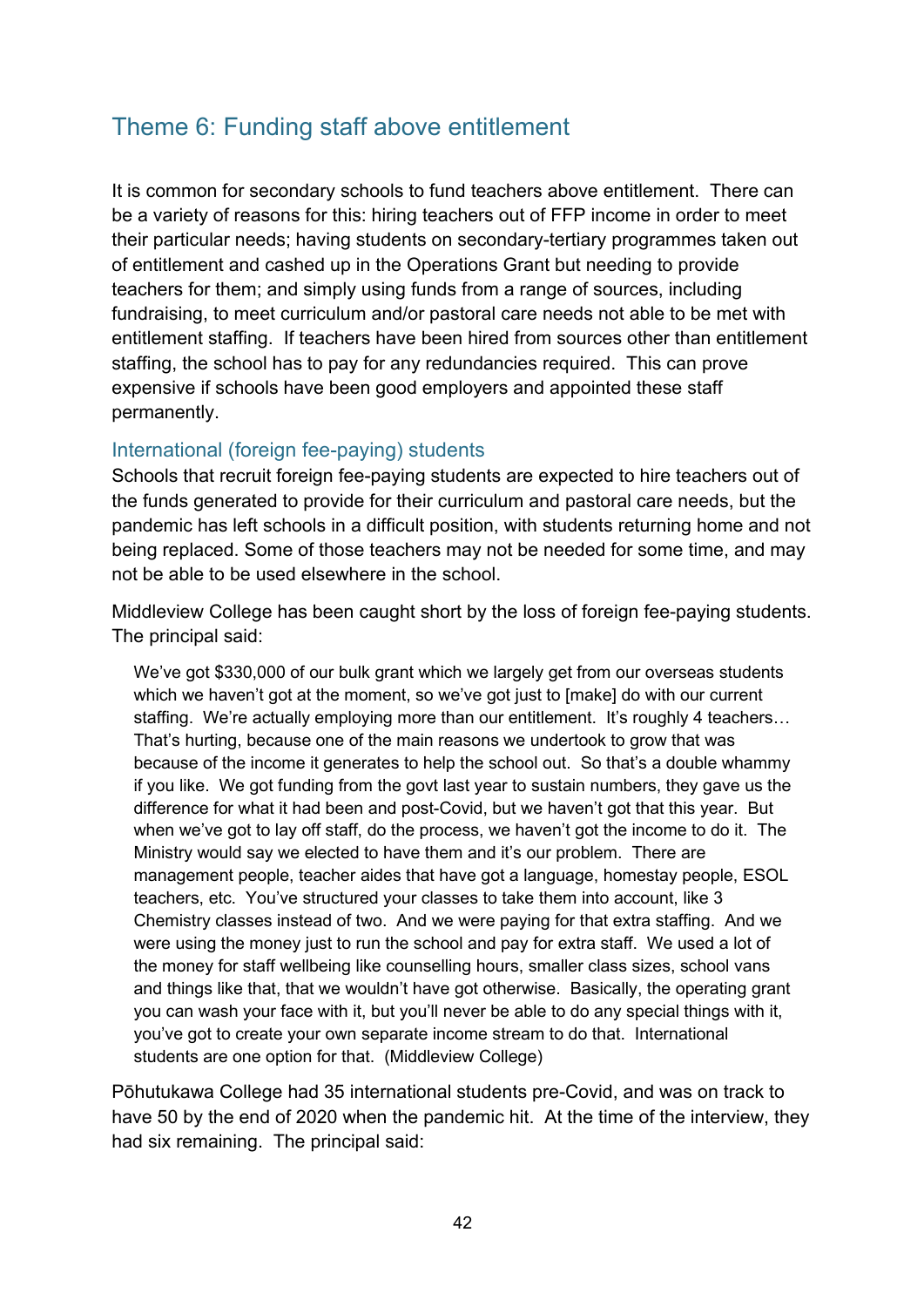## Theme 6: Funding staff above entitlement

It is common for secondary schools to fund teachers above entitlement. There can be a variety of reasons for this: hiring teachers out of FFP income in order to meet their particular needs; having students on secondary-tertiary programmes taken out of entitlement and cashed up in the Operations Grant but needing to provide teachers for them; and simply using funds from a range of sources, including fundraising, to meet curriculum and/or pastoral care needs not able to be met with entitlement staffing. If teachers have been hired from sources other than entitlement staffing, the school has to pay for any redundancies required. This can prove expensive if schools have been good employers and appointed these staff permanently.

### International (foreign fee-paying) students

Schools that recruit foreign fee-paying students are expected to hire teachers out of the funds generated to provide for their curriculum and pastoral care needs, but the pandemic has left schools in a difficult position, with students returning home and not being replaced. Some of those teachers may not be needed for some time, and may not be able to be used elsewhere in the school.

Middleview College has been caught short by the loss of foreign fee-paying students. The principal said:

> We've got $330,000 of our bulk grant which we largely get from our overseas students which we haven't got at the moment, so we've got just to [make] do with our current staffing. We're actually employing more than our entitlement. It's roughly 4 teachers… That's hurting, because one of the main reasons we undertook to grow that was because of the income it generates to help the school out. So that's a double whammy if you like. We got funding from the govt last year to sustain numbers, they gave us the difference for what it had been and post-Covid, but we haven't got that this year. But when we've got to lay off staff, do the process, we haven't got the income to do it. The Ministry would say we elected to have them and it's our problem. There are management people, teacher aides that have got a language, homestay people, ESOL teachers, etc. You've structured your classes to take them into account, like 3 Chemistry classes instead of two. And we were paying for that extra staffing. And we were using the money just to run the school and pay for extra staff. We used a lot of the money for staff wellbeing like counselling hours, smaller class sizes, school vans and things like that, that we wouldn't have got otherwise. Basically, the operating grant you can wash your face with it, but you'll never be able to do any special things with it, you've got to create your own separate income stream to do that. International students are one option for that. (Middleview College)

Pōhutukawa College had 35 international students pre-Covid, and was on track to have 50 by the end of 2020 when the pandemic hit. At the time of the interview, they had six remaining. The principal said: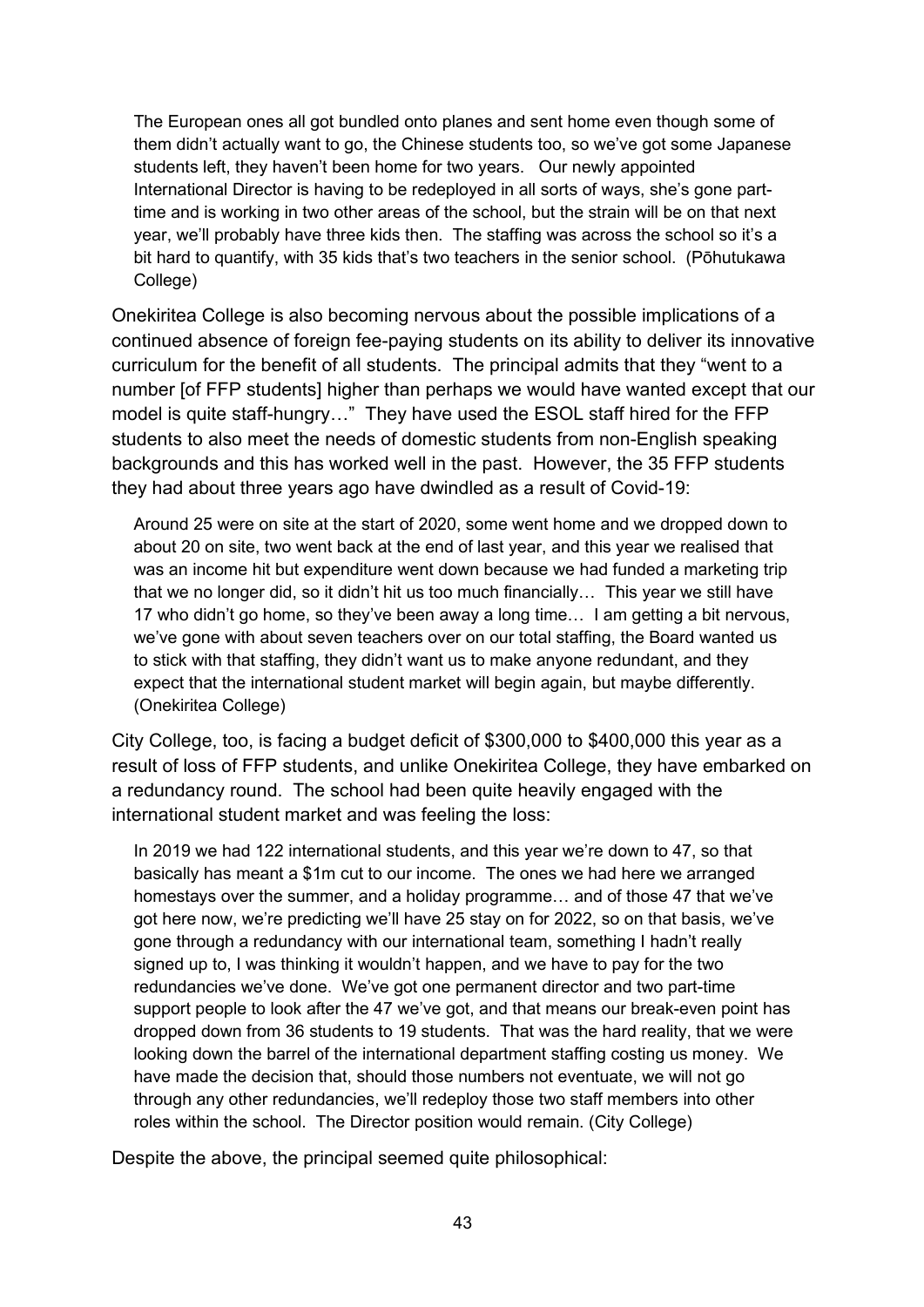> The European ones all got bundled onto planes and sent home even though some of them didn't actually want to go, the Chinese students too, so we've got some Japanese students left, they haven't been home for two years. Our newly appointed International Director is having to be redeployed in all sorts of ways, she's gone part-time and is working in two other areas of the school, but the strain will be on that next year, we'll probably have three kids then. The staffing was across the school so it's a bit hard to quantify, with 35 kids that's two teachers in the senior school. (Pōhutukawa College)

Onekiritea College is also becoming nervous about the possible implications of a continued absence of foreign fee-paying students on its ability to deliver its innovative curriculum for the benefit of all students. The principal admits that they "went to a number [of FFP students] higher than perhaps we would have wanted except that our model is quite staff-hungry…" They have used the ESOL staff hired for the FFP students to also meet the needs of domestic students from non-English speaking backgrounds and this has worked well in the past. However, the 35 FFP students they had about three years ago have dwindled as a result of Covid-19:

> Around 25 were on site at the start of 2020, some went home and we dropped down to about 20 on site, two went back at the end of last year, and this year we realised that was an income hit but expenditure went down because we had funded a marketing trip that we no longer did, so it didn't hit us too much financially… This year we still have 17 who didn't go home, so they've been away a long time… I am getting a bit nervous, we've gone with about seven teachers over on our total staffing, the Board wanted us to stick with that staffing, they didn't want us to make anyone redundant, and they expect that the international student market will begin again, but maybe differently. (Onekiritea College)

City College, too, is facing a budget deficit of $300,000 to $400,000 this year as a result of loss of FFP students, and unlike Onekiritea College, they have embarked on a redundancy round. The school had been quite heavily engaged with the international student market and was feeling the loss:

> In 2019 we had 122 international students, and this year we're down to 47, so that basically has meant a $1m cut to our income. The ones we had here we arranged homestays over the summer, and a holiday programme… and of those 47 that we've got here now, we're predicting we'll have 25 stay on for 2022, so on that basis, we've gone through a redundancy with our international team, something I hadn't really signed up to, I was thinking it wouldn't happen, and we have to pay for the two redundancies we've done. We've got one permanent director and two part-time support people to look after the 47 we've got, and that means our break-even point has dropped down from 36 students to 19 students. That was the hard reality, that we were looking down the barrel of the international department staffing costing us money. We have made the decision that, should those numbers not eventuate, we will not go through any other redundancies, we'll redeploy those two staff members into other roles within the school. The Director position would remain. (City College)

Despite the above, the principal seemed quite philosophical: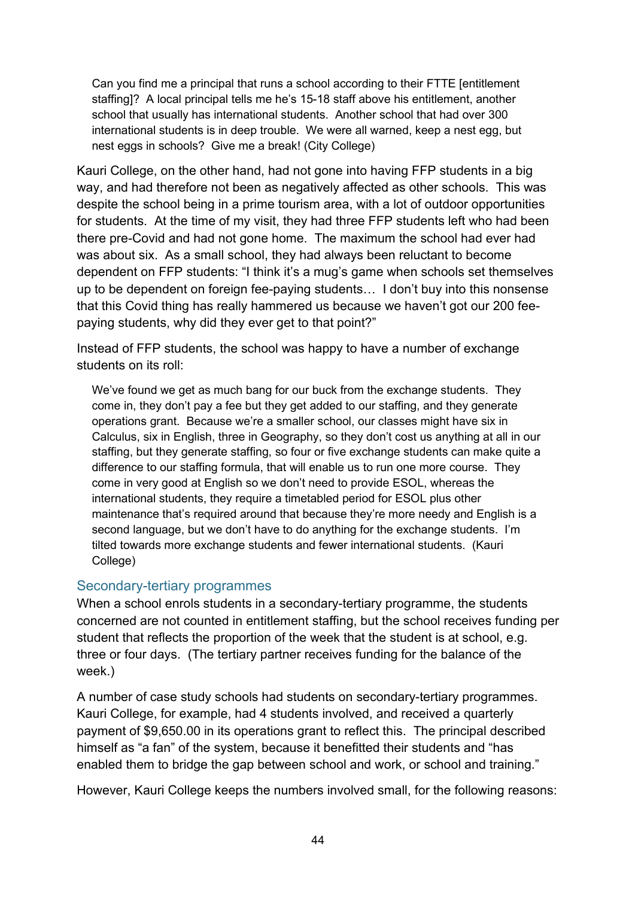> Can you find me a principal that runs a school according to their FTTE [entitlement staffing]? A local principal tells me he's 15-18 staff above his entitlement, another school that usually has international students. Another school that had over 300 international students is in deep trouble. We were all warned, keep a nest egg, but nest eggs in schools? Give me a break! (City College)

Kauri College, on the other hand, had not gone into having FFP students in a big way, and had therefore not been as negatively affected as other schools. This was despite the school being in a prime tourism area, with a lot of outdoor opportunities for students. At the time of my visit, they had three FFP students left who had been there pre-Covid and had not gone home. The maximum the school had ever had was about six. As a small school, they had always been reluctant to become dependent on FFP students: "I think it's a mug's game when schools set themselves up to be dependent on foreign fee-paying students… I don't buy into this nonsense that this Covid thing has really hammered us because we haven't got our 200 fee-paying students, why did they ever get to that point?"

Instead of FFP students, the school was happy to have a number of exchange students on its roll:

> We've found we get as much bang for our buck from the exchange students. They come in, they don't pay a fee but they get added to our staffing, and they generate operations grant. Because we're a smaller school, our classes might have six in Calculus, six in English, three in Geography, so they don't cost us anything at all in our staffing, but they generate staffing, so four or five exchange students can make quite a difference to our staffing formula, that will enable us to run one more course. They come in very good at English so we don't need to provide ESOL, whereas the international students, they require a timetabled period for ESOL plus other maintenance that's required around that because they're more needy and English is a second language, but we don't have to do anything for the exchange students. I'm tilted towards more exchange students and fewer international students. (Kauri College)

### Secondary-tertiary programmes

When a school enrols students in a secondary-tertiary programme, the students concerned are not counted in entitlement staffing, but the school receives funding per student that reflects the proportion of the week that the student is at school, e.g. three or four days. (The tertiary partner receives funding for the balance of the week.)

A number of case study schools had students on secondary-tertiary programmes. Kauri College, for example, had 4 students involved, and received a quarterly payment of $9,650.00 in its operations grant to reflect this. The principal described himself as "a fan" of the system, because it benefitted their students and "has enabled them to bridge the gap between school and work, or school and training."

However, Kauri College keeps the numbers involved small, for the following reasons: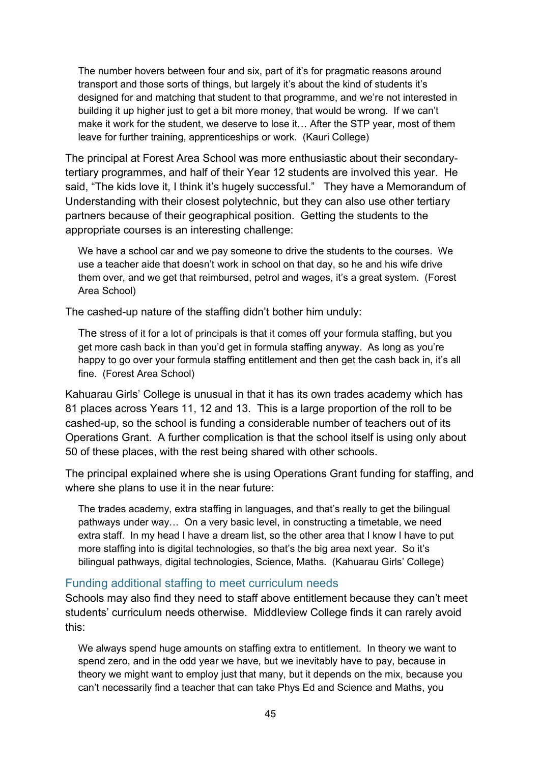> The number hovers between four and six, part of it's for pragmatic reasons around transport and those sorts of things, but largely it's about the kind of students it's designed for and matching that student to that programme, and we're not interested in building it up higher just to get a bit more money, that would be wrong. If we can't make it work for the student, we deserve to lose it… After the STP year, most of them leave for further training, apprenticeships or work. (Kauri College)

The principal at Forest Area School was more enthusiastic about their secondary-tertiary programmes, and half of their Year 12 students are involved this year. He said, "The kids love it, I think it's hugely successful." They have a Memorandum of Understanding with their closest polytechnic, but they can also use other tertiary partners because of their geographical position. Getting the students to the appropriate courses is an interesting challenge:

> We have a school car and we pay someone to drive the students to the courses. We use a teacher aide that doesn't work in school on that day, so he and his wife drive them over, and we get that reimbursed, petrol and wages, it's a great system. (Forest Area School)

The cashed-up nature of the staffing didn't bother him unduly:

> The stress of it for a lot of principals is that it comes off your formula staffing, but you get more cash back in than you'd get in formula staffing anyway. As long as you're happy to go over your formula staffing entitlement and then get the cash back in, it's all fine. (Forest Area School)

Kahuarau Girls' College is unusual in that it has its own trades academy which has 81 places across Years 11, 12 and 13. This is a large proportion of the roll to be cashed-up, so the school is funding a considerable number of teachers out of its Operations Grant. A further complication is that the school itself is using only about 50 of these places, with the rest being shared with other schools.

The principal explained where she is using Operations Grant funding for staffing, and where she plans to use it in the near future:

> The trades academy, extra staffing in languages, and that's really to get the bilingual pathways under way… On a very basic level, in constructing a timetable, we need extra staff. In my head I have a dream list, so the other area that I know I have to put more staffing into is digital technologies, so that's the big area next year. So it's bilingual pathways, digital technologies, Science, Maths. (Kahuarau Girls' College)

### Funding additional staffing to meet curriculum needs

Schools may also find they need to staff above entitlement because they can't meet students' curriculum needs otherwise. Middleview College finds it can rarely avoid this:

> We always spend huge amounts on staffing extra to entitlement. In theory we want to spend zero, and in the odd year we have, but we inevitably have to pay, because in theory we might want to employ just that many, but it depends on the mix, because you can't necessarily find a teacher that can take Phys Ed and Science and Maths, you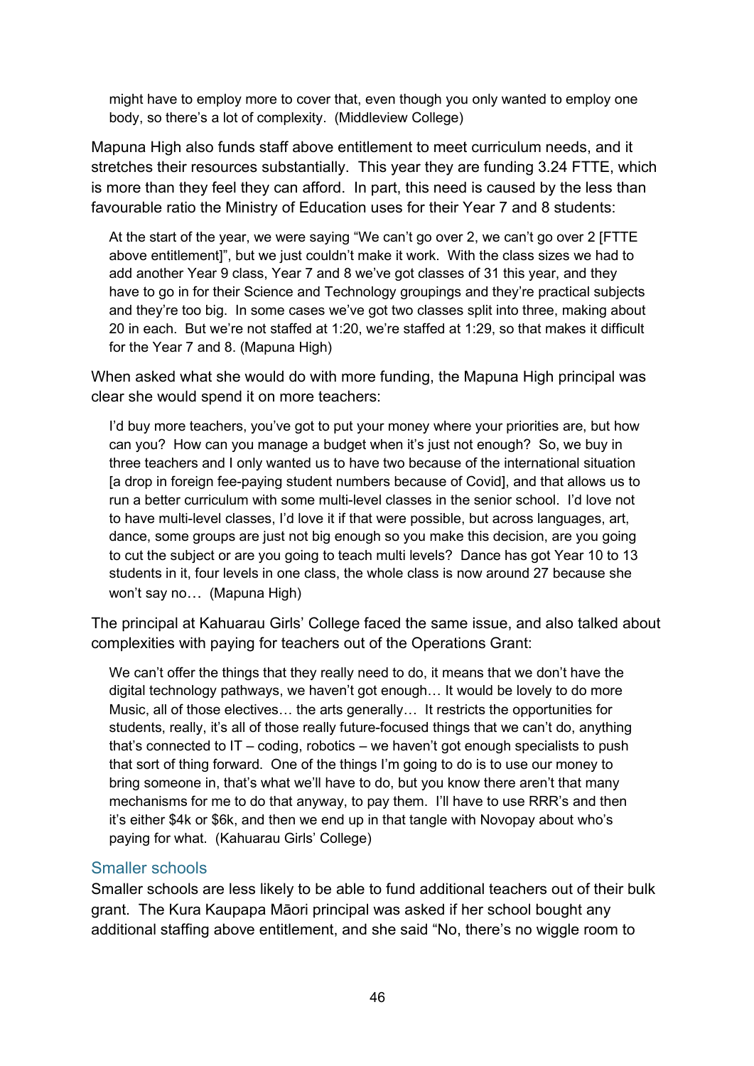> might have to employ more to cover that, even though you only wanted to employ one body, so there's a lot of complexity. (Middleview College)

Mapuna High also funds staff above entitlement to meet curriculum needs, and it stretches their resources substantially. This year they are funding 3.24 FTTE, which is more than they feel they can afford. In part, this need is caused by the less than favourable ratio the Ministry of Education uses for their Year 7 and 8 students:

> At the start of the year, we were saying "We can't go over 2, we can't go over 2 [FTTE above entitlement]", but we just couldn't make it work. With the class sizes we had to add another Year 9 class, Year 7 and 8 we've got classes of 31 this year, and they have to go in for their Science and Technology groupings and they're practical subjects and they're too big. In some cases we've got two classes split into three, making about 20 in each. But we're not staffed at 1:20, we're staffed at 1:29, so that makes it difficult for the Year 7 and 8. (Mapuna High)

When asked what she would do with more funding, the Mapuna High principal was clear she would spend it on more teachers:

> I'd buy more teachers, you've got to put your money where your priorities are, but how can you? How can you manage a budget when it's just not enough? So, we buy in three teachers and I only wanted us to have two because of the international situation [a drop in foreign fee-paying student numbers because of Covid], and that allows us to run a better curriculum with some multi-level classes in the senior school. I'd love not to have multi-level classes, I'd love it if that were possible, but across languages, art, dance, some groups are just not big enough so you make this decision, are you going to cut the subject or are you going to teach multi levels? Dance has got Year 10 to 13 students in it, four levels in one class, the whole class is now around 27 because she won't say no… (Mapuna High)

The principal at Kahuarau Girls' College faced the same issue, and also talked about complexities with paying for teachers out of the Operations Grant:

> We can't offer the things that they really need to do, it means that we don't have the digital technology pathways, we haven't got enough… It would be lovely to do more Music, all of those electives… the arts generally… It restricts the opportunities for students, really, it's all of those really future-focused things that we can't do, anything that's connected to IT – coding, robotics – we haven't got enough specialists to push that sort of thing forward. One of the things I'm going to do is to use our money to bring someone in, that's what we'll have to do, but you know there aren't that many mechanisms for me to do that anyway, to pay them. I'll have to use RRR's and then it's either $4k or $6k, and then we end up in that tangle with Novopay about who's paying for what. (Kahuarau Girls' College)

### Smaller schools

Smaller schools are less likely to be able to fund additional teachers out of their bulk grant. The Kura Kaupapa Māori principal was asked if her school bought any additional staffing above entitlement, and she said "No, there's no wiggle room to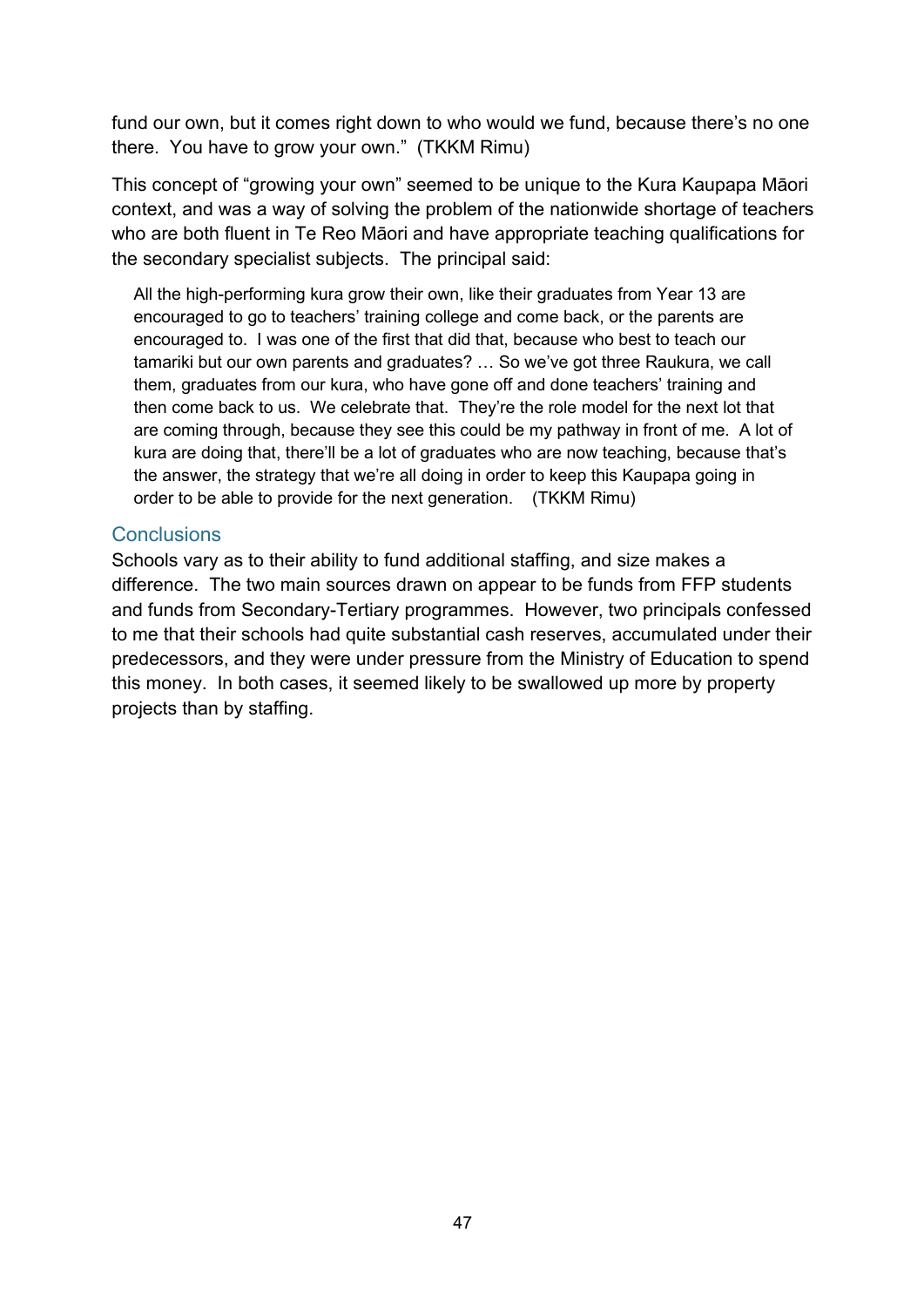fund our own, but it comes right down to who would we fund, because there's no one there. You have to grow your own." (TKKM Rimu)

This concept of "growing your own" seemed to be unique to the Kura Kaupapa Māori context, and was a way of solving the problem of the nationwide shortage of teachers who are both fluent in Te Reo Māori and have appropriate teaching qualifications for the secondary specialist subjects. The principal said:

> All the high-performing kura grow their own, like their graduates from Year 13 are encouraged to go to teachers' training college and come back, or the parents are encouraged to. I was one of the first that did that, because who best to teach our tamariki but our own parents and graduates? … So we've got three Raukura, we call them, graduates from our kura, who have gone off and done teachers' training and then come back to us. We celebrate that. They're the role model for the next lot that are coming through, because they see this could be my pathway in front of me. A lot of kura are doing that, there'll be a lot of graduates who are now teaching, because that's the answer, the strategy that we're all doing in order to keep this Kaupapa going in order to be able to provide for the next generation. (TKKM Rimu)

### Conclusions

Schools vary as to their ability to fund additional staffing, and size makes a difference. The two main sources drawn on appear to be funds from FFP students and funds from Secondary-Tertiary programmes. However, two principals confessed to me that their schools had quite substantial cash reserves, accumulated under their predecessors, and they were under pressure from the Ministry of Education to spend this money. In both cases, it seemed likely to be swallowed up more by property projects than by staffing.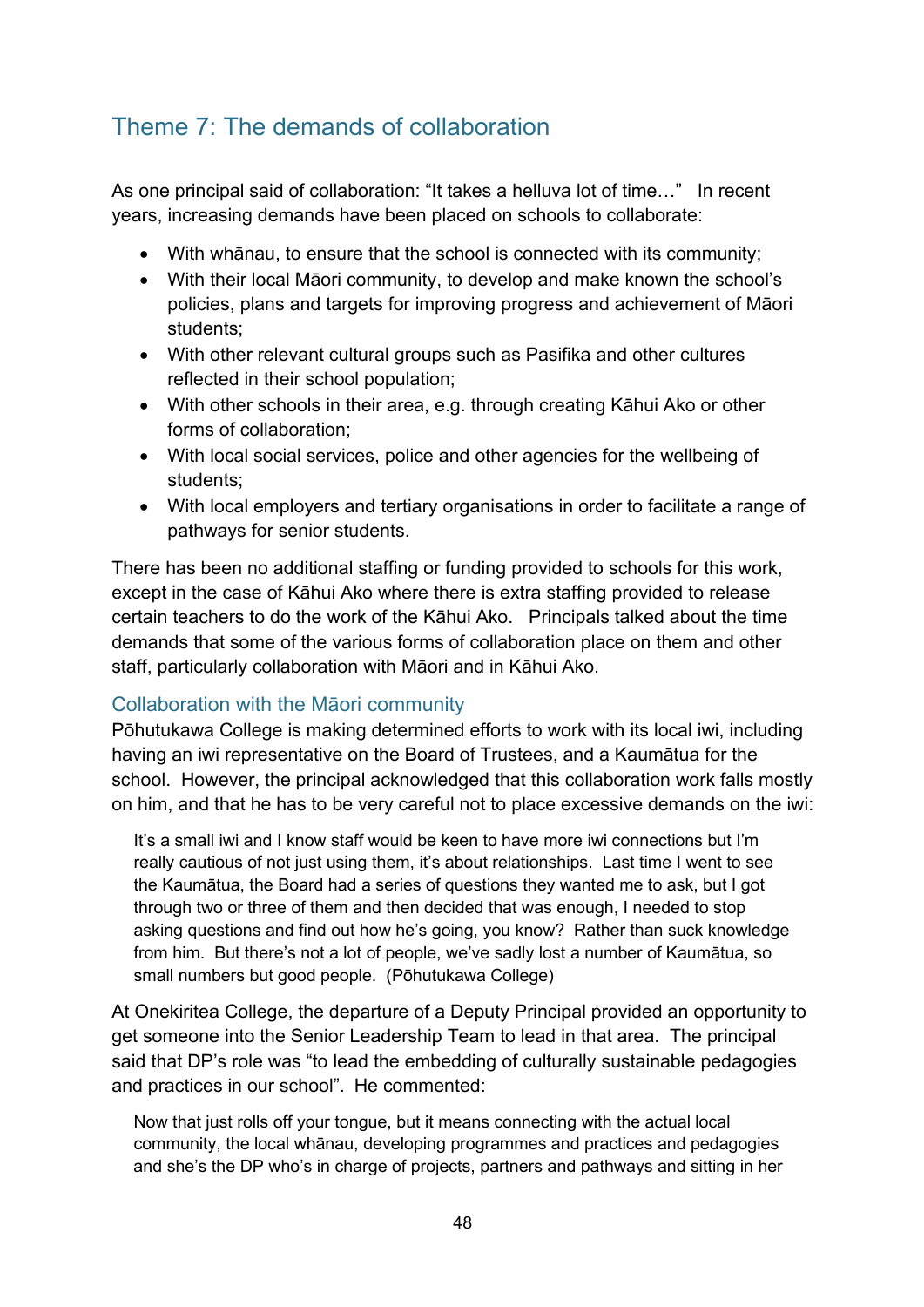## Theme 7: The demands of collaboration

As one principal said of collaboration: “It takes a helluva lot of time…” In recent years, increasing demands have been placed on schools to collaborate:

- With whānau, to ensure that the school is connected with its community;
- With their local Māori community, to develop and make known the school’s policies, plans and targets for improving progress and achievement of Māori students;
- With other relevant cultural groups such as Pasifika and other cultures reflected in their school population;
- With other schools in their area, e.g. through creating Kāhui Ako or other forms of collaboration;
- With local social services, police and other agencies for the wellbeing of students;
- With local employers and tertiary organisations in order to facilitate a range of pathways for senior students.

There has been no additional staffing or funding provided to schools for this work, except in the case of Kāhui Ako where there is extra staffing provided to release certain teachers to do the work of the Kāhui Ako. Principals talked about the time demands that some of the various forms of collaboration place on them and other staff, particularly collaboration with Māori and in Kāhui Ako.

### Collaboration with the Māori community

Pōhutukawa College is making determined efforts to work with its local iwi, including having an iwi representative on the Board of Trustees, and a Kaumātua for the school. However, the principal acknowledged that this collaboration work falls mostly on him, and that he has to be very careful not to place excessive demands on the iwi:

> It’s a small iwi and I know staff would be keen to have more iwi connections but I’m really cautious of not just using them, it’s about relationships. Last time I went to see the Kaumātua, the Board had a series of questions they wanted me to ask, but I got through two or three of them and then decided that was enough, I needed to stop asking questions and find out how he’s going, you know? Rather than suck knowledge from him. But there’s not a lot of people, we’ve sadly lost a number of Kaumātua, so small numbers but good people. (Pōhutukawa College)

At Onekiritea College, the departure of a Deputy Principal provided an opportunity to get someone into the Senior Leadership Team to lead in that area. The principal said that DP’s role was “to lead the embedding of culturally sustainable pedagogies and practices in our school”. He commented:

> Now that just rolls off your tongue, but it means connecting with the actual local community, the local whānau, developing programmes and practices and pedagogies and she’s the DP who’s in charge of projects, partners and pathways and sitting in her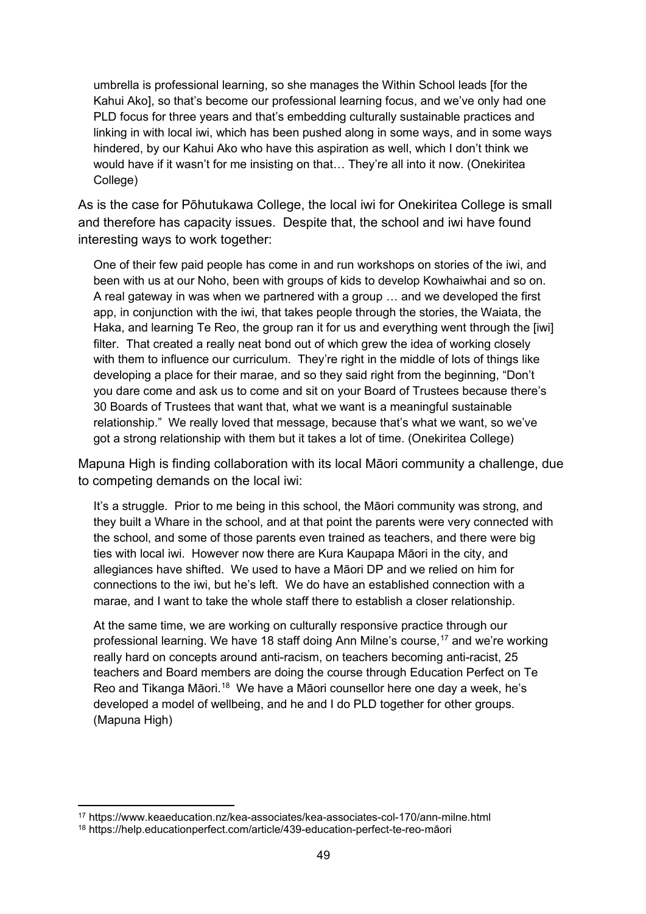> umbrella is professional learning, so she manages the Within School leads [for the Kahui Ako], so that's become our professional learning focus, and we've only had one PLD focus for three years and that's embedding culturally sustainable practices and linking in with local iwi, which has been pushed along in some ways, and in some ways hindered, by our Kahui Ako who have this aspiration as well, which I don't think we would have if it wasn't for me insisting on that… They're all into it now. (Onekiritea College)

As is the case for Pōhutukawa College, the local iwi for Onekiritea College is small and therefore has capacity issues. Despite that, the school and iwi have found interesting ways to work together:

> One of their few paid people has come in and run workshops on stories of the iwi, and been with us at our Noho, been with groups of kids to develop Kowhaiwhai and so on. A real gateway in was when we partnered with a group … and we developed the first app, in conjunction with the iwi, that takes people through the stories, the Waiata, the Haka, and learning Te Reo, the group ran it for us and everything went through the [iwi] filter. That created a really neat bond out of which grew the idea of working closely with them to influence our curriculum. They're right in the middle of lots of things like developing a place for their marae, and so they said right from the beginning, "Don't you dare come and ask us to come and sit on your Board of Trustees because there's 30 Boards of Trustees that want that, what we want is a meaningful sustainable relationship." We really loved that message, because that's what we want, so we've got a strong relationship with them but it takes a lot of time. (Onekiritea College)

Mapuna High is finding collaboration with its local Māori community a challenge, due to competing demands on the local iwi:

> It's a struggle. Prior to me being in this school, the Māori community was strong, and they built a Whare in the school, and at that point the parents were very connected with the school, and some of those parents even trained as teachers, and there were big ties with local iwi. However now there are Kura Kaupapa Māori in the city, and allegiances have shifted. We used to have a Māori DP and we relied on him for connections to the iwi, but he's left. We do have an established connection with a marae, and I want to take the whole staff there to establish a closer relationship.
>
> At the same time, we are working on culturally responsive practice through our professional learning. We have 18 staff doing Ann Milne's course,[17] and we're working really hard on concepts around anti-racism, on teachers becoming anti-racist, 25 teachers and Board members are doing the course through Education Perfect on Te Reo and Tikanga Māori.[18] We have a Māori counsellor here one day a week, he's developed a model of wellbeing, and he and I do PLD together for other groups. (Mapuna High)

---

[17] https://www.keaeducation.nz/kea-associates/kea-associates-col-170/ann-milne.html

[18] https://help.educationperfect.com/article/439-education-perfect-te-reo-māori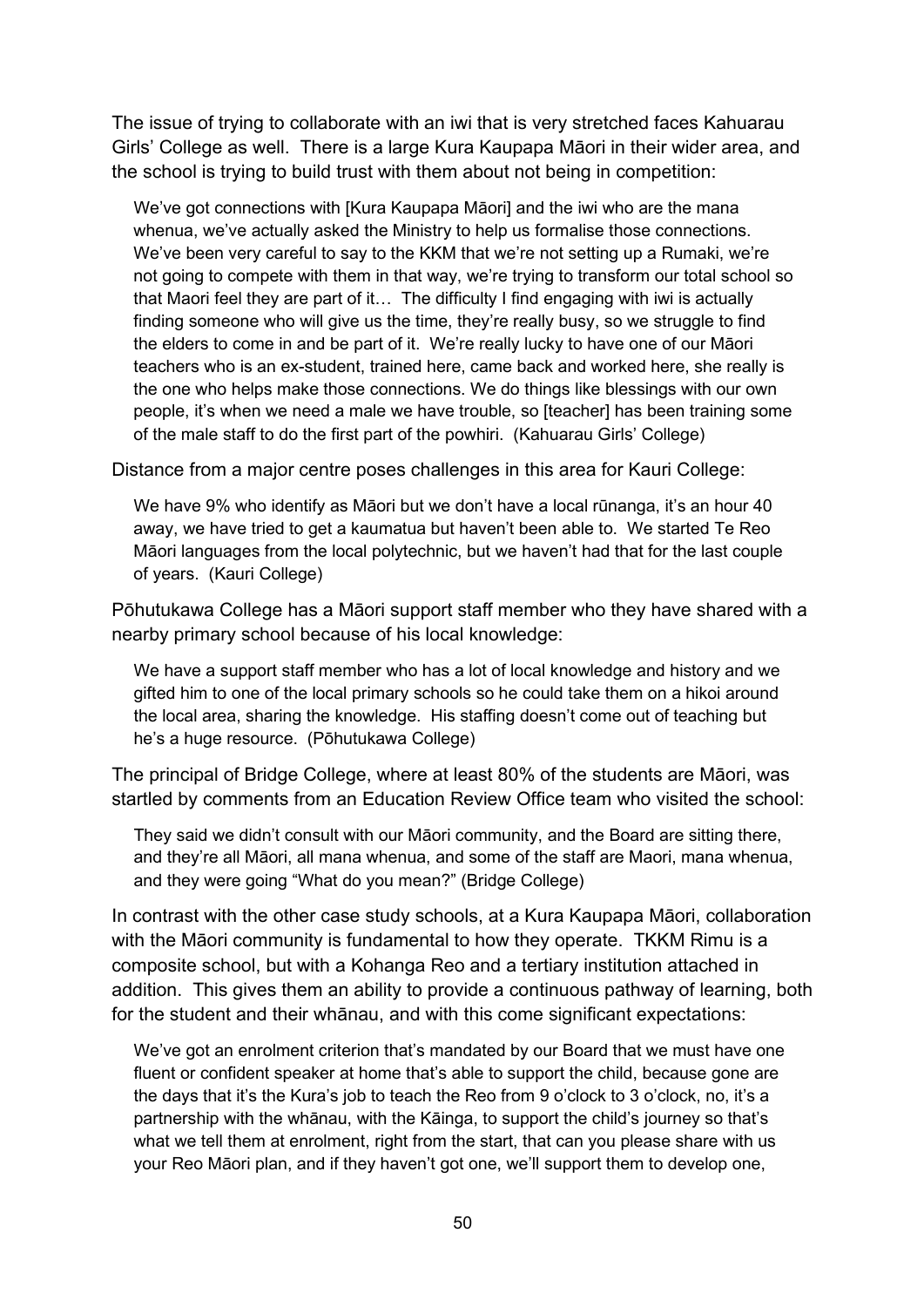The issue of trying to collaborate with an iwi that is very stretched faces Kahuarau Girls' College as well. There is a large Kura Kaupapa Māori in their wider area, and the school is trying to build trust with them about not being in competition:

> We've got connections with [Kura Kaupapa Māori] and the iwi who are the mana whenua, we've actually asked the Ministry to help us formalise those connections. We've been very careful to say to the KKM that we're not setting up a Rumaki, we're not going to compete with them in that way, we're trying to transform our total school so that Maori feel they are part of it… The difficulty I find engaging with iwi is actually finding someone who will give us the time, they're really busy, so we struggle to find the elders to come in and be part of it. We're really lucky to have one of our Māori teachers who is an ex-student, trained here, came back and worked here, she really is the one who helps make those connections. We do things like blessings with our own people, it's when we need a male we have trouble, so [teacher] has been training some of the male staff to do the first part of the powhiri. (Kahuarau Girls' College)

Distance from a major centre poses challenges in this area for Kauri College:

> We have 9% who identify as Māori but we don't have a local rūnanga, it's an hour 40 away, we have tried to get a kaumatua but haven't been able to. We started Te Reo Māori languages from the local polytechnic, but we haven't had that for the last couple of years. (Kauri College)

Pōhutukawa College has a Māori support staff member who they have shared with a nearby primary school because of his local knowledge:

> We have a support staff member who has a lot of local knowledge and history and we gifted him to one of the local primary schools so he could take them on a hikoi around the local area, sharing the knowledge. His staffing doesn't come out of teaching but he's a huge resource. (Pōhutukawa College)

The principal of Bridge College, where at least 80% of the students are Māori, was startled by comments from an Education Review Office team who visited the school:

> They said we didn't consult with our Māori community, and the Board are sitting there, and they're all Māori, all mana whenua, and some of the staff are Maori, mana whenua, and they were going "What do you mean?" (Bridge College)

In contrast with the other case study schools, at a Kura Kaupapa Māori, collaboration with the Māori community is fundamental to how they operate. TKKM Rimu is a composite school, but with a Kohanga Reo and a tertiary institution attached in addition. This gives them an ability to provide a continuous pathway of learning, both for the student and their whānau, and with this come significant expectations:

> We've got an enrolment criterion that's mandated by our Board that we must have one fluent or confident speaker at home that's able to support the child, because gone are the days that it's the Kura's job to teach the Reo from 9 o'clock to 3 o'clock, no, it's a partnership with the whānau, with the Kāinga, to support the child's journey so that's what we tell them at enrolment, right from the start, that can you please share with us your Reo Māori plan, and if they haven't got one, we'll support them to develop one,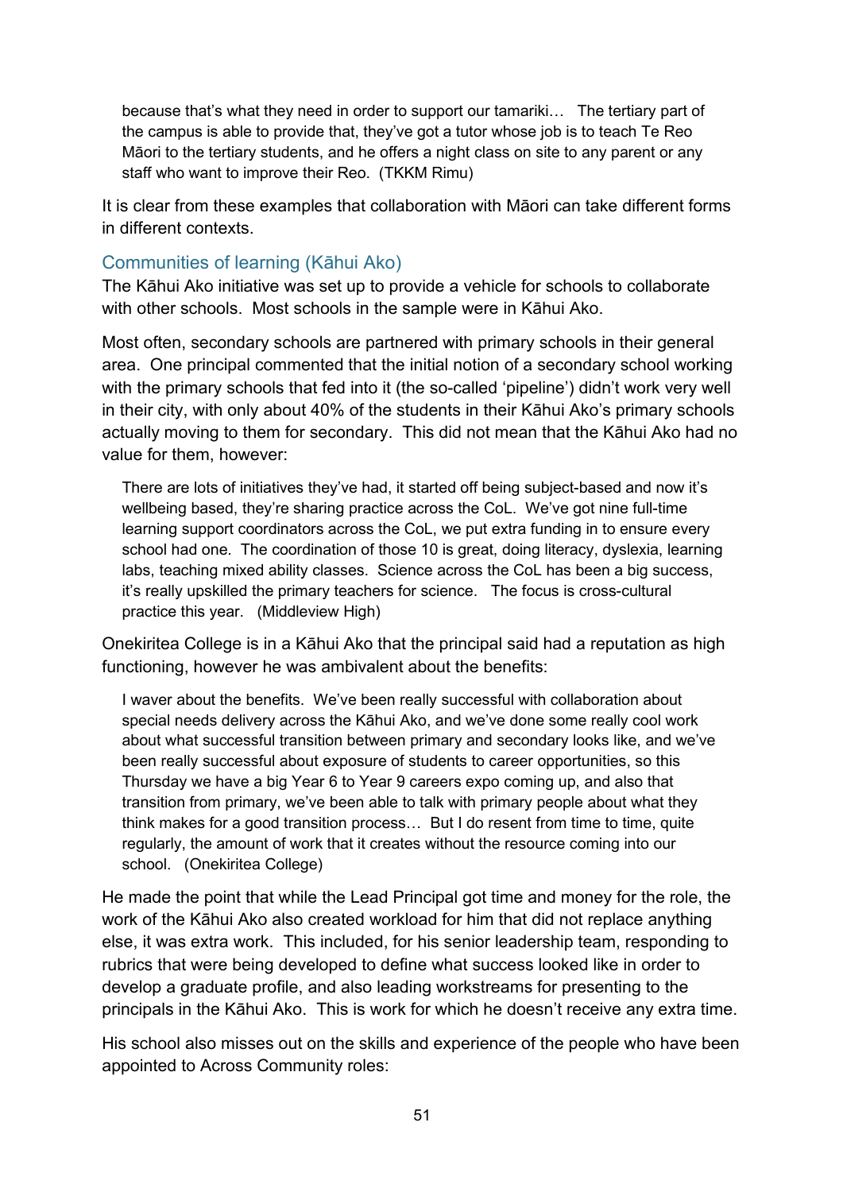> because that's what they need in order to support our tamariki… The tertiary part of the campus is able to provide that, they've got a tutor whose job is to teach Te Reo Māori to the tertiary students, and he offers a night class on site to any parent or any staff who want to improve their Reo. (TKKM Rimu)

It is clear from these examples that collaboration with Māori can take different forms in different contexts.

### Communities of learning (Kāhui Ako)

The Kāhui Ako initiative was set up to provide a vehicle for schools to collaborate with other schools. Most schools in the sample were in Kāhui Ako.

Most often, secondary schools are partnered with primary schools in their general area. One principal commented that the initial notion of a secondary school working with the primary schools that fed into it (the so-called 'pipeline') didn't work very well in their city, with only about 40% of the students in their Kāhui Ako's primary schools actually moving to them for secondary. This did not mean that the Kāhui Ako had no value for them, however:

> There are lots of initiatives they've had, it started off being subject-based and now it's wellbeing based, they're sharing practice across the CoL. We've got nine full-time learning support coordinators across the CoL, we put extra funding in to ensure every school had one. The coordination of those 10 is great, doing literacy, dyslexia, learning labs, teaching mixed ability classes. Science across the CoL has been a big success, it's really upskilled the primary teachers for science. The focus is cross-cultural practice this year. (Middleview High)

Onekiritea College is in a Kāhui Ako that the principal said had a reputation as high functioning, however he was ambivalent about the benefits:

> I waver about the benefits. We've been really successful with collaboration about special needs delivery across the Kāhui Ako, and we've done some really cool work about what successful transition between primary and secondary looks like, and we've been really successful about exposure of students to career opportunities, so this Thursday we have a big Year 6 to Year 9 careers expo coming up, and also that transition from primary, we've been able to talk with primary people about what they think makes for a good transition process… But I do resent from time to time, quite regularly, the amount of work that it creates without the resource coming into our school. (Onekiritea College)

He made the point that while the Lead Principal got time and money for the role, the work of the Kāhui Ako also created workload for him that did not replace anything else, it was extra work. This included, for his senior leadership team, responding to rubrics that were being developed to define what success looked like in order to develop a graduate profile, and also leading workstreams for presenting to the principals in the Kāhui Ako. This is work for which he doesn't receive any extra time.

His school also misses out on the skills and experience of the people who have been appointed to Across Community roles: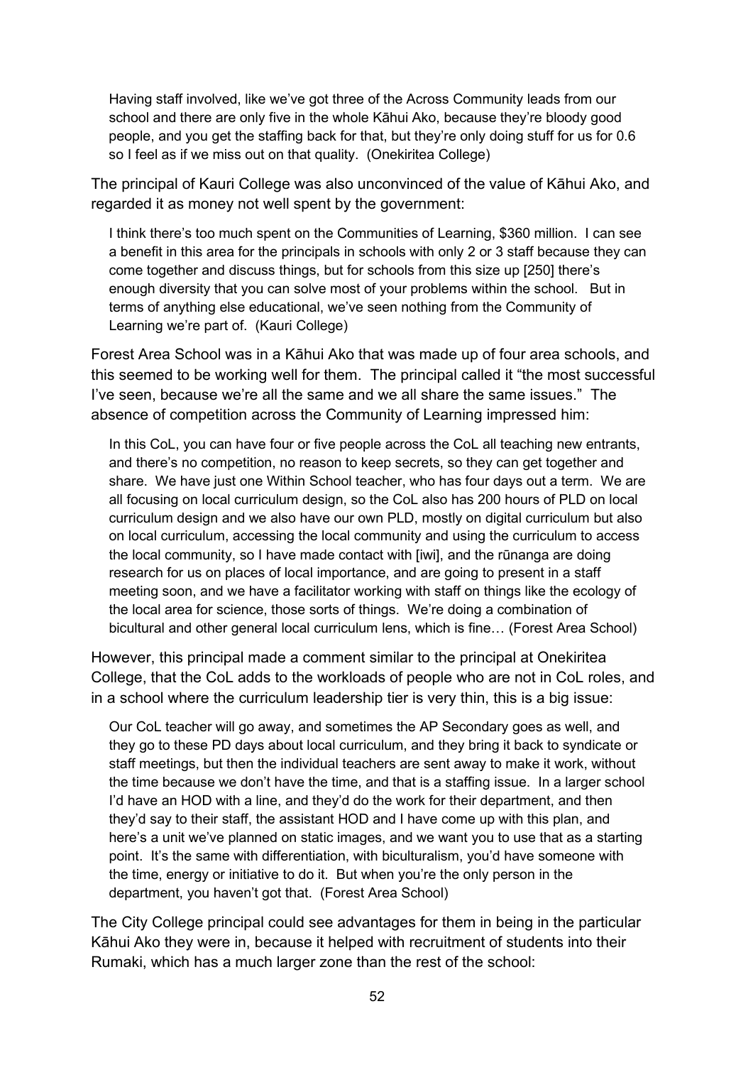> Having staff involved, like we've got three of the Across Community leads from our school and there are only five in the whole Kāhui Ako, because they're bloody good people, and you get the staffing back for that, but they're only doing stuff for us for 0.6 so I feel as if we miss out on that quality. (Onekiritea College)

The principal of Kauri College was also unconvinced of the value of Kāhui Ako, and regarded it as money not well spent by the government:

> I think there's too much spent on the Communities of Learning, $360 million. I can see a benefit in this area for the principals in schools with only 2 or 3 staff because they can come together and discuss things, but for schools from this size up [250] there's enough diversity that you can solve most of your problems within the school. But in terms of anything else educational, we've seen nothing from the Community of Learning we're part of. (Kauri College)

Forest Area School was in a Kāhui Ako that was made up of four area schools, and this seemed to be working well for them. The principal called it "the most successful I've seen, because we're all the same and we all share the same issues." The absence of competition across the Community of Learning impressed him:

> In this CoL, you can have four or five people across the CoL all teaching new entrants, and there's no competition, no reason to keep secrets, so they can get together and share. We have just one Within School teacher, who has four days out a term. We are all focusing on local curriculum design, so the CoL also has 200 hours of PLD on local curriculum design and we also have our own PLD, mostly on digital curriculum but also on local curriculum, accessing the local community and using the curriculum to access the local community, so I have made contact with [iwi], and the rūnanga are doing research for us on places of local importance, and are going to present in a staff meeting soon, and we have a facilitator working with staff on things like the ecology of the local area for science, those sorts of things. We're doing a combination of bicultural and other general local curriculum lens, which is fine… (Forest Area School)

However, this principal made a comment similar to the principal at Onekiritea College, that the CoL adds to the workloads of people who are not in CoL roles, and in a school where the curriculum leadership tier is very thin, this is a big issue:

> Our CoL teacher will go away, and sometimes the AP Secondary goes as well, and they go to these PD days about local curriculum, and they bring it back to syndicate or staff meetings, but then the individual teachers are sent away to make it work, without the time because we don't have the time, and that is a staffing issue. In a larger school I'd have an HOD with a line, and they'd do the work for their department, and then they'd say to their staff, the assistant HOD and I have come up with this plan, and here's a unit we've planned on static images, and we want you to use that as a starting point. It's the same with differentiation, with biculturalism, you'd have someone with the time, energy or initiative to do it. But when you're the only person in the department, you haven't got that. (Forest Area School)

The City College principal could see advantages for them in being in the particular Kāhui Ako they were in, because it helped with recruitment of students into their Rumaki, which has a much larger zone than the rest of the school: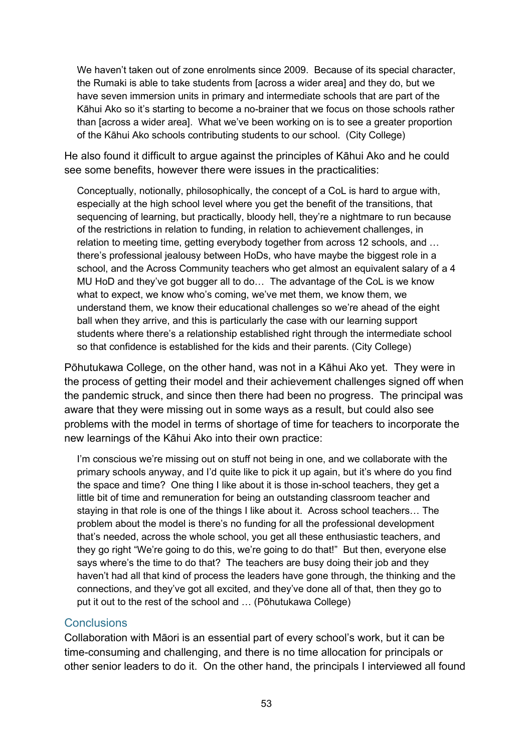> We haven't taken out of zone enrolments since 2009. Because of its special character, the Rumaki is able to take students from [across a wider area] and they do, but we have seven immersion units in primary and intermediate schools that are part of the Kāhui Ako so it's starting to become a no-brainer that we focus on those schools rather than [across a wider area]. What we've been working on is to see a greater proportion of the Kāhui Ako schools contributing students to our school. (City College)

He also found it difficult to argue against the principles of Kāhui Ako and he could see some benefits, however there were issues in the practicalities:

> Conceptually, notionally, philosophically, the concept of a CoL is hard to argue with, especially at the high school level where you get the benefit of the transitions, that sequencing of learning, but practically, bloody hell, they're a nightmare to run because of the restrictions in relation to funding, in relation to achievement challenges, in relation to meeting time, getting everybody together from across 12 schools, and … there's professional jealousy between HoDs, who have maybe the biggest role in a school, and the Across Community teachers who get almost an equivalent salary of a 4 MU HoD and they've got bugger all to do… The advantage of the CoL is we know what to expect, we know who's coming, we've met them, we know them, we understand them, we know their educational challenges so we're ahead of the eight ball when they arrive, and this is particularly the case with our learning support students where there's a relationship established right through the intermediate school so that confidence is established for the kids and their parents. (City College)

Pōhutukawa College, on the other hand, was not in a Kāhui Ako yet. They were in the process of getting their model and their achievement challenges signed off when the pandemic struck, and since then there had been no progress. The principal was aware that they were missing out in some ways as a result, but could also see problems with the model in terms of shortage of time for teachers to incorporate the new learnings of the Kāhui Ako into their own practice:

> I'm conscious we're missing out on stuff not being in one, and we collaborate with the primary schools anyway, and I'd quite like to pick it up again, but it's where do you find the space and time? One thing I like about it is those in-school teachers, they get a little bit of time and remuneration for being an outstanding classroom teacher and staying in that role is one of the things I like about it. Across school teachers… The problem about the model is there's no funding for all the professional development that's needed, across the whole school, you get all these enthusiastic teachers, and they go right "We're going to do this, we're going to do that!" But then, everyone else says where's the time to do that? The teachers are busy doing their job and they haven't had all that kind of process the leaders have gone through, the thinking and the connections, and they've got all excited, and they've done all of that, then they go to put it out to the rest of the school and … (Pōhutukawa College)

## Conclusions

Collaboration with Māori is an essential part of every school's work, but it can be time-consuming and challenging, and there is no time allocation for principals or other senior leaders to do it. On the other hand, the principals I interviewed all found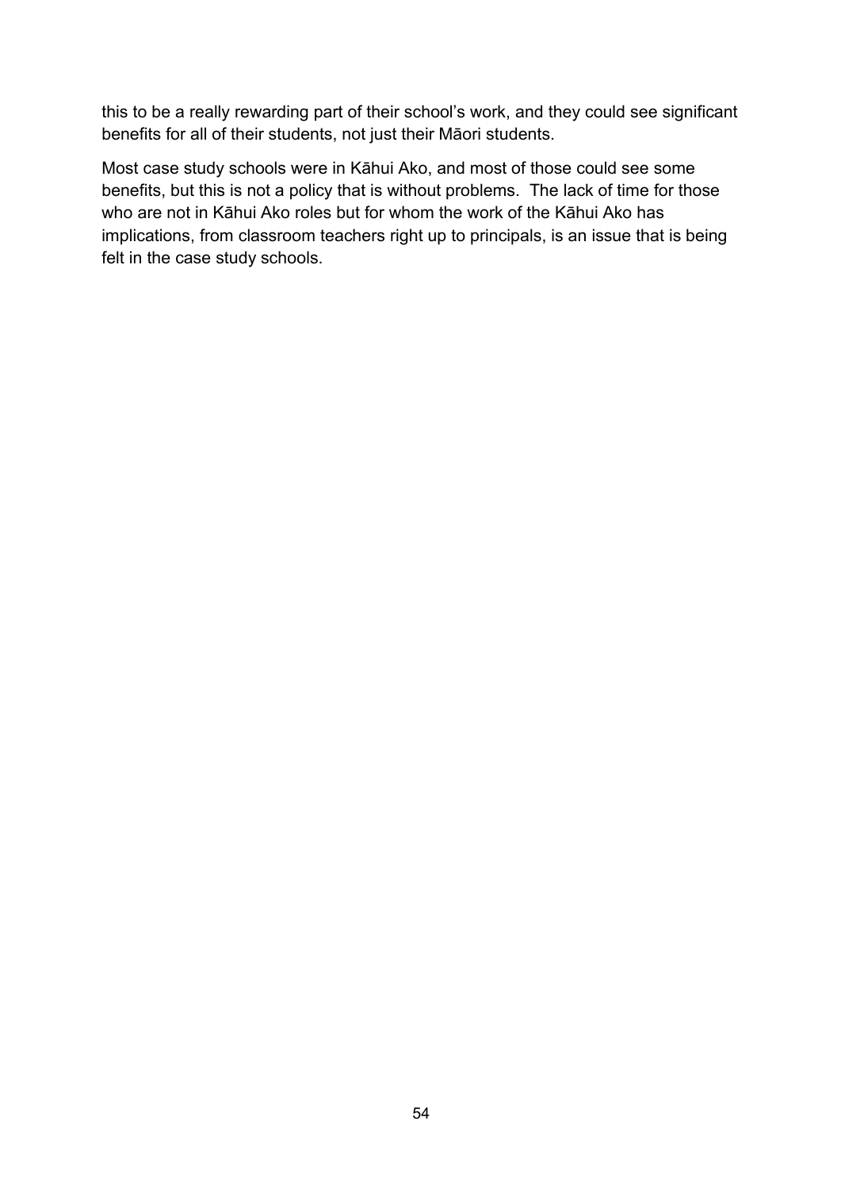this to be a really rewarding part of their school's work, and they could see significant benefits for all of their students, not just their Māori students.

Most case study schools were in Kāhui Ako, and most of those could see some benefits, but this is not a policy that is without problems. The lack of time for those who are not in Kāhui Ako roles but for whom the work of the Kāhui Ako has implications, from classroom teachers right up to principals, is an issue that is being felt in the case study schools.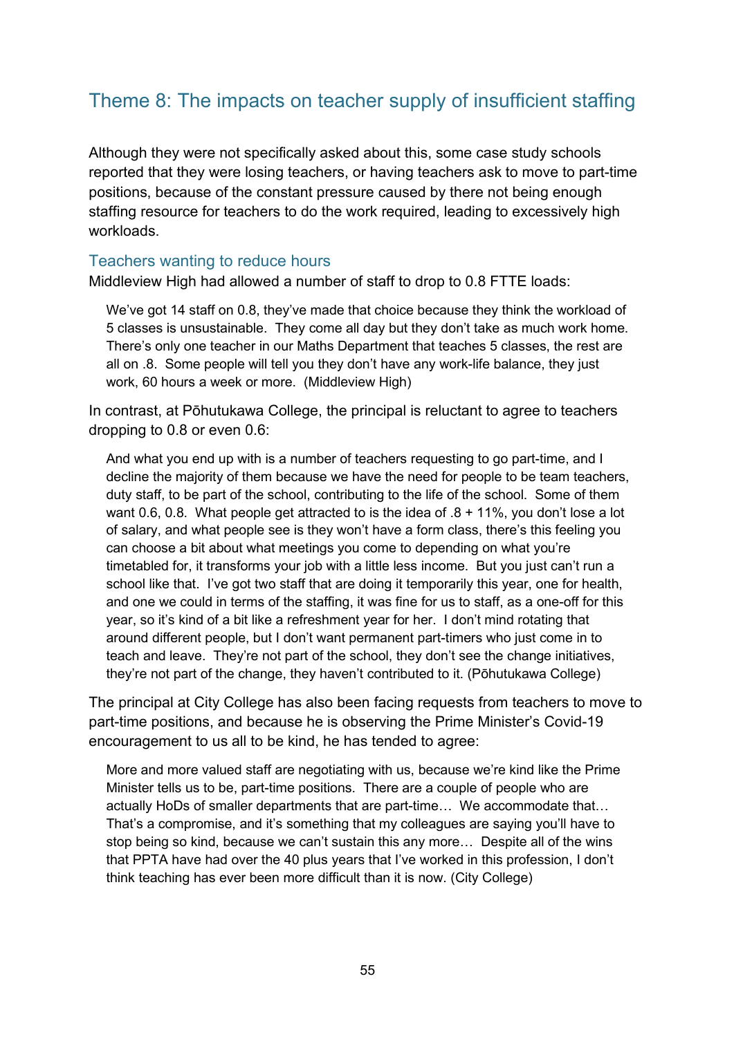## Theme 8: The impacts on teacher supply of insufficient staffing

Although they were not specifically asked about this, some case study schools reported that they were losing teachers, or having teachers ask to move to part-time positions, because of the constant pressure caused by there not being enough staffing resource for teachers to do the work required, leading to excessively high workloads.

### Teachers wanting to reduce hours

Middleview High had allowed a number of staff to drop to 0.8 FTTE loads:

> We've got 14 staff on 0.8, they've made that choice because they think the workload of 5 classes is unsustainable. They come all day but they don't take as much work home. There's only one teacher in our Maths Department that teaches 5 classes, the rest are all on .8. Some people will tell you they don't have any work-life balance, they just work, 60 hours a week or more. (Middleview High)

In contrast, at Pōhutukawa College, the principal is reluctant to agree to teachers dropping to 0.8 or even 0.6:

> And what you end up with is a number of teachers requesting to go part-time, and I decline the majority of them because we have the need for people to be team teachers, duty staff, to be part of the school, contributing to the life of the school. Some of them want 0.6, 0.8. What people get attracted to is the idea of .8 + 11%, you don't lose a lot of salary, and what people see is they won't have a form class, there's this feeling you can choose a bit about what meetings you come to depending on what you're timetabled for, it transforms your job with a little less income. But you just can't run a school like that. I've got two staff that are doing it temporarily this year, one for health, and one we could in terms of the staffing, it was fine for us to staff, as a one-off for this year, so it's kind of a bit like a refreshment year for her. I don't mind rotating that around different people, but I don't want permanent part-timers who just come in to teach and leave. They're not part of the school, they don't see the change initiatives, they're not part of the change, they haven't contributed to it. (Pōhutukawa College)

The principal at City College has also been facing requests from teachers to move to part-time positions, and because he is observing the Prime Minister's Covid-19 encouragement to us all to be kind, he has tended to agree:

> More and more valued staff are negotiating with us, because we're kind like the Prime Minister tells us to be, part-time positions. There are a couple of people who are actually HoDs of smaller departments that are part-time… We accommodate that… That's a compromise, and it's something that my colleagues are saying you'll have to stop being so kind, because we can't sustain this any more… Despite all of the wins that PPTA have had over the 40 plus years that I've worked in this profession, I don't think teaching has ever been more difficult than it is now. (City College)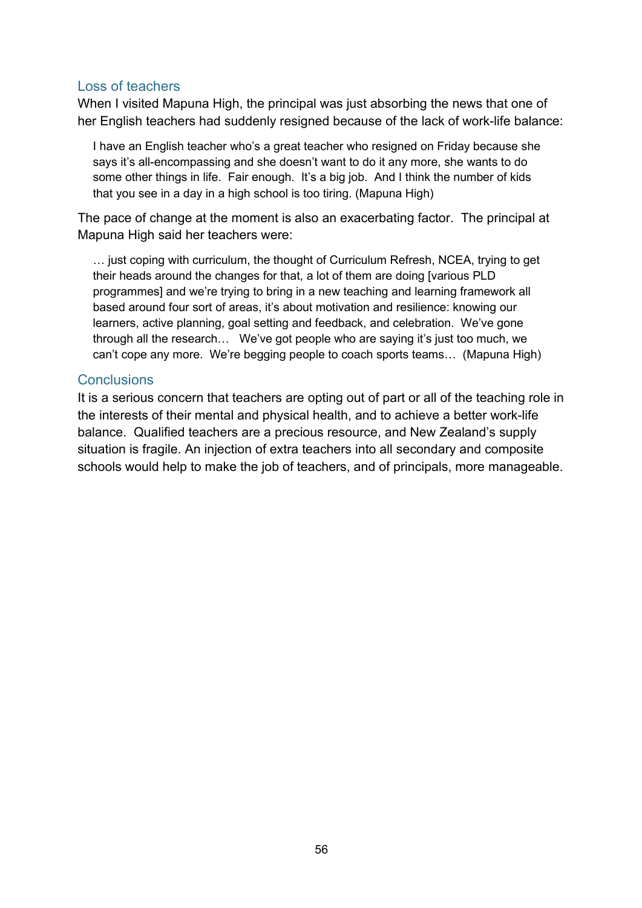### Loss of teachers

When I visited Mapuna High, the principal was just absorbing the news that one of her English teachers had suddenly resigned because of the lack of work-life balance:

> I have an English teacher who's a great teacher who resigned on Friday because she says it's all-encompassing and she doesn't want to do it any more, she wants to do some other things in life. Fair enough. It's a big job. And I think the number of kids that you see in a day in a high school is too tiring. (Mapuna High)

The pace of change at the moment is also an exacerbating factor. The principal at Mapuna High said her teachers were:

> … just coping with curriculum, the thought of Curriculum Refresh, NCEA, trying to get their heads around the changes for that, a lot of them are doing [various PLD programmes] and we're trying to bring in a new teaching and learning framework all based around four sort of areas, it's about motivation and resilience: knowing our learners, active planning, goal setting and feedback, and celebration. We've gone through all the research… We've got people who are saying it's just too much, we can't cope any more. We're begging people to coach sports teams… (Mapuna High)

### Conclusions

It is a serious concern that teachers are opting out of part or all of the teaching role in the interests of their mental and physical health, and to achieve a better work-life balance. Qualified teachers are a precious resource, and New Zealand's supply situation is fragile. An injection of extra teachers into all secondary and composite schools would help to make the job of teachers, and of principals, more manageable.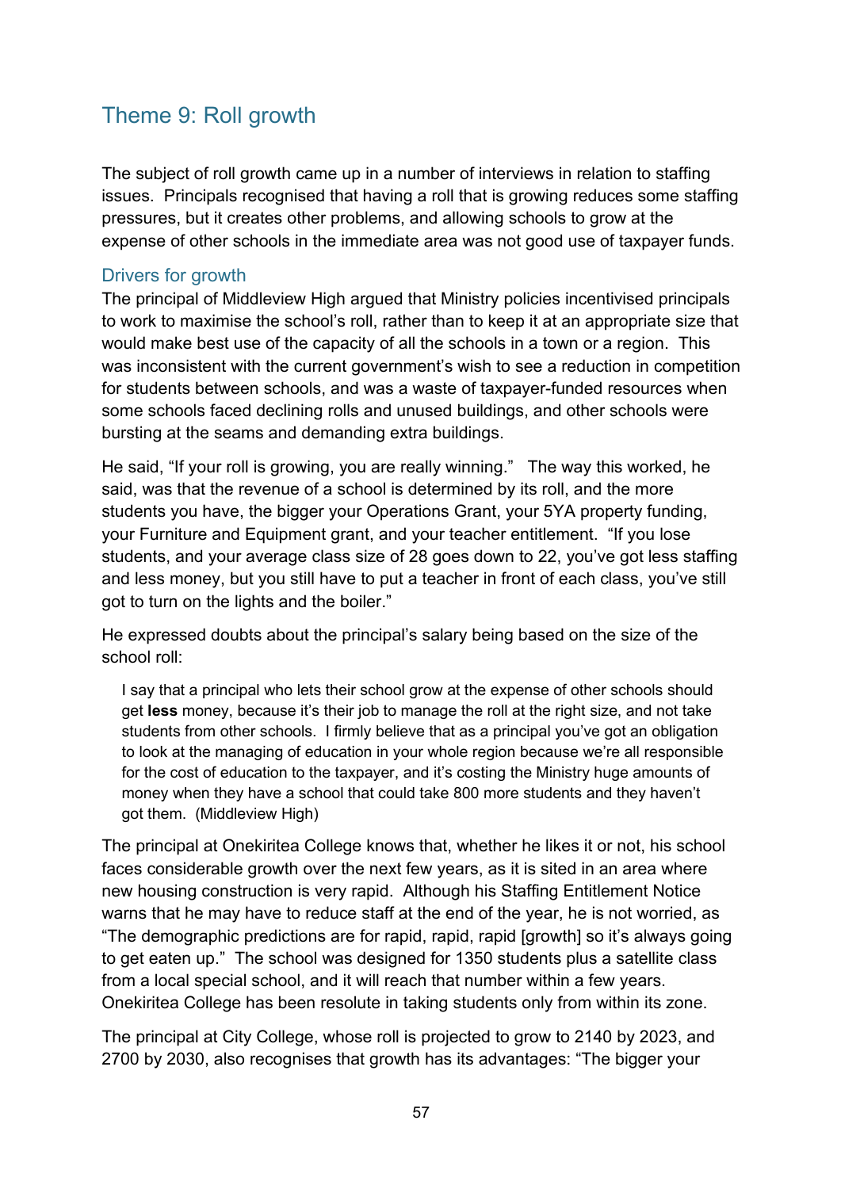## Theme 9: Roll growth

The subject of roll growth came up in a number of interviews in relation to staffing issues. Principals recognised that having a roll that is growing reduces some staffing pressures, but it creates other problems, and allowing schools to grow at the expense of other schools in the immediate area was not good use of taxpayer funds.

### Drivers for growth

The principal of Middleview High argued that Ministry policies incentivised principals to work to maximise the school's roll, rather than to keep it at an appropriate size that would make best use of the capacity of all the schools in a town or a region. This was inconsistent with the current government's wish to see a reduction in competition for students between schools, and was a waste of taxpayer-funded resources when some schools faced declining rolls and unused buildings, and other schools were bursting at the seams and demanding extra buildings.

He said, "If your roll is growing, you are really winning." The way this worked, he said, was that the revenue of a school is determined by its roll, and the more students you have, the bigger your Operations Grant, your 5YA property funding, your Furniture and Equipment grant, and your teacher entitlement. "If you lose students, and your average class size of 28 goes down to 22, you've got less staffing and less money, but you still have to put a teacher in front of each class, you've still got to turn on the lights and the boiler."

He expressed doubts about the principal's salary being based on the size of the school roll:

> I say that a principal who lets their school grow at the expense of other schools should get **less** money, because it's their job to manage the roll at the right size, and not take students from other schools. I firmly believe that as a principal you've got an obligation to look at the managing of education in your whole region because we're all responsible for the cost of education to the taxpayer, and it's costing the Ministry huge amounts of money when they have a school that could take 800 more students and they haven't got them. (Middleview High)

The principal at Onekiritea College knows that, whether he likes it or not, his school faces considerable growth over the next few years, as it is sited in an area where new housing construction is very rapid. Although his Staffing Entitlement Notice warns that he may have to reduce staff at the end of the year, he is not worried, as "The demographic predictions are for rapid, rapid, rapid [growth] so it's always going to get eaten up." The school was designed for 1350 students plus a satellite class from a local special school, and it will reach that number within a few years. Onekiritea College has been resolute in taking students only from within its zone.

The principal at City College, whose roll is projected to grow to 2140 by 2023, and 2700 by 2030, also recognises that growth has its advantages: "The bigger your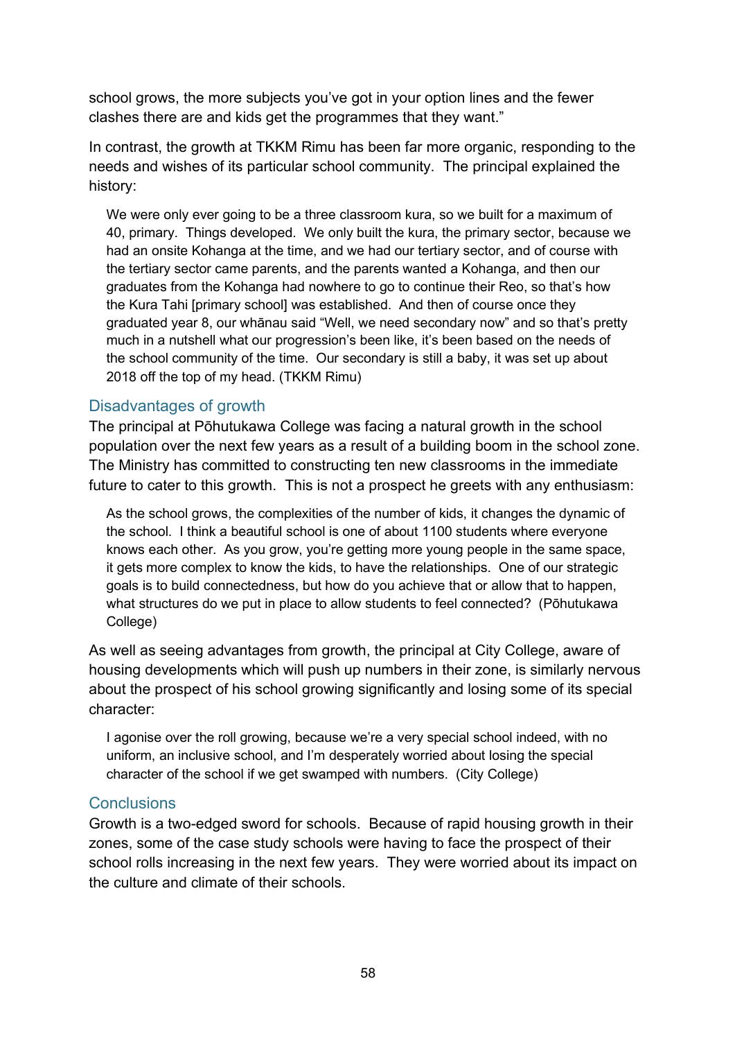school grows, the more subjects you've got in your option lines and the fewer clashes there are and kids get the programmes that they want."

In contrast, the growth at TKKM Rimu has been far more organic, responding to the needs and wishes of its particular school community. The principal explained the history:

> We were only ever going to be a three classroom kura, so we built for a maximum of 40, primary. Things developed. We only built the kura, the primary sector, because we had an onsite Kohanga at the time, and we had our tertiary sector, and of course with the tertiary sector came parents, and the parents wanted a Kohanga, and then our graduates from the Kohanga had nowhere to go to continue their Reo, so that's how the Kura Tahi [primary school] was established. And then of course once they graduated year 8, our whānau said "Well, we need secondary now" and so that's pretty much in a nutshell what our progression's been like, it's been based on the needs of the school community of the time. Our secondary is still a baby, it was set up about 2018 off the top of my head. (TKKM Rimu)

### Disadvantages of growth

The principal at Pōhutukawa College was facing a natural growth in the school population over the next few years as a result of a building boom in the school zone. The Ministry has committed to constructing ten new classrooms in the immediate future to cater to this growth. This is not a prospect he greets with any enthusiasm:

> As the school grows, the complexities of the number of kids, it changes the dynamic of the school. I think a beautiful school is one of about 1100 students where everyone knows each other. As you grow, you're getting more young people in the same space, it gets more complex to know the kids, to have the relationships. One of our strategic goals is to build connectedness, but how do you achieve that or allow that to happen, what structures do we put in place to allow students to feel connected? (Pōhutukawa College)

As well as seeing advantages from growth, the principal at City College, aware of housing developments which will push up numbers in their zone, is similarly nervous about the prospect of his school growing significantly and losing some of its special character:

> I agonise over the roll growing, because we're a very special school indeed, with no uniform, an inclusive school, and I'm desperately worried about losing the special character of the school if we get swamped with numbers. (City College)

### Conclusions

Growth is a two-edged sword for schools. Because of rapid housing growth in their zones, some of the case study schools were having to face the prospect of their school rolls increasing in the next few years. They were worried about its impact on the culture and climate of their schools.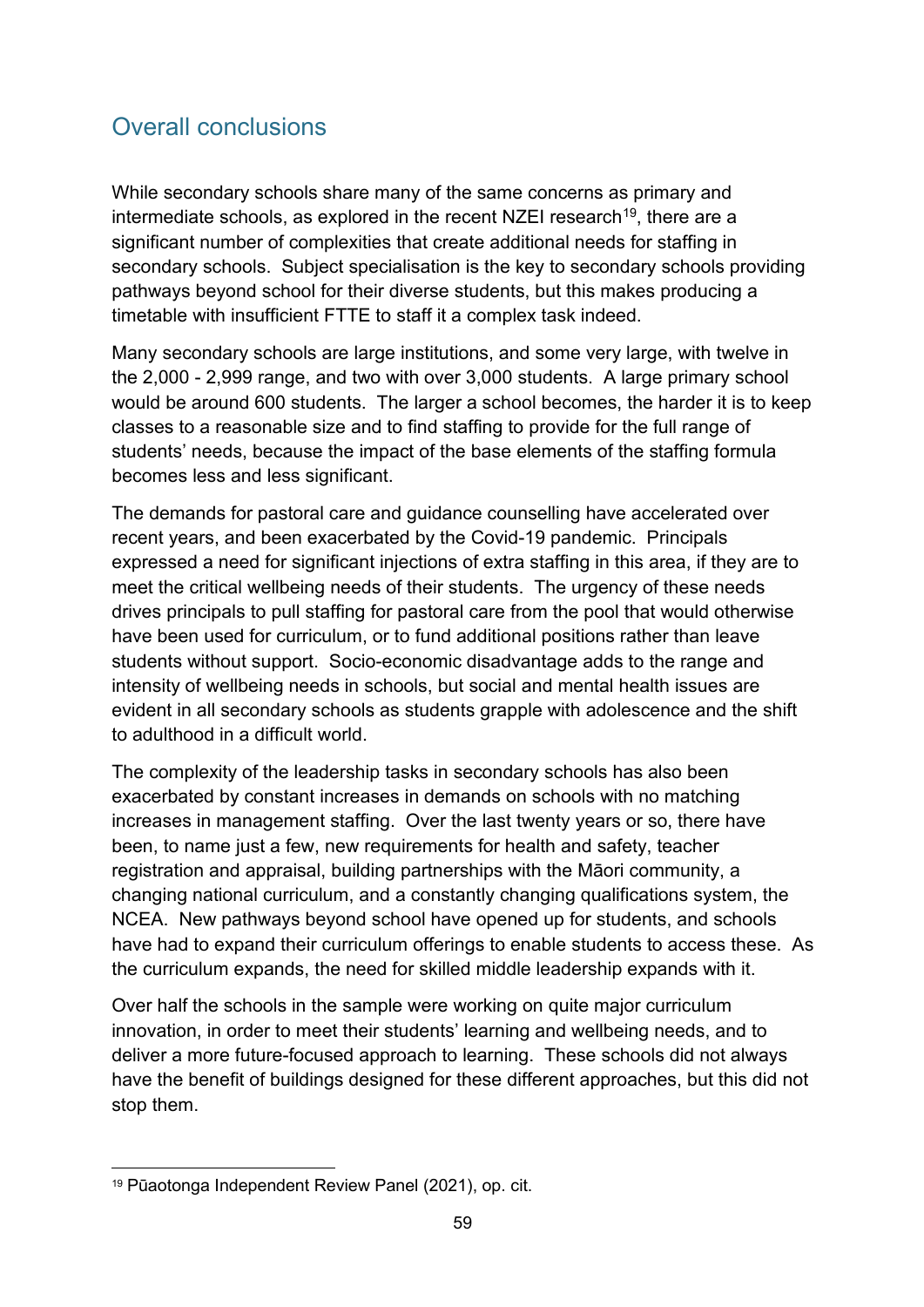## Overall conclusions

While secondary schools share many of the same concerns as primary and intermediate schools, as explored in the recent NZEI research[19], there are a significant number of complexities that create additional needs for staffing in secondary schools. Subject specialisation is the key to secondary schools providing pathways beyond school for their diverse students, but this makes producing a timetable with insufficient FTTE to staff it a complex task indeed.

Many secondary schools are large institutions, and some very large, with twelve in the 2,000 - 2,999 range, and two with over 3,000 students. A large primary school would be around 600 students. The larger a school becomes, the harder it is to keep classes to a reasonable size and to find staffing to provide for the full range of students' needs, because the impact of the base elements of the staffing formula becomes less and less significant.

The demands for pastoral care and guidance counselling have accelerated over recent years, and been exacerbated by the Covid-19 pandemic. Principals expressed a need for significant injections of extra staffing in this area, if they are to meet the critical wellbeing needs of their students. The urgency of these needs drives principals to pull staffing for pastoral care from the pool that would otherwise have been used for curriculum, or to fund additional positions rather than leave students without support. Socio-economic disadvantage adds to the range and intensity of wellbeing needs in schools, but social and mental health issues are evident in all secondary schools as students grapple with adolescence and the shift to adulthood in a difficult world.

The complexity of the leadership tasks in secondary schools has also been exacerbated by constant increases in demands on schools with no matching increases in management staffing. Over the last twenty years or so, there have been, to name just a few, new requirements for health and safety, teacher registration and appraisal, building partnerships with the Māori community, a changing national curriculum, and a constantly changing qualifications system, the NCEA. New pathways beyond school have opened up for students, and schools have had to expand their curriculum offerings to enable students to access these. As the curriculum expands, the need for skilled middle leadership expands with it.

Over half the schools in the sample were working on quite major curriculum innovation, in order to meet their students' learning and wellbeing needs, and to deliver a more future-focused approach to learning. These schools did not always have the benefit of buildings designed for these different approaches, but this did not stop them.

[19] Pūaotonga Independent Review Panel (2021), op. cit.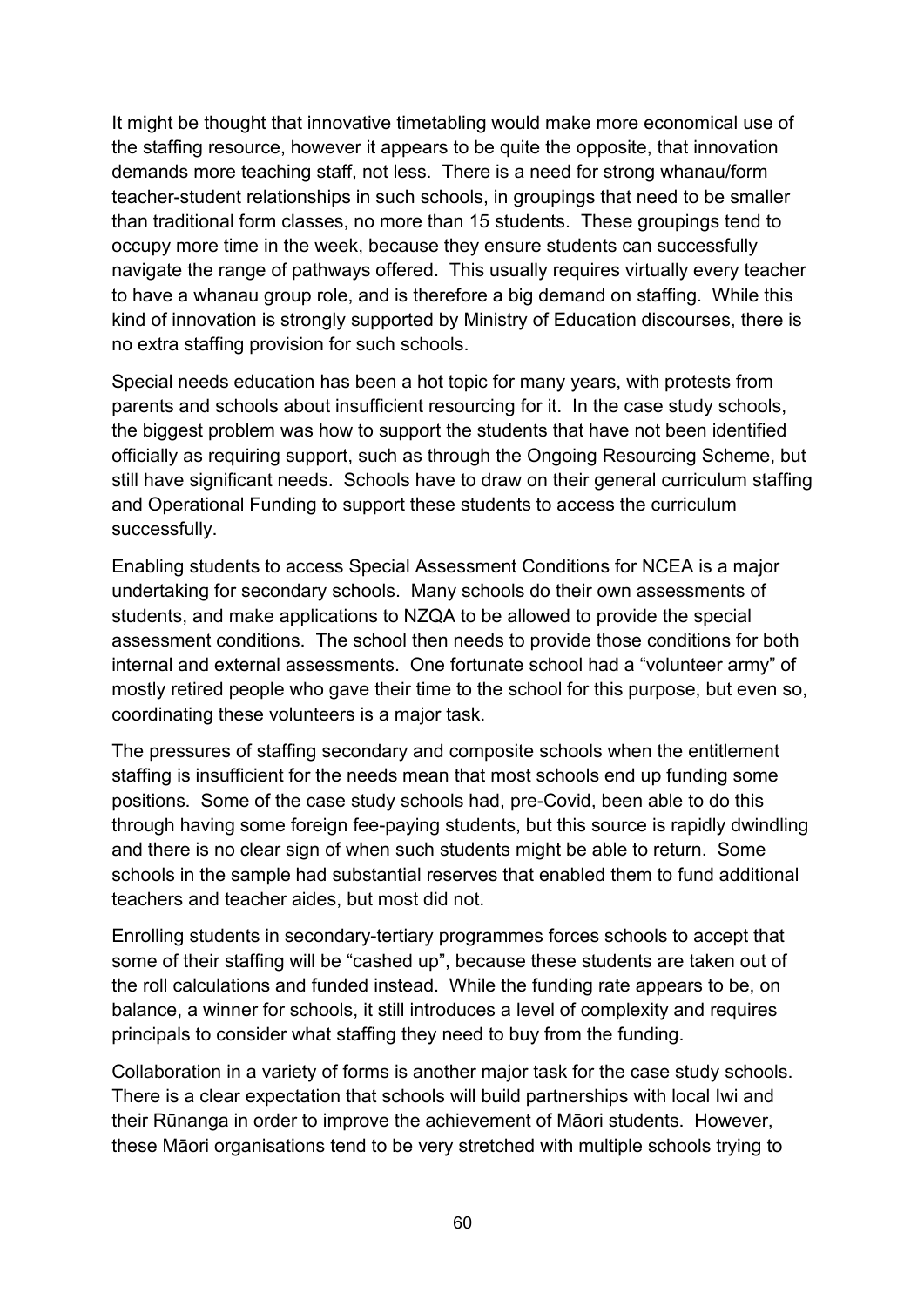It might be thought that innovative timetabling would make more economical use of the staffing resource, however it appears to be quite the opposite, that innovation demands more teaching staff, not less. There is a need for strong whanau/form teacher-student relationships in such schools, in groupings that need to be smaller than traditional form classes, no more than 15 students. These groupings tend to occupy more time in the week, because they ensure students can successfully navigate the range of pathways offered. This usually requires virtually every teacher to have a whanau group role, and is therefore a big demand on staffing. While this kind of innovation is strongly supported by Ministry of Education discourses, there is no extra staffing provision for such schools.

Special needs education has been a hot topic for many years, with protests from parents and schools about insufficient resourcing for it. In the case study schools, the biggest problem was how to support the students that have not been identified officially as requiring support, such as through the Ongoing Resourcing Scheme, but still have significant needs. Schools have to draw on their general curriculum staffing and Operational Funding to support these students to access the curriculum successfully.

Enabling students to access Special Assessment Conditions for NCEA is a major undertaking for secondary schools. Many schools do their own assessments of students, and make applications to NZQA to be allowed to provide the special assessment conditions. The school then needs to provide those conditions for both internal and external assessments. One fortunate school had a "volunteer army" of mostly retired people who gave their time to the school for this purpose, but even so, coordinating these volunteers is a major task.

The pressures of staffing secondary and composite schools when the entitlement staffing is insufficient for the needs mean that most schools end up funding some positions. Some of the case study schools had, pre-Covid, been able to do this through having some foreign fee-paying students, but this source is rapidly dwindling and there is no clear sign of when such students might be able to return. Some schools in the sample had substantial reserves that enabled them to fund additional teachers and teacher aides, but most did not.

Enrolling students in secondary-tertiary programmes forces schools to accept that some of their staffing will be "cashed up", because these students are taken out of the roll calculations and funded instead. While the funding rate appears to be, on balance, a winner for schools, it still introduces a level of complexity and requires principals to consider what staffing they need to buy from the funding.

Collaboration in a variety of forms is another major task for the case study schools. There is a clear expectation that schools will build partnerships with local Iwi and their Rūnanga in order to improve the achievement of Māori students. However, these Māori organisations tend to be very stretched with multiple schools trying to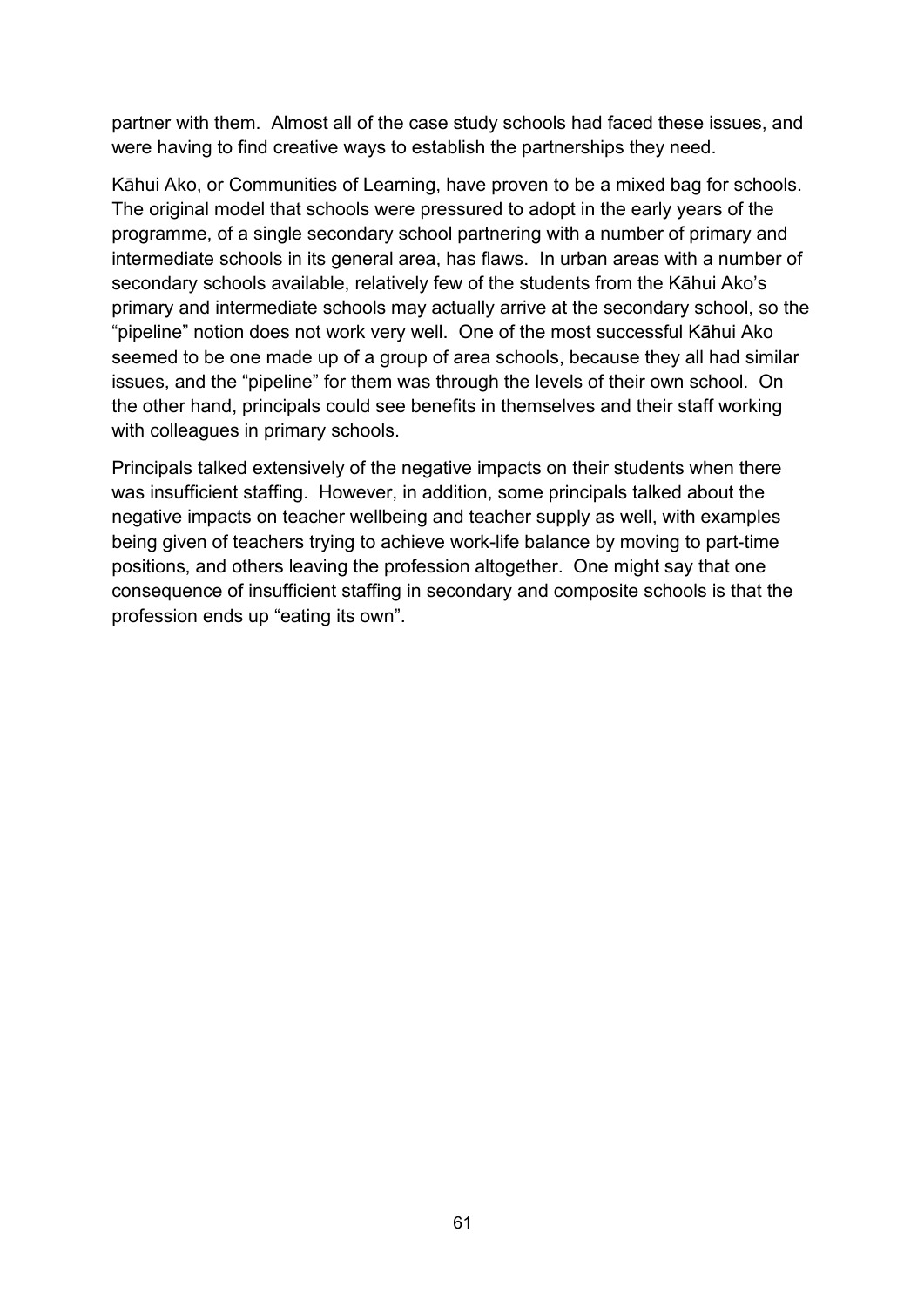partner with them. Almost all of the case study schools had faced these issues, and were having to find creative ways to establish the partnerships they need.

Kāhui Ako, or Communities of Learning, have proven to be a mixed bag for schools. The original model that schools were pressured to adopt in the early years of the programme, of a single secondary school partnering with a number of primary and intermediate schools in its general area, has flaws. In urban areas with a number of secondary schools available, relatively few of the students from the Kāhui Ako's primary and intermediate schools may actually arrive at the secondary school, so the "pipeline" notion does not work very well. One of the most successful Kāhui Ako seemed to be one made up of a group of area schools, because they all had similar issues, and the "pipeline" for them was through the levels of their own school. On the other hand, principals could see benefits in themselves and their staff working with colleagues in primary schools.

Principals talked extensively of the negative impacts on their students when there was insufficient staffing. However, in addition, some principals talked about the negative impacts on teacher wellbeing and teacher supply as well, with examples being given of teachers trying to achieve work-life balance by moving to part-time positions, and others leaving the profession altogether. One might say that one consequence of insufficient staffing in secondary and composite schools is that the profession ends up "eating its own".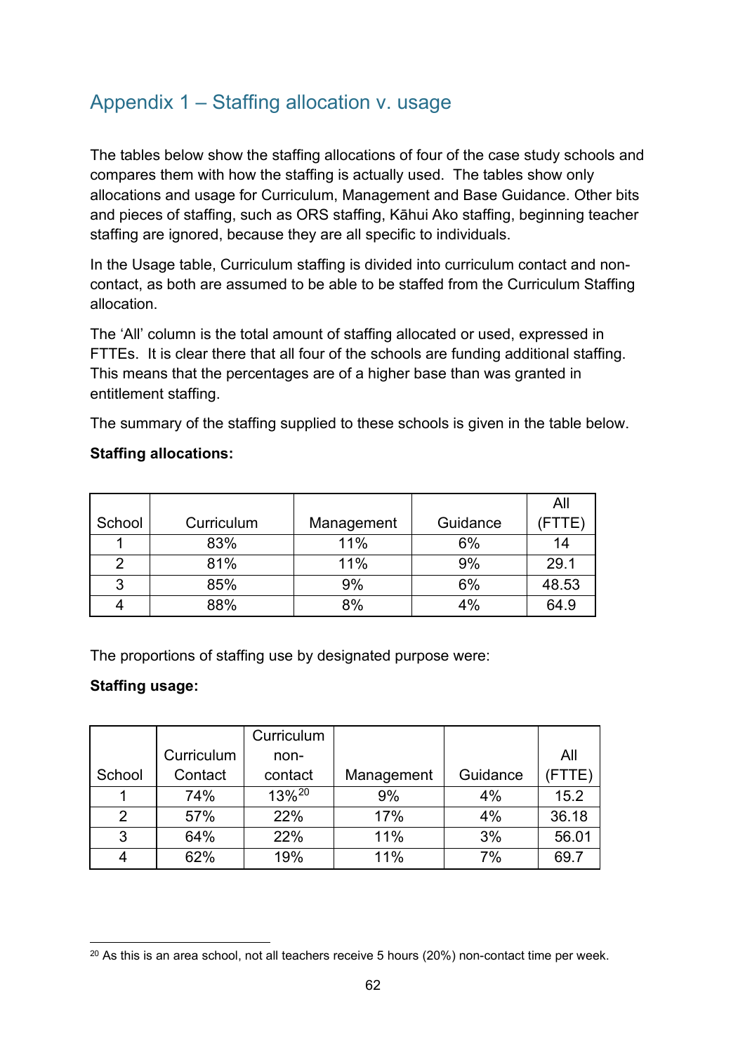## Appendix 1 – Staffing allocation v. usage

The tables below show the staffing allocations of four of the case study schools and compares them with how the staffing is actually used. The tables show only allocations and usage for Curriculum, Management and Base Guidance. Other bits and pieces of staffing, such as ORS staffing, Kāhui Ako staffing, beginning teacher staffing are ignored, because they are all specific to individuals.

In the Usage table, Curriculum staffing is divided into curriculum contact and non-contact, as both are assumed to be able to be staffed from the Curriculum Staffing allocation.

The 'All' column is the total amount of staffing allocated or used, expressed in FTTEs. It is clear there that all four of the schools are funding additional staffing. This means that the percentages are of a higher base than was granted in entitlement staffing.

The summary of the staffing supplied to these schools is given in the table below.

**Staffing allocations:**

| School | Curriculum | Management | Guidance | All (FTTE) |
|---|---|---|---|---|
| 1 | 83% | 11% | 6% | 14 |
| 2 | 81% | 11% | 9% | 29.1 |
| 3 | 85% | 9% | 6% | 48.53 |
| 4 | 88% | 8% | 4% | 64.9 |

The proportions of staffing use by designated purpose were:

**Staffing usage:**

| School | Curriculum Contact | Curriculum non-contact | Management | Guidance | All (FTTE) |
|---|---|---|---|---|---|
| 1 | 74% | 13%[20] | 9% | 4% | 15.2 |
| 2 | 57% | 22% | 17% | 4% | 36.18 |
| 3 | 64% | 22% | 11% | 3% | 56.01 |
| 4 | 62% | 19% | 11% | 7% | 69.7 |

[20] As this is an area school, not all teachers receive 5 hours (20%) non-contact time per week.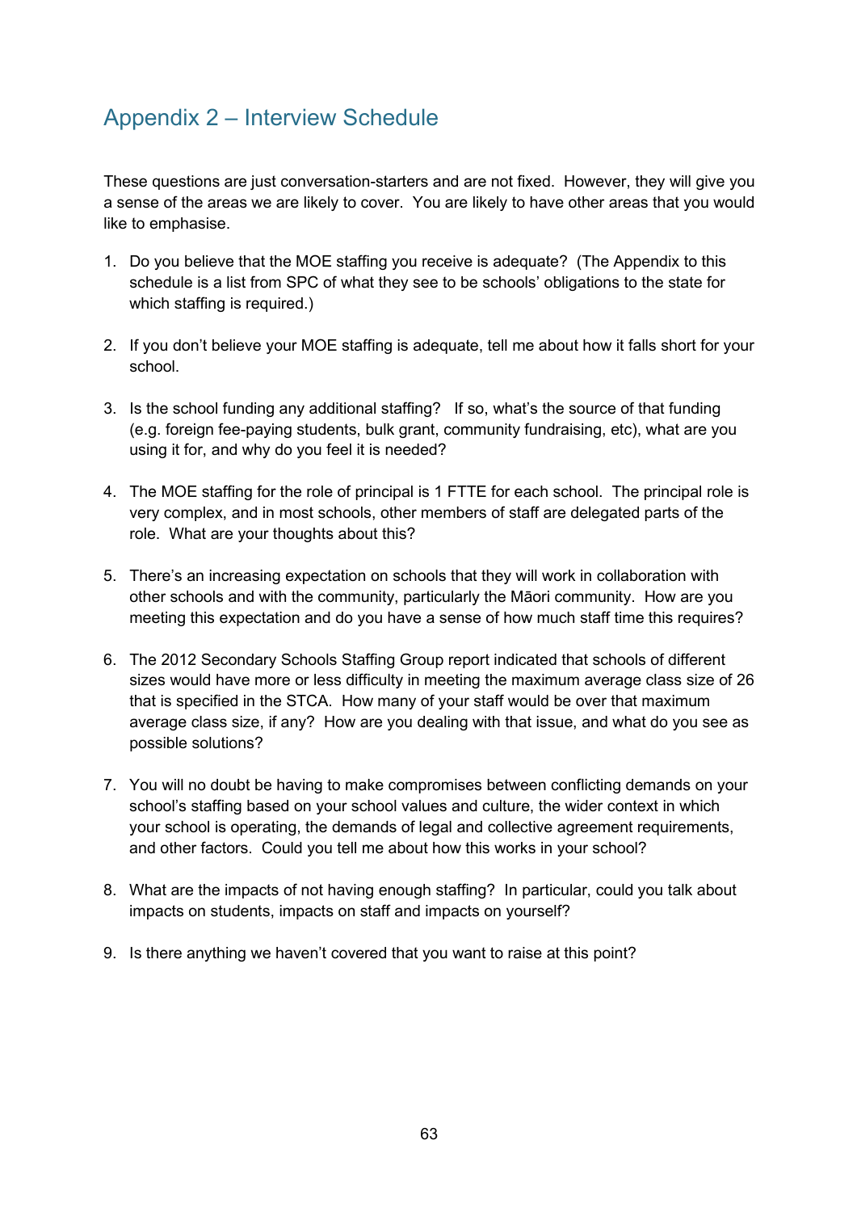## Appendix 2 – Interview Schedule

These questions are just conversation-starters and are not fixed. However, they will give you a sense of the areas we are likely to cover. You are likely to have other areas that you would like to emphasise.

1. Do you believe that the MOE staffing you receive is adequate? (The Appendix to this schedule is a list from SPC of what they see to be schools' obligations to the state for which staffing is required.)

2. If you don't believe your MOE staffing is adequate, tell me about how it falls short for your school.

3. Is the school funding any additional staffing? If so, what's the source of that funding (e.g. foreign fee-paying students, bulk grant, community fundraising, etc), what are you using it for, and why do you feel it is needed?

4. The MOE staffing for the role of principal is 1 FTTE for each school. The principal role is very complex, and in most schools, other members of staff are delegated parts of the role. What are your thoughts about this?

5. There's an increasing expectation on schools that they will work in collaboration with other schools and with the community, particularly the Māori community. How are you meeting this expectation and do you have a sense of how much staff time this requires?

6. The 2012 Secondary Schools Staffing Group report indicated that schools of different sizes would have more or less difficulty in meeting the maximum average class size of 26 that is specified in the STCA. How many of your staff would be over that maximum average class size, if any? How are you dealing with that issue, and what do you see as possible solutions?

7. You will no doubt be having to make compromises between conflicting demands on your school's staffing based on your school values and culture, the wider context in which your school is operating, the demands of legal and collective agreement requirements, and other factors. Could you tell me about how this works in your school?

8. What are the impacts of not having enough staffing? In particular, could you talk about impacts on students, impacts on staff and impacts on yourself?

9. Is there anything we haven't covered that you want to raise at this point?